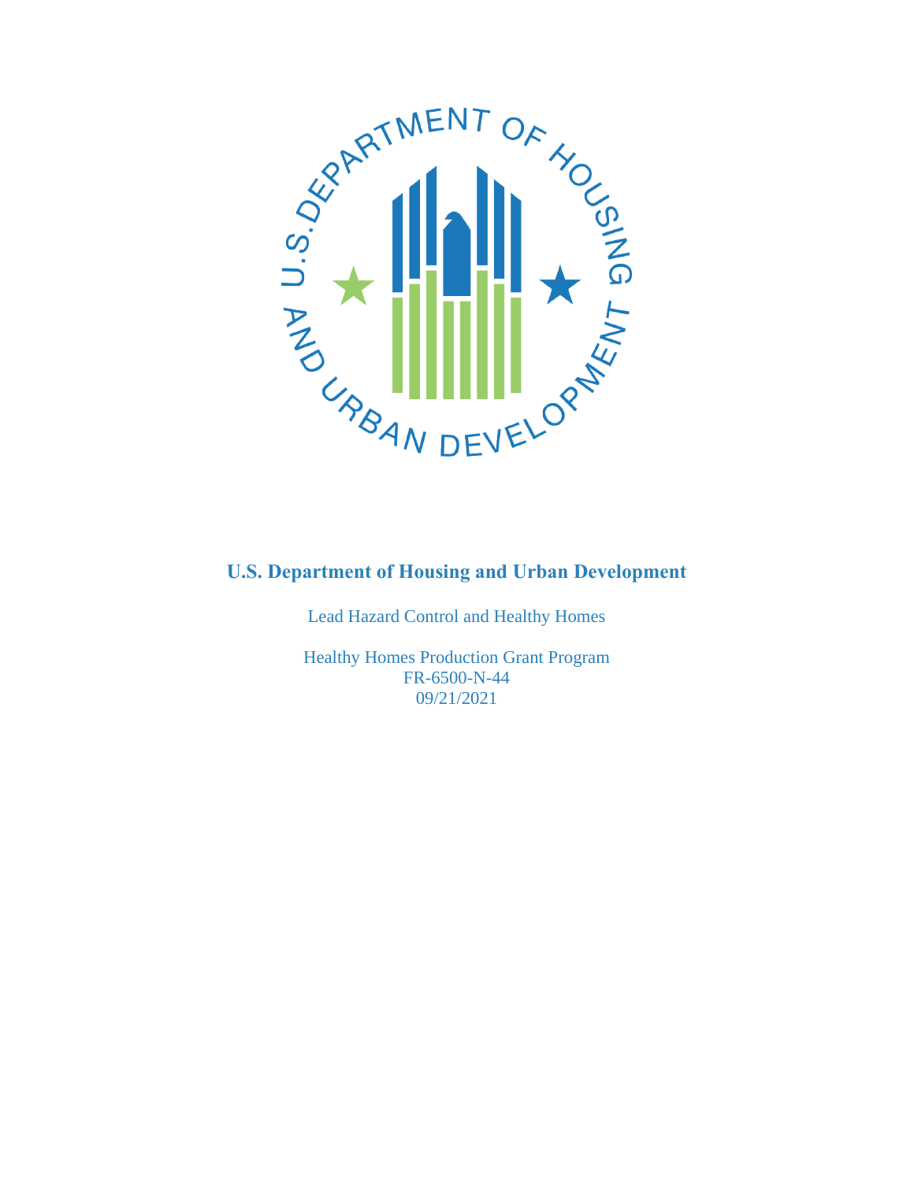# U.S. Department of Housing and Urban Development

Lead Hazard Control and Healthy Homes

Healthy Homes Production Grant Program
FR-6500-N-44
09/21/2021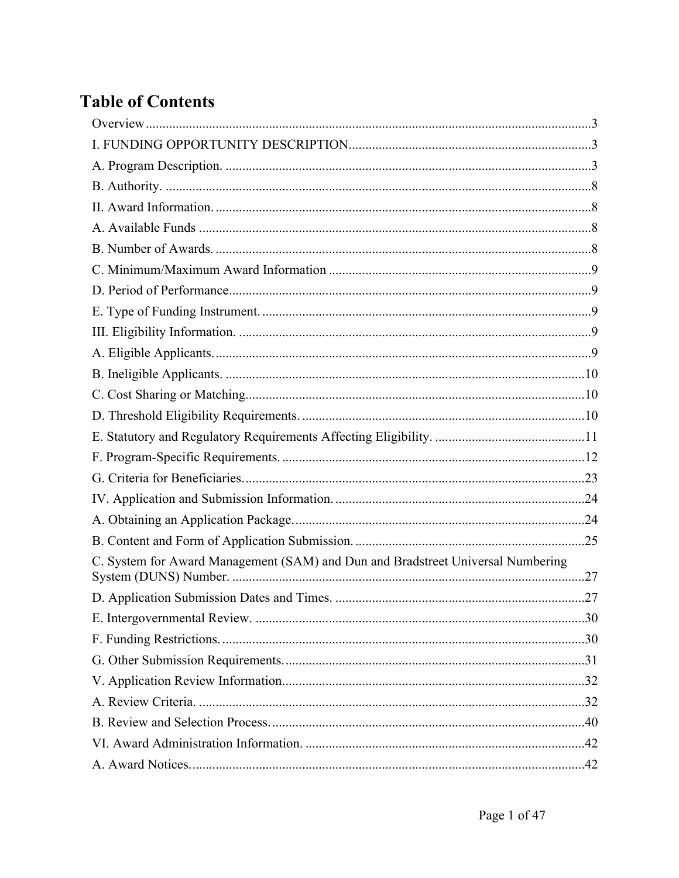# Table of Contents

Overview ....................................................................................................................................3

I. FUNDING OPPORTUNITY DESCRIPTION.........................................................................3

A. Program Description. .............................................................................................................3

B. Authority. ...............................................................................................................................8

II. Award Information. ................................................................................................................8

A. Available Funds .....................................................................................................................8

B. Number of Awards. ................................................................................................................8

C. Minimum/Maximum Award Information ..............................................................................9

D. Period of Performance............................................................................................................9

E. Type of Funding Instrument. ..................................................................................................9

III. Eligibility Information. .........................................................................................................9

A. Eligible Applicants.................................................................................................................9

B. Ineligible Applicants. ...........................................................................................................10

C. Cost Sharing or Matching.....................................................................................................10

D. Threshold Eligibility Requirements. ....................................................................................10

E. Statutory and Regulatory Requirements Affecting Eligibility. ............................................11

F. Program-Specific Requirements. ..........................................................................................12

G. Criteria for Beneficiaries......................................................................................................23

IV. Application and Submission Information. ..........................................................................24

A. Obtaining an Application Package.......................................................................................24

B. Content and Form of Application Submission. ....................................................................25

C. System for Award Management (SAM) and Dun and Bradstreet Universal Numbering System (DUNS) Number. .........................................................................................................27

D. Application Submission Dates and Times. ..........................................................................27

E. Intergovernmental Review. ..................................................................................................30

F. Funding Restrictions. ............................................................................................................30

G. Other Submission Requirements..........................................................................................31

V. Application Review Information..........................................................................................32

A. Review Criteria. ...................................................................................................................32

B. Review and Selection Process. .............................................................................................40

VI. Award Administration Information. ...................................................................................42

A. Award Notices......................................................................................................................42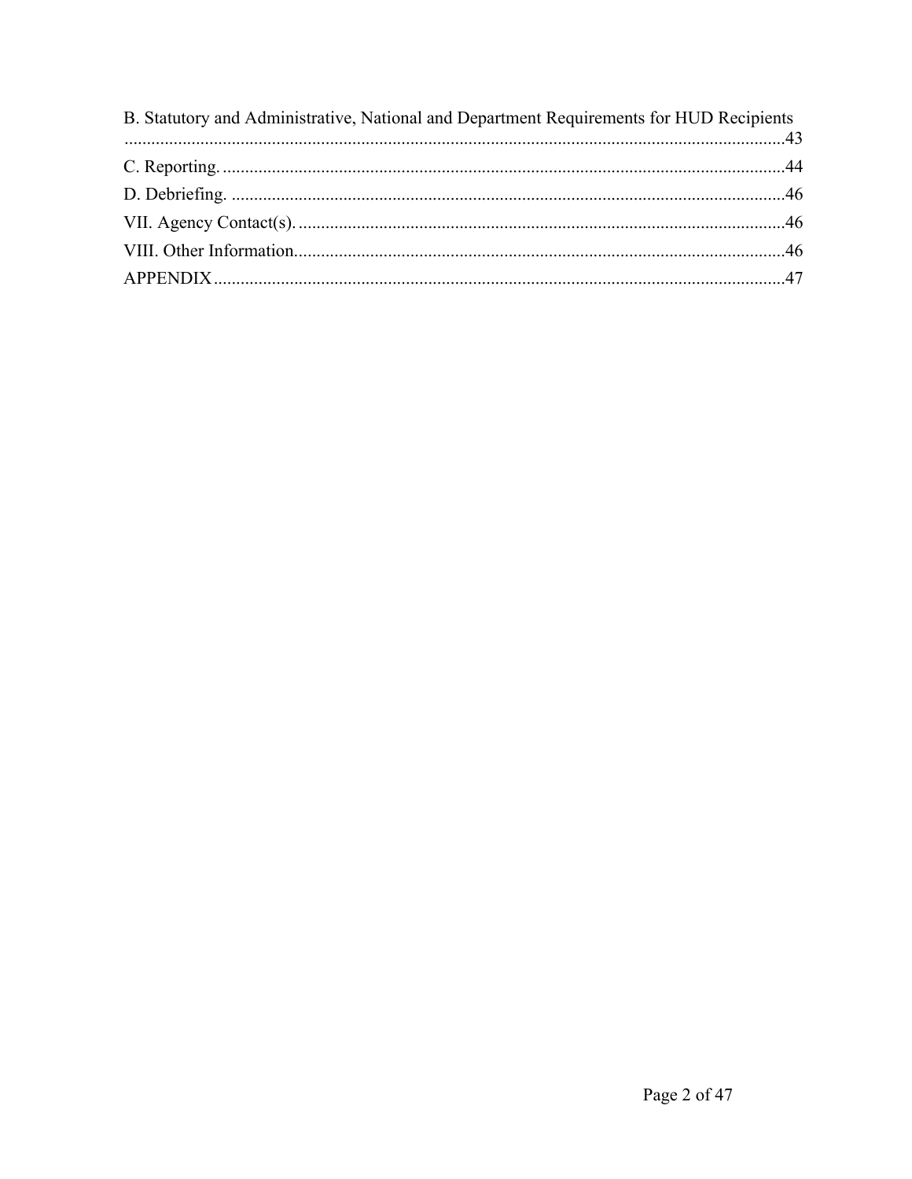B. Statutory and Administrative, National and Department Requirements for HUD Recipients ....................43

C. Reporting. ....................44

D. Debriefing. ....................46

VII. Agency Contact(s). ....................46

VIII. Other Information. ....................46

APPENDIX ....................47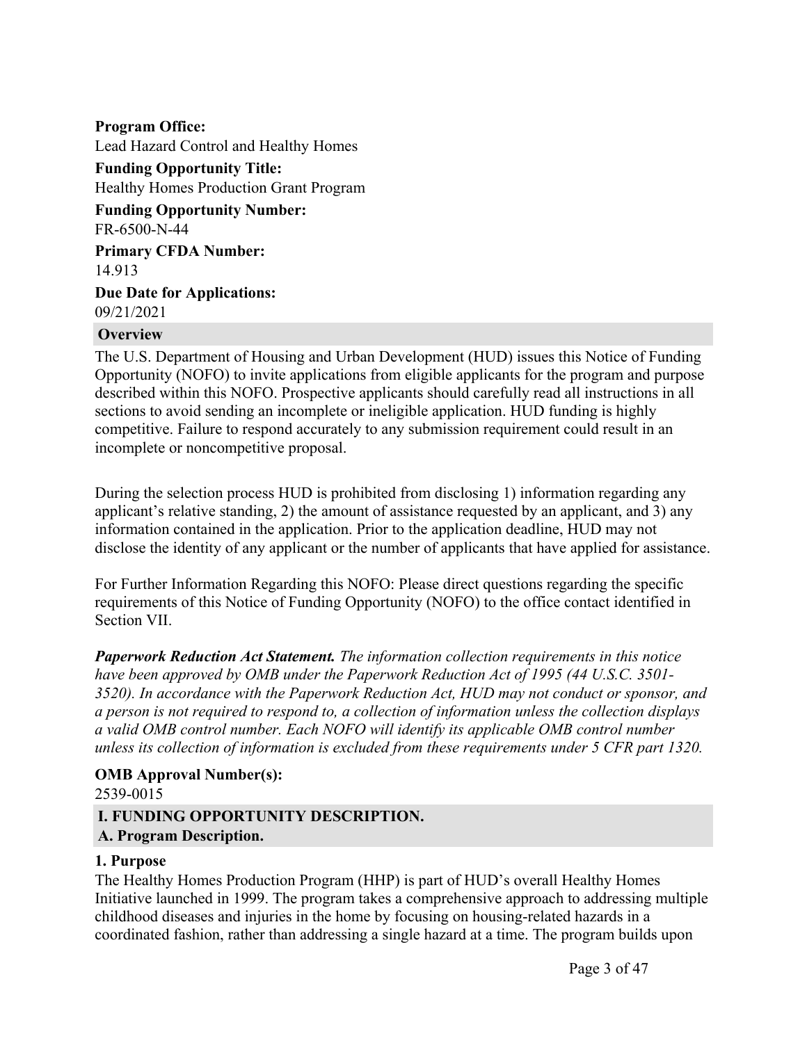**Program Office:**

Lead Hazard Control and Healthy Homes

**Funding Opportunity Title:**

Healthy Homes Production Grant Program

**Funding Opportunity Number:**

FR-6500-N-44

**Primary CFDA Number:**

14.913

**Due Date for Applications:**

09/21/2021

## Overview

The U.S. Department of Housing and Urban Development (HUD) issues this Notice of Funding Opportunity (NOFO) to invite applications from eligible applicants for the program and purpose described within this NOFO. Prospective applicants should carefully read all instructions in all sections to avoid sending an incomplete or ineligible application. HUD funding is highly competitive. Failure to respond accurately to any submission requirement could result in an incomplete or noncompetitive proposal.

During the selection process HUD is prohibited from disclosing 1) information regarding any applicant's relative standing, 2) the amount of assistance requested by an applicant, and 3) any information contained in the application. Prior to the application deadline, HUD may not disclose the identity of any applicant or the number of applicants that have applied for assistance.

For Further Information Regarding this NOFO: Please direct questions regarding the specific requirements of this Notice of Funding Opportunity (NOFO) to the office contact identified in Section VII.

***Paperwork Reduction Act Statement.*** *The information collection requirements in this notice have been approved by OMB under the Paperwork Reduction Act of 1995 (44 U.S.C. 3501-3520). In accordance with the Paperwork Reduction Act, HUD may not conduct or sponsor, and a person is not required to respond to, a collection of information unless the collection displays a valid OMB control number. Each NOFO will identify its applicable OMB control number unless its collection of information is excluded from these requirements under 5 CFR part 1320.*

**OMB Approval Number(s):**

2539-0015

## I. FUNDING OPPORTUNITY DESCRIPTION.

### A. Program Description.

#### 1. Purpose

The Healthy Homes Production Program (HHP) is part of HUD's overall Healthy Homes Initiative launched in 1999. The program takes a comprehensive approach to addressing multiple childhood diseases and injuries in the home by focusing on housing-related hazards in a coordinated fashion, rather than addressing a single hazard at a time. The program builds upon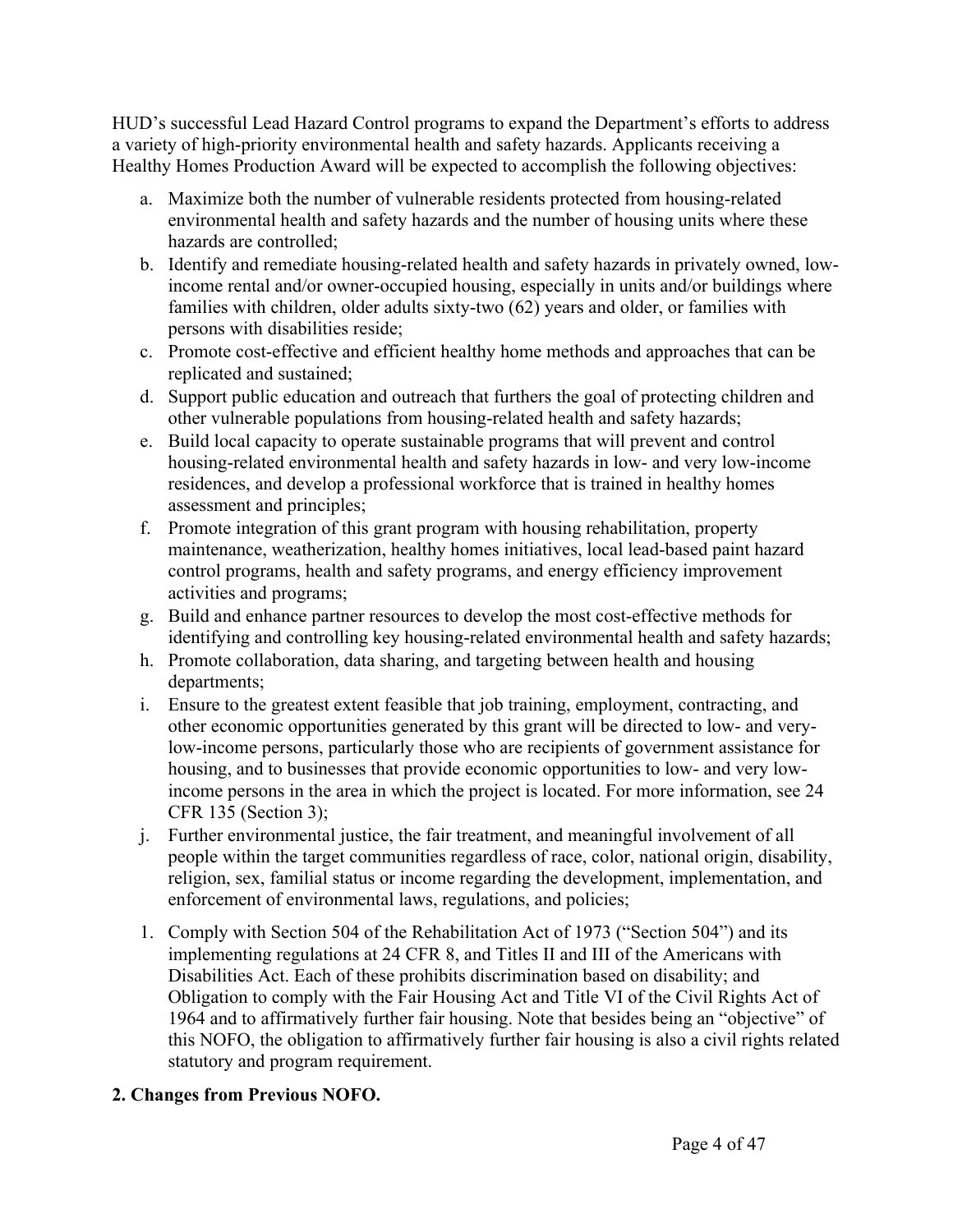HUD's successful Lead Hazard Control programs to expand the Department's efforts to address a variety of high-priority environmental health and safety hazards. Applicants receiving a Healthy Homes Production Award will be expected to accomplish the following objectives:

a. Maximize both the number of vulnerable residents protected from housing-related environmental health and safety hazards and the number of housing units where these hazards are controlled;
b. Identify and remediate housing-related health and safety hazards in privately owned, low-income rental and/or owner-occupied housing, especially in units and/or buildings where families with children, older adults sixty-two (62) years and older, or families with persons with disabilities reside;
c. Promote cost-effective and efficient healthy home methods and approaches that can be replicated and sustained;
d. Support public education and outreach that furthers the goal of protecting children and other vulnerable populations from housing-related health and safety hazards;
e. Build local capacity to operate sustainable programs that will prevent and control housing-related environmental health and safety hazards in low- and very low-income residences, and develop a professional workforce that is trained in healthy homes assessment and principles;
f. Promote integration of this grant program with housing rehabilitation, property maintenance, weatherization, healthy homes initiatives, local lead-based paint hazard control programs, health and safety programs, and energy efficiency improvement activities and programs;
g. Build and enhance partner resources to develop the most cost-effective methods for identifying and controlling key housing-related environmental health and safety hazards;
h. Promote collaboration, data sharing, and targeting between health and housing departments;
i. Ensure to the greatest extent feasible that job training, employment, contracting, and other economic opportunities generated by this grant will be directed to low- and very-low-income persons, particularly those who are recipients of government assistance for housing, and to businesses that provide economic opportunities to low- and very low-income persons in the area in which the project is located. For more information, see 24 CFR 135 (Section 3);
j. Further environmental justice, the fair treatment, and meaningful involvement of all people within the target communities regardless of race, color, national origin, disability, religion, sex, familial status or income regarding the development, implementation, and enforcement of environmental laws, regulations, and policies;

1. Comply with Section 504 of the Rehabilitation Act of 1973 ("Section 504") and its implementing regulations at 24 CFR 8, and Titles II and III of the Americans with Disabilities Act. Each of these prohibits discrimination based on disability; and Obligation to comply with the Fair Housing Act and Title VI of the Civil Rights Act of 1964 and to affirmatively further fair housing. Note that besides being an "objective" of this NOFO, the obligation to affirmatively further fair housing is also a civil rights related statutory and program requirement.

**2. Changes from Previous NOFO.**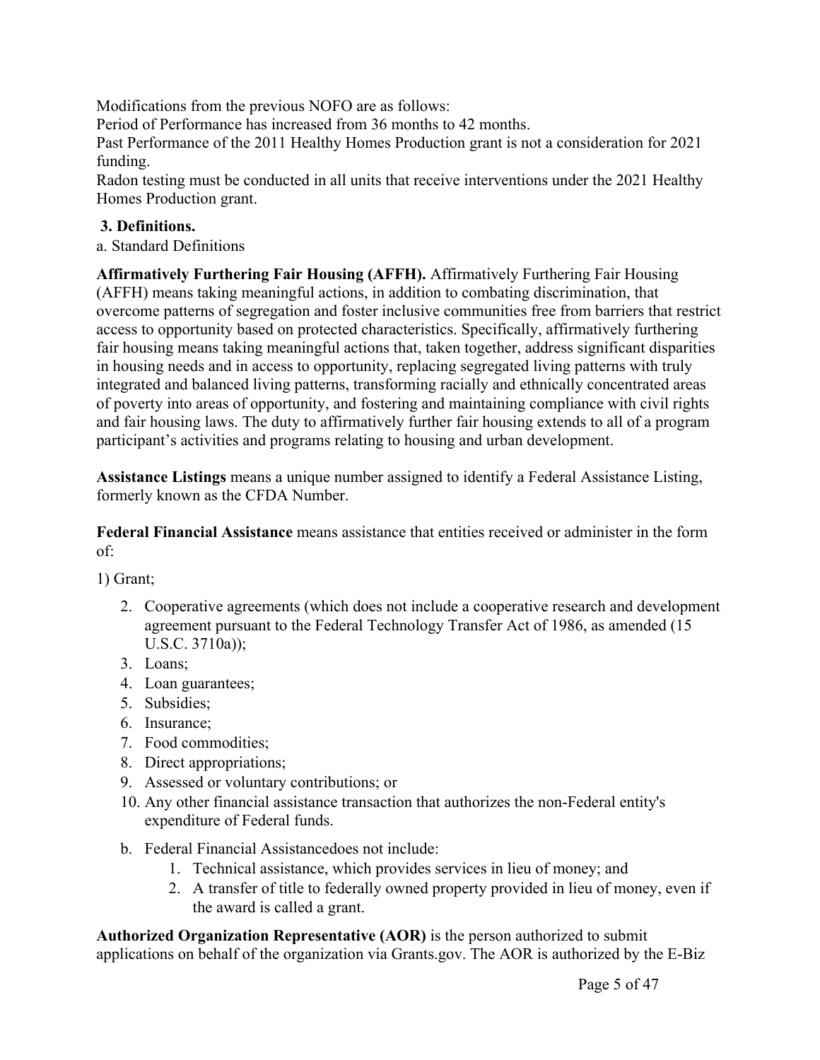Modifications from the previous NOFO are as follows:

Period of Performance has increased from 36 months to 42 months.

Past Performance of the 2011 Healthy Homes Production grant is not a consideration for 2021 funding.

Radon testing must be conducted in all units that receive interventions under the 2021 Healthy Homes Production grant.

**3. Definitions.**

a. Standard Definitions

**Affirmatively Furthering Fair Housing (AFFH).** Affirmatively Furthering Fair Housing (AFFH) means taking meaningful actions, in addition to combating discrimination, that overcome patterns of segregation and foster inclusive communities free from barriers that restrict access to opportunity based on protected characteristics. Specifically, affirmatively furthering fair housing means taking meaningful actions that, taken together, address significant disparities in housing needs and in access to opportunity, replacing segregated living patterns with truly integrated and balanced living patterns, transforming racially and ethnically concentrated areas of poverty into areas of opportunity, and fostering and maintaining compliance with civil rights and fair housing laws. The duty to affirmatively further fair housing extends to all of a program participant's activities and programs relating to housing and urban development.

**Assistance Listings** means a unique number assigned to identify a Federal Assistance Listing, formerly known as the CFDA Number.

**Federal Financial Assistance** means assistance that entities received or administer in the form of:

1) Grant;

2. Cooperative agreements (which does not include a cooperative research and development agreement pursuant to the Federal Technology Transfer Act of 1986, as amended (15 U.S.C. 3710a));
3. Loans;
4. Loan guarantees;
5. Subsidies;
6. Insurance;
7. Food commodities;
8. Direct appropriations;
9. Assessed or voluntary contributions; or
10. Any other financial assistance transaction that authorizes the non-Federal entity's expenditure of Federal funds.

b. Federal Financial Assistancedoes not include:
   1. Technical assistance, which provides services in lieu of money; and
   2. A transfer of title to federally owned property provided in lieu of money, even if the award is called a grant.

**Authorized Organization Representative (AOR)** is the person authorized to submit applications on behalf of the organization via Grants.gov. The AOR is authorized by the E-Biz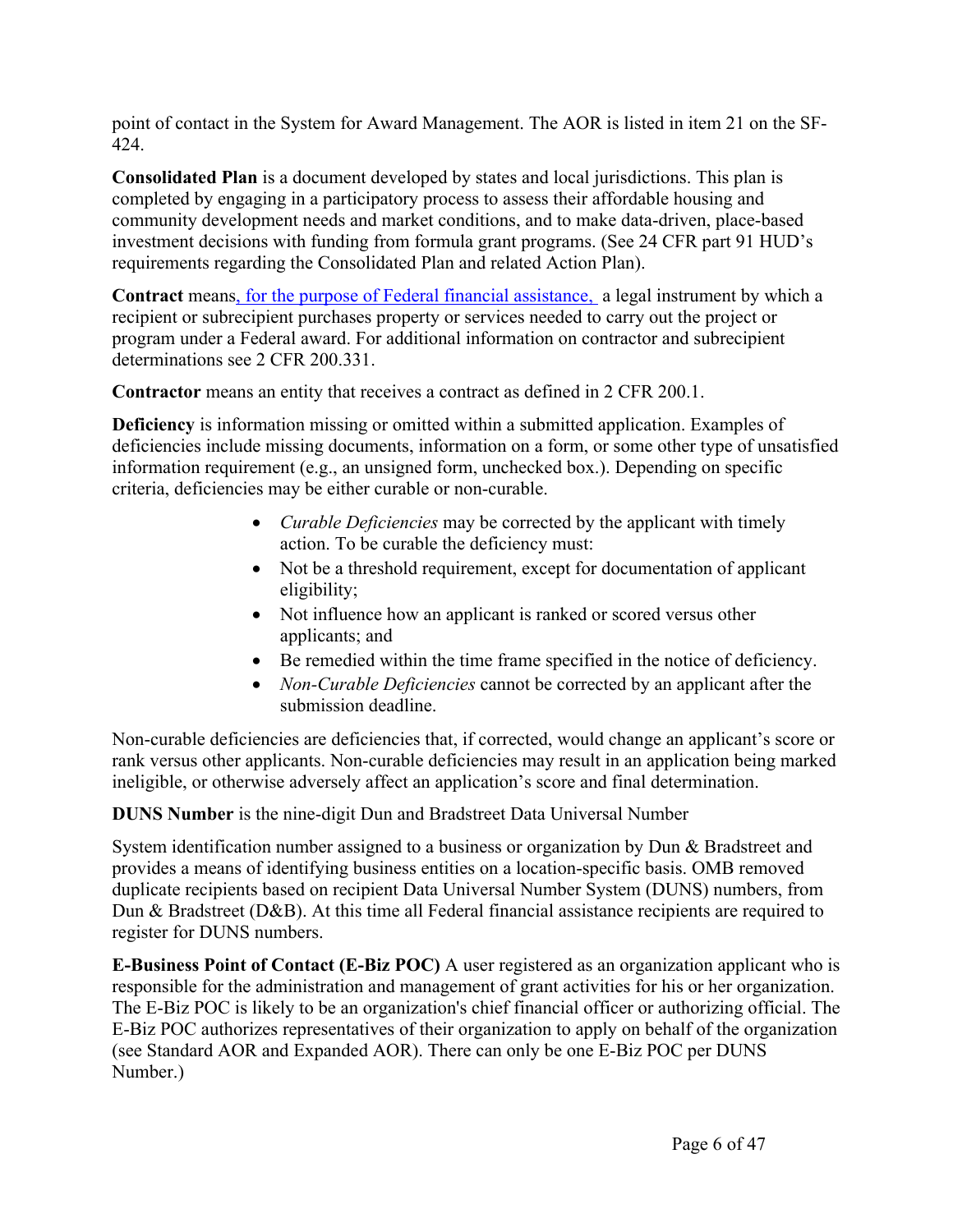point of contact in the System for Award Management. The AOR is listed in item 21 on the SF-424.

**Consolidated Plan** is a document developed by states and local jurisdictions. This plan is completed by engaging in a participatory process to assess their affordable housing and community development needs and market conditions, and to make data-driven, place-based investment decisions with funding from formula grant programs. (See 24 CFR part 91 HUD's requirements regarding the Consolidated Plan and related Action Plan).

**Contract** means, for the purpose of Federal financial assistance, a legal instrument by which a recipient or subrecipient purchases property or services needed to carry out the project or program under a Federal award. For additional information on contractor and subrecipient determinations see 2 CFR 200.331.

**Contractor** means an entity that receives a contract as defined in 2 CFR 200.1.

**Deficiency** is information missing or omitted within a submitted application. Examples of deficiencies include missing documents, information on a form, or some other type of unsatisfied information requirement (e.g., an unsigned form, unchecked box.). Depending on specific criteria, deficiencies may be either curable or non-curable.

- *Curable Deficiencies* may be corrected by the applicant with timely action. To be curable the deficiency must:
- Not be a threshold requirement, except for documentation of applicant eligibility;
- Not influence how an applicant is ranked or scored versus other applicants; and
- Be remedied within the time frame specified in the notice of deficiency.
- *Non-Curable Deficiencies* cannot be corrected by an applicant after the submission deadline.

Non-curable deficiencies are deficiencies that, if corrected, would change an applicant's score or rank versus other applicants. Non-curable deficiencies may result in an application being marked ineligible, or otherwise adversely affect an application's score and final determination.

**DUNS Number** is the nine-digit Dun and Bradstreet Data Universal Number

System identification number assigned to a business or organization by Dun & Bradstreet and provides a means of identifying business entities on a location-specific basis. OMB removed duplicate recipients based on recipient Data Universal Number System (DUNS) numbers, from Dun & Bradstreet (D&B). At this time all Federal financial assistance recipients are required to register for DUNS numbers.

**E-Business Point of Contact (E-Biz POC)** A user registered as an organization applicant who is responsible for the administration and management of grant activities for his or her organization. The E-Biz POC is likely to be an organization's chief financial officer or authorizing official. The E-Biz POC authorizes representatives of their organization to apply on behalf of the organization (see Standard AOR and Expanded AOR). There can only be one E-Biz POC per DUNS Number.)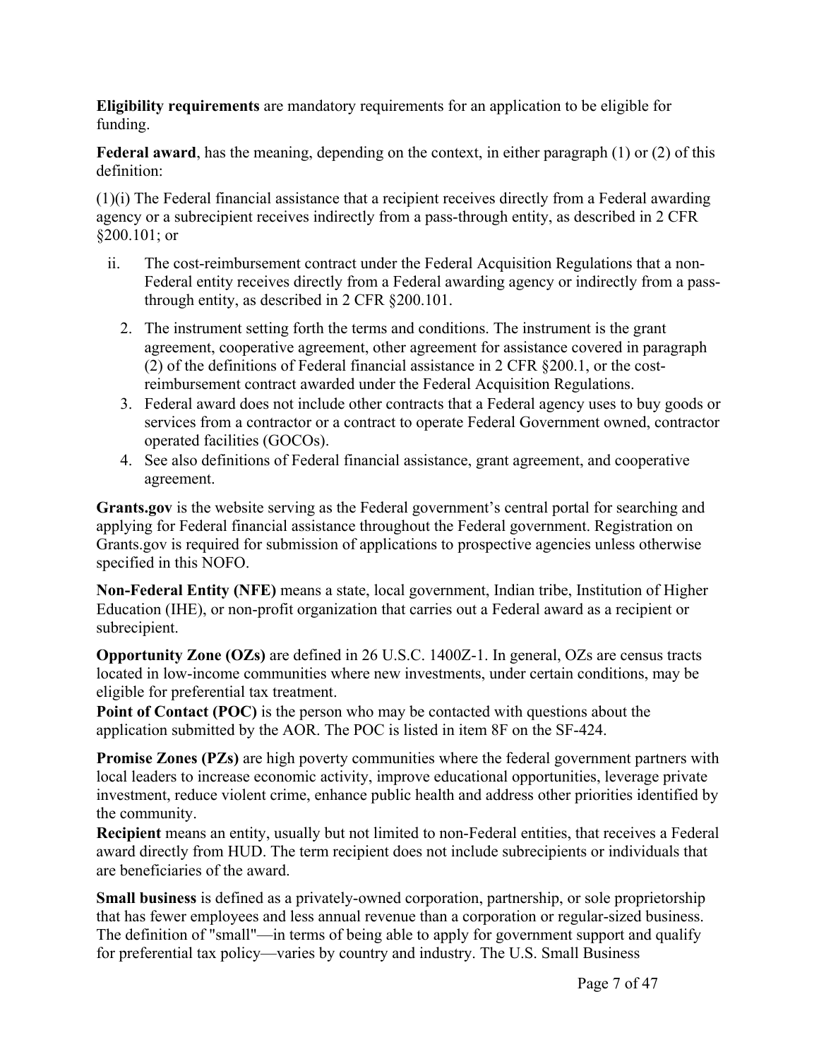**Eligibility requirements** are mandatory requirements for an application to be eligible for funding.

**Federal award**, has the meaning, depending on the context, in either paragraph (1) or (2) of this definition:

(1)(i) The Federal financial assistance that a recipient receives directly from a Federal awarding agency or a subrecipient receives indirectly from a pass-through entity, as described in 2 CFR §200.101; or

ii. The cost-reimbursement contract under the Federal Acquisition Regulations that a non-Federal entity receives directly from a Federal awarding agency or indirectly from a pass-through entity, as described in 2 CFR §200.101.

2. The instrument setting forth the terms and conditions. The instrument is the grant agreement, cooperative agreement, other agreement for assistance covered in paragraph (2) of the definitions of Federal financial assistance in 2 CFR §200.1, or the cost-reimbursement contract awarded under the Federal Acquisition Regulations.
3. Federal award does not include other contracts that a Federal agency uses to buy goods or services from a contractor or a contract to operate Federal Government owned, contractor operated facilities (GOCOs).
4. See also definitions of Federal financial assistance, grant agreement, and cooperative agreement.

**Grants.gov** is the website serving as the Federal government's central portal for searching and applying for Federal financial assistance throughout the Federal government. Registration on Grants.gov is required for submission of applications to prospective agencies unless otherwise specified in this NOFO.

**Non-Federal Entity (NFE)** means a state, local government, Indian tribe, Institution of Higher Education (IHE), or non-profit organization that carries out a Federal award as a recipient or subrecipient.

**Opportunity Zone (OZs)** are defined in 26 U.S.C. 1400Z-1. In general, OZs are census tracts located in low-income communities where new investments, under certain conditions, may be eligible for preferential tax treatment.

**Point of Contact (POC)** is the person who may be contacted with questions about the application submitted by the AOR. The POC is listed in item 8F on the SF-424.

**Promise Zones (PZs)** are high poverty communities where the federal government partners with local leaders to increase economic activity, improve educational opportunities, leverage private investment, reduce violent crime, enhance public health and address other priorities identified by the community.

**Recipient** means an entity, usually but not limited to non-Federal entities, that receives a Federal award directly from HUD. The term recipient does not include subrecipients or individuals that are beneficiaries of the award.

**Small business** is defined as a privately-owned corporation, partnership, or sole proprietorship that has fewer employees and less annual revenue than a corporation or regular-sized business. The definition of "small"—in terms of being able to apply for government support and qualify for preferential tax policy—varies by country and industry. The U.S. Small Business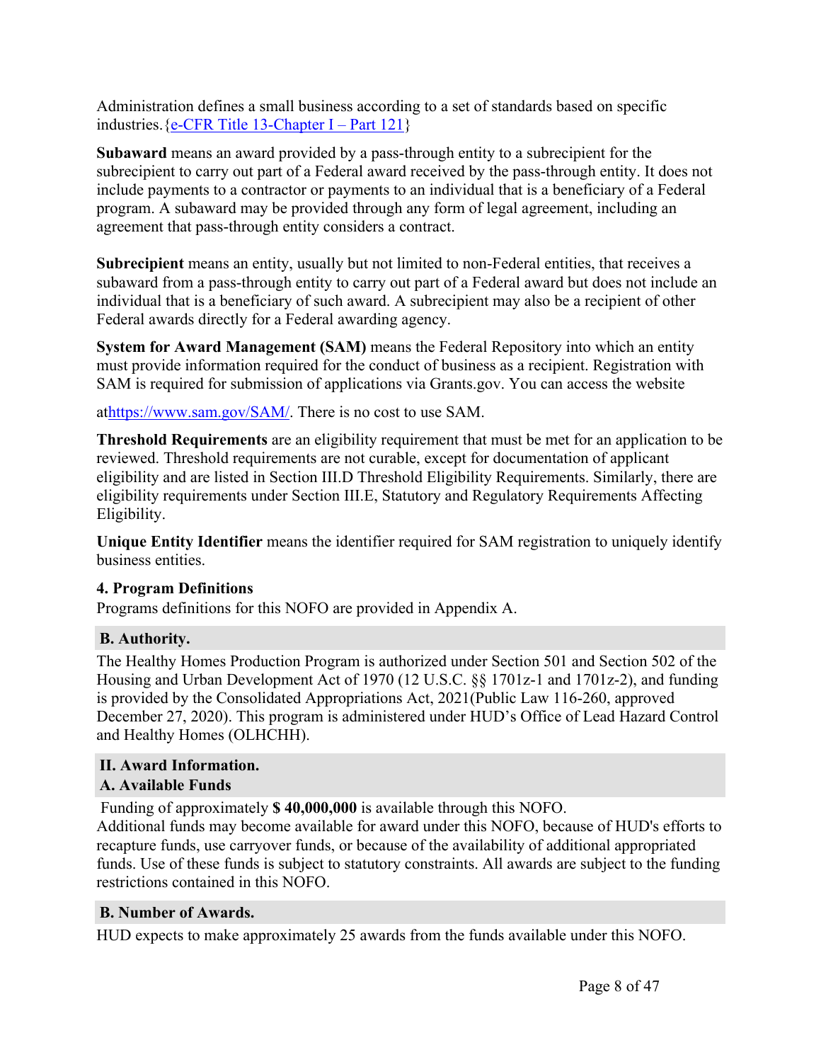Administration defines a small business according to a set of standards based on specific industries.{e-CFR Title 13-Chapter I – Part 121}

**Subaward** means an award provided by a pass-through entity to a subrecipient for the subrecipient to carry out part of a Federal award received by the pass-through entity. It does not include payments to a contractor or payments to an individual that is a beneficiary of a Federal program. A subaward may be provided through any form of legal agreement, including an agreement that pass-through entity considers a contract.

**Subrecipient** means an entity, usually but not limited to non-Federal entities, that receives a subaward from a pass-through entity to carry out part of a Federal award but does not include an individual that is a beneficiary of such award. A subrecipient may also be a recipient of other Federal awards directly for a Federal awarding agency.

**System for Award Management (SAM)** means the Federal Repository into which an entity must provide information required for the conduct of business as a recipient. Registration with SAM is required for submission of applications via Grants.gov. You can access the website

athttps://www.sam.gov/SAM/. There is no cost to use SAM.

**Threshold Requirements** are an eligibility requirement that must be met for an application to be reviewed. Threshold requirements are not curable, except for documentation of applicant eligibility and are listed in Section III.D Threshold Eligibility Requirements. Similarly, there are eligibility requirements under Section III.E, Statutory and Regulatory Requirements Affecting Eligibility.

**Unique Entity Identifier** means the identifier required for SAM registration to uniquely identify business entities.

#### 4. Program Definitions

Programs definitions for this NOFO are provided in Appendix A.

### B. Authority.

The Healthy Homes Production Program is authorized under Section 501 and Section 502 of the Housing and Urban Development Act of 1970 (12 U.S.C. §§ 1701z-1 and 1701z-2), and funding is provided by the Consolidated Appropriations Act, 2021(Public Law 116-260, approved December 27, 2020). This program is administered under HUD's Office of Lead Hazard Control and Healthy Homes (OLHCHH).

## II. Award Information.

### A. Available Funds

Funding of approximately **$ 40,000,000** is available through this NOFO.
Additional funds may become available for award under this NOFO, because of HUD's efforts to recapture funds, use carryover funds, or because of the availability of additional appropriated funds. Use of these funds is subject to statutory constraints. All awards are subject to the funding restrictions contained in this NOFO.

### B. Number of Awards.

HUD expects to make approximately 25 awards from the funds available under this NOFO.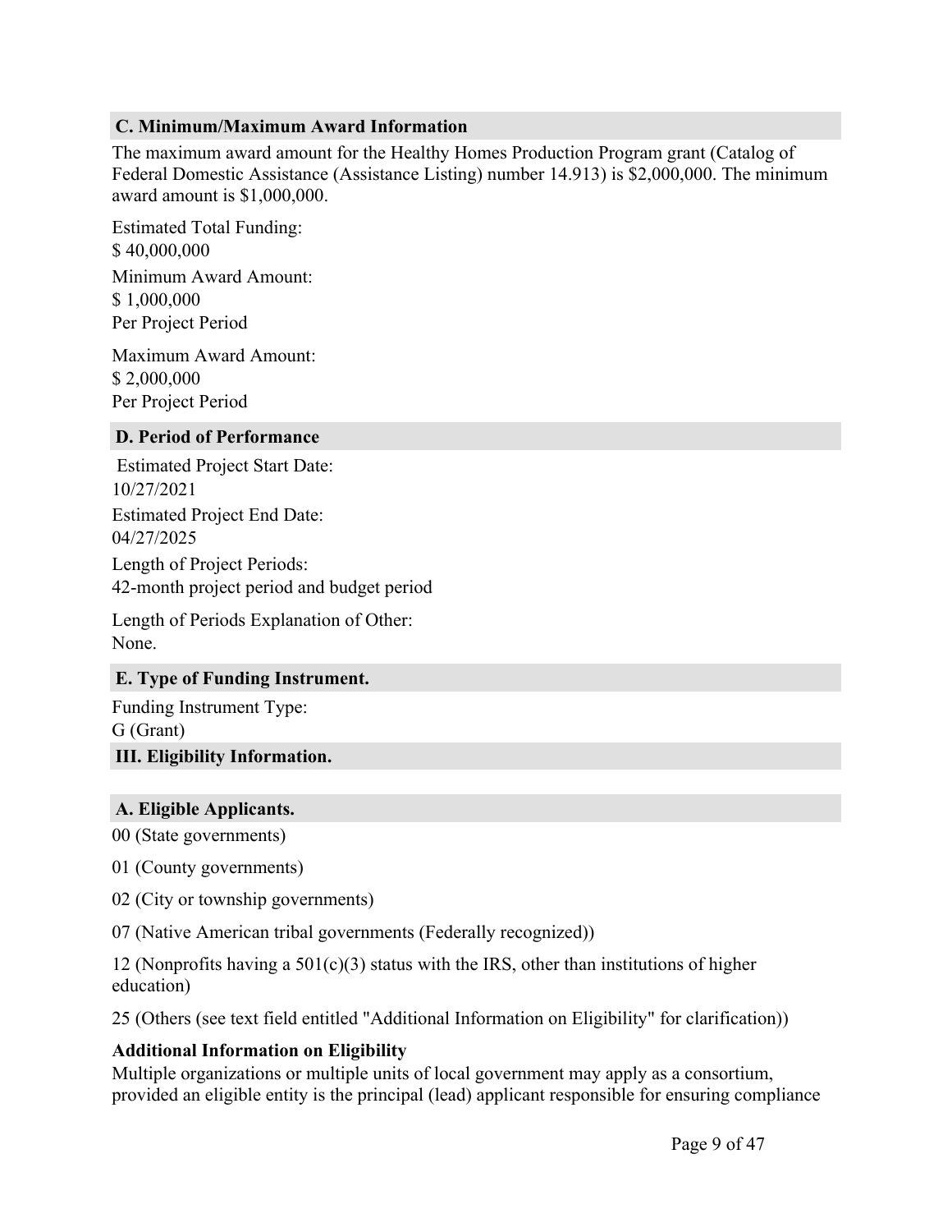### C. Minimum/Maximum Award Information

The maximum award amount for the Healthy Homes Production Program grant (Catalog of Federal Domestic Assistance (Assistance Listing) number 14.913) is $2,000,000. The minimum award amount is $1,000,000.

Estimated Total Funding:
$ 40,000,000

Minimum Award Amount:
$ 1,000,000
Per Project Period

Maximum Award Amount:
$ 2,000,000
Per Project Period

### D. Period of Performance

Estimated Project Start Date:
10/27/2021

Estimated Project End Date:
04/27/2025

Length of Project Periods:
42-month project period and budget period

Length of Periods Explanation of Other:
None.

### E. Type of Funding Instrument.

Funding Instrument Type:
G (Grant)

## III. Eligibility Information.

### A. Eligible Applicants.

00 (State governments)

01 (County governments)

02 (City or township governments)

07 (Native American tribal governments (Federally recognized))

12 (Nonprofits having a 501(c)(3) status with the IRS, other than institutions of higher education)

25 (Others (see text field entitled "Additional Information on Eligibility" for clarification))

**Additional Information on Eligibility**

Multiple organizations or multiple units of local government may apply as a consortium, provided an eligible entity is the principal (lead) applicant responsible for ensuring compliance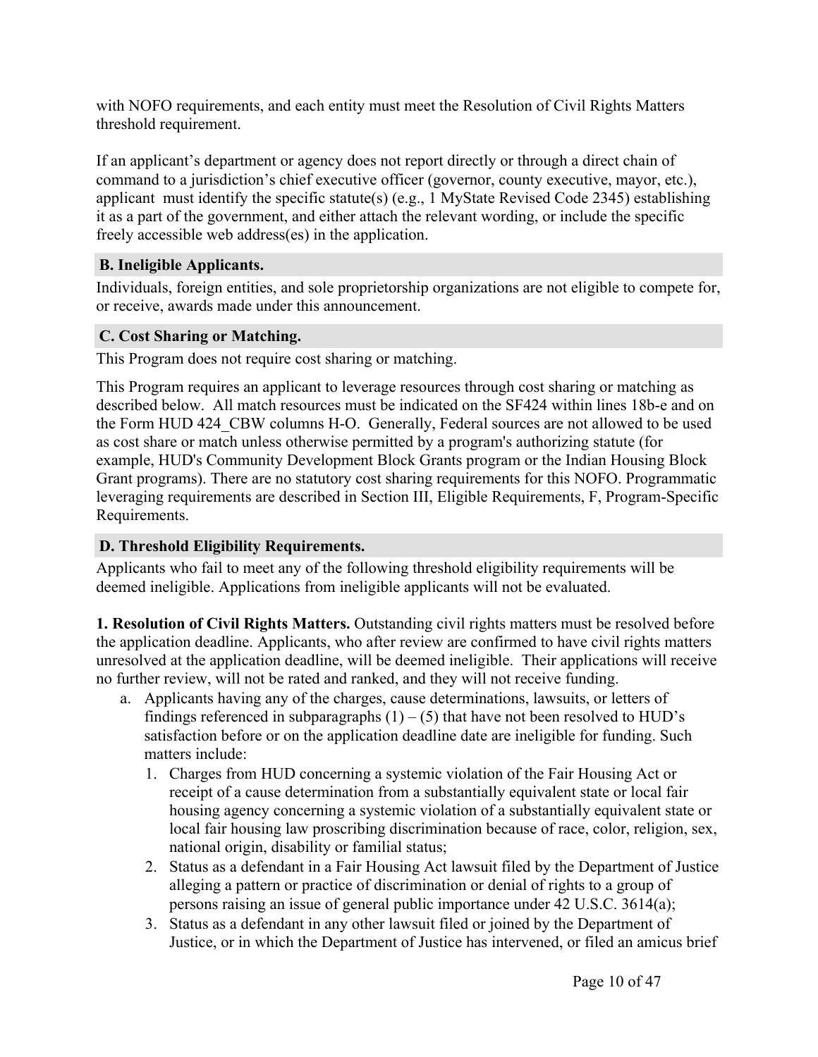with NOFO requirements, and each entity must meet the Resolution of Civil Rights Matters threshold requirement.

If an applicant's department or agency does not report directly or through a direct chain of command to a jurisdiction's chief executive officer (governor, county executive, mayor, etc.), applicant must identify the specific statute(s) (e.g., 1 MyState Revised Code 2345) establishing it as a part of the government, and either attach the relevant wording, or include the specific freely accessible web address(es) in the application.

### B. Ineligible Applicants.

Individuals, foreign entities, and sole proprietorship organizations are not eligible to compete for, or receive, awards made under this announcement.

### C. Cost Sharing or Matching.

This Program does not require cost sharing or matching.

This Program requires an applicant to leverage resources through cost sharing or matching as described below. All match resources must be indicated on the SF424 within lines 18b-e and on the Form HUD 424_CBW columns H-O. Generally, Federal sources are not allowed to be used as cost share or match unless otherwise permitted by a program's authorizing statute (for example, HUD's Community Development Block Grants program or the Indian Housing Block Grant programs). There are no statutory cost sharing requirements for this NOFO. Programmatic leveraging requirements are described in Section III, Eligible Requirements, F, Program-Specific Requirements.

### D. Threshold Eligibility Requirements.

Applicants who fail to meet any of the following threshold eligibility requirements will be deemed ineligible. Applications from ineligible applicants will not be evaluated.

**1. Resolution of Civil Rights Matters.** Outstanding civil rights matters must be resolved before the application deadline. Applicants, who after review are confirmed to have civil rights matters unresolved at the application deadline, will be deemed ineligible. Their applications will receive no further review, will not be rated and ranked, and they will not receive funding.

a. Applicants having any of the charges, cause determinations, lawsuits, or letters of findings referenced in subparagraphs (1) – (5) that have not been resolved to HUD's satisfaction before or on the application deadline date are ineligible for funding. Such matters include:
    1. Charges from HUD concerning a systemic violation of the Fair Housing Act or receipt of a cause determination from a substantially equivalent state or local fair housing agency concerning a systemic violation of a substantially equivalent state or local fair housing law proscribing discrimination because of race, color, religion, sex, national origin, disability or familial status;
    2. Status as a defendant in a Fair Housing Act lawsuit filed by the Department of Justice alleging a pattern or practice of discrimination or denial of rights to a group of persons raising an issue of general public importance under 42 U.S.C. 3614(a);
    3. Status as a defendant in any other lawsuit filed or joined by the Department of Justice, or in which the Department of Justice has intervened, or filed an amicus brief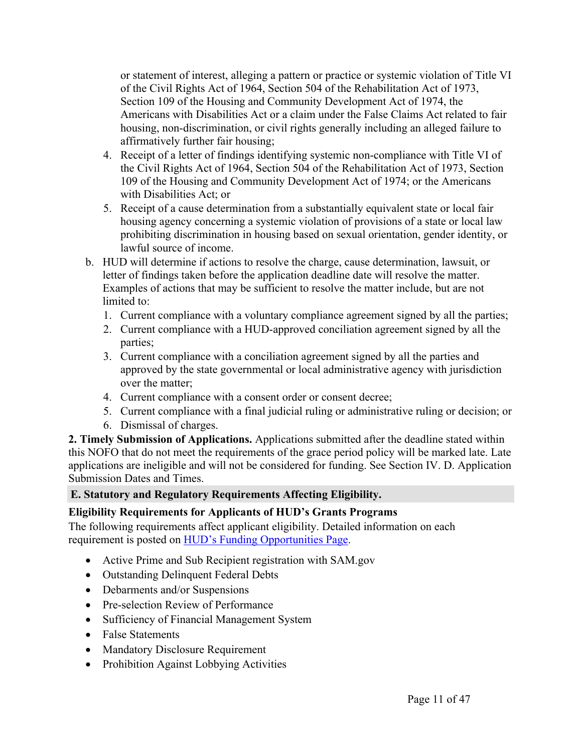or statement of interest, alleging a pattern or practice or systemic violation of Title VI of the Civil Rights Act of 1964, Section 504 of the Rehabilitation Act of 1973, Section 109 of the Housing and Community Development Act of 1974, the Americans with Disabilities Act or a claim under the False Claims Act related to fair housing, non-discrimination, or civil rights generally including an alleged failure to affirmatively further fair housing;

4. Receipt of a letter of findings identifying systemic non-compliance with Title VI of the Civil Rights Act of 1964, Section 504 of the Rehabilitation Act of 1973, Section 109 of the Housing and Community Development Act of 1974; or the Americans with Disabilities Act; or
5. Receipt of a cause determination from a substantially equivalent state or local fair housing agency concerning a systemic violation of provisions of a state or local law prohibiting discrimination in housing based on sexual orientation, gender identity, or lawful source of income.

b. HUD will determine if actions to resolve the charge, cause determination, lawsuit, or letter of findings taken before the application deadline date will resolve the matter. Examples of actions that may be sufficient to resolve the matter include, but are not limited to:
   1. Current compliance with a voluntary compliance agreement signed by all the parties;
   2. Current compliance with a HUD-approved conciliation agreement signed by all the parties;
   3. Current compliance with a conciliation agreement signed by all the parties and approved by the state governmental or local administrative agency with jurisdiction over the matter;
   4. Current compliance with a consent order or consent decree;
   5. Current compliance with a final judicial ruling or administrative ruling or decision; or
   6. Dismissal of charges.

**2. Timely Submission of Applications.** Applications submitted after the deadline stated within this NOFO that do not meet the requirements of the grace period policy will be marked late. Late applications are ineligible and will not be considered for funding. See Section IV. D. Application Submission Dates and Times.

## E. Statutory and Regulatory Requirements Affecting Eligibility.

**Eligibility Requirements for Applicants of HUD's Grants Programs**

The following requirements affect applicant eligibility. Detailed information on each requirement is posted on [HUD's Funding Opportunities Page](HUD's Funding Opportunities Page).

- Active Prime and Sub Recipient registration with SAM.gov
- Outstanding Delinquent Federal Debts
- Debarments and/or Suspensions
- Pre-selection Review of Performance
- Sufficiency of Financial Management System
- False Statements
- Mandatory Disclosure Requirement
- Prohibition Against Lobbying Activities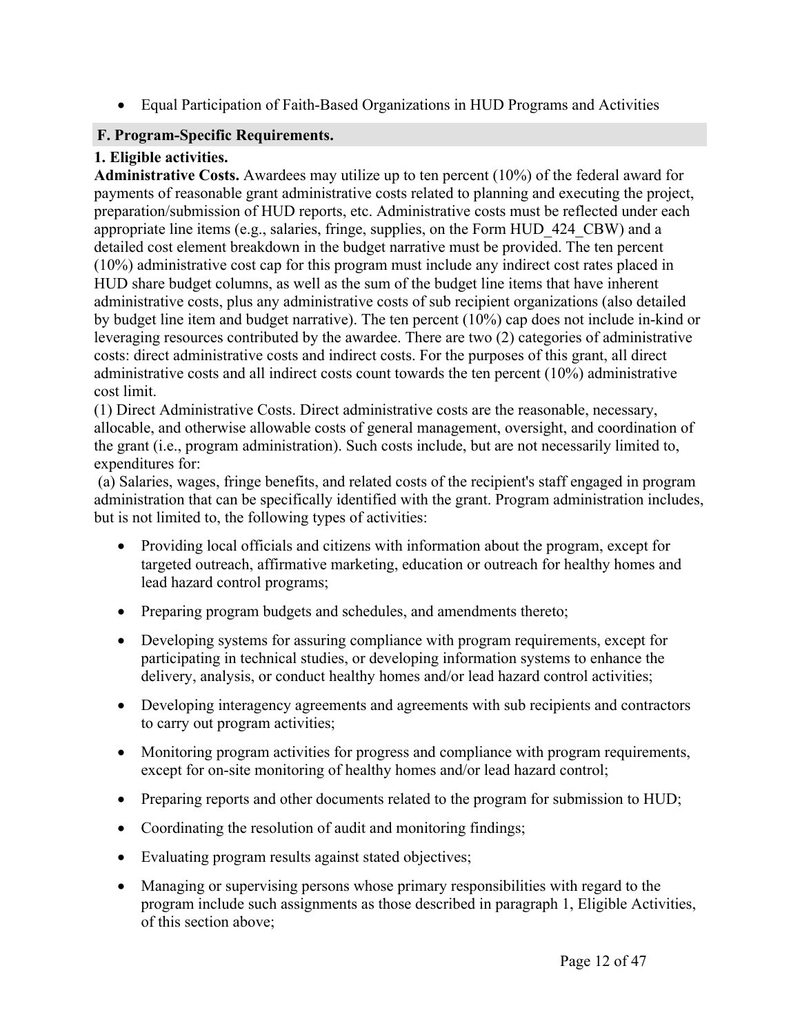- Equal Participation of Faith-Based Organizations in HUD Programs and Activities

## F. Program-Specific Requirements.

### 1. Eligible activities.

**Administrative Costs.** Awardees may utilize up to ten percent (10%) of the federal award for payments of reasonable grant administrative costs related to planning and executing the project, preparation/submission of HUD reports, etc. Administrative costs must be reflected under each appropriate line items (e.g., salaries, fringe, supplies, on the Form HUD_424_CBW) and a detailed cost element breakdown in the budget narrative must be provided. The ten percent (10%) administrative cost cap for this program must include any indirect cost rates placed in HUD share budget columns, as well as the sum of the budget line items that have inherent administrative costs, plus any administrative costs of sub recipient organizations (also detailed by budget line item and budget narrative). The ten percent (10%) cap does not include in-kind or leveraging resources contributed by the awardee. There are two (2) categories of administrative costs: direct administrative costs and indirect costs. For the purposes of this grant, all direct administrative costs and all indirect costs count towards the ten percent (10%) administrative cost limit.

(1) Direct Administrative Costs. Direct administrative costs are the reasonable, necessary, allocable, and otherwise allowable costs of general management, oversight, and coordination of the grant (i.e., program administration). Such costs include, but are not necessarily limited to, expenditures for:

(a) Salaries, wages, fringe benefits, and related costs of the recipient's staff engaged in program administration that can be specifically identified with the grant. Program administration includes, but is not limited to, the following types of activities:

- Providing local officials and citizens with information about the program, except for targeted outreach, affirmative marketing, education or outreach for healthy homes and lead hazard control programs;
- Preparing program budgets and schedules, and amendments thereto;
- Developing systems for assuring compliance with program requirements, except for participating in technical studies, or developing information systems to enhance the delivery, analysis, or conduct healthy homes and/or lead hazard control activities;
- Developing interagency agreements and agreements with sub recipients and contractors to carry out program activities;
- Monitoring program activities for progress and compliance with program requirements, except for on-site monitoring of healthy homes and/or lead hazard control;
- Preparing reports and other documents related to the program for submission to HUD;
- Coordinating the resolution of audit and monitoring findings;
- Evaluating program results against stated objectives;
- Managing or supervising persons whose primary responsibilities with regard to the program include such assignments as those described in paragraph 1, Eligible Activities, of this section above;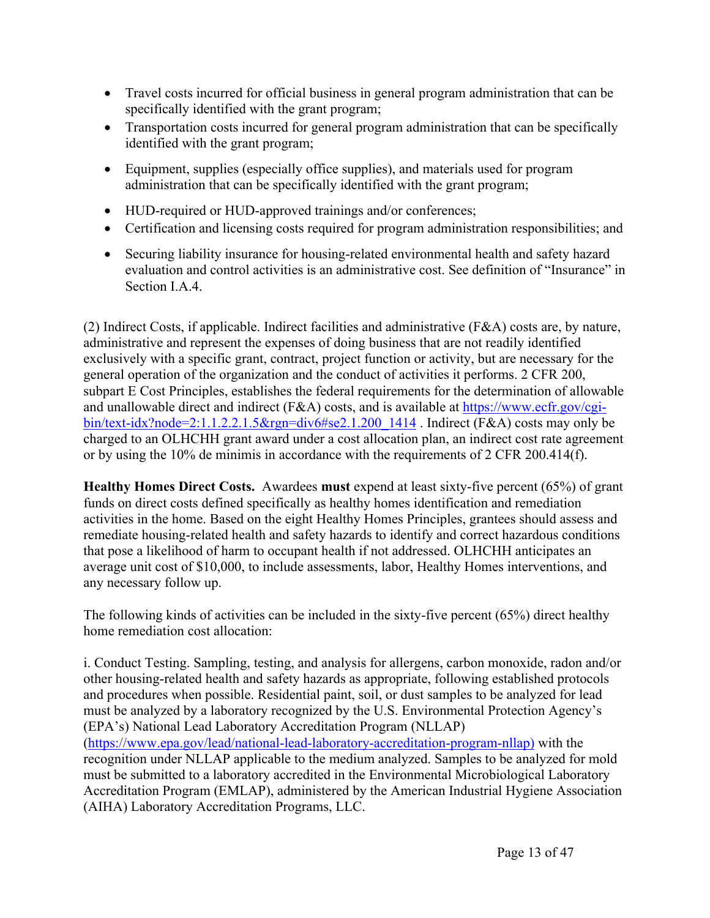- Travel costs incurred for official business in general program administration that can be specifically identified with the grant program;
- Transportation costs incurred for general program administration that can be specifically identified with the grant program;
- Equipment, supplies (especially office supplies), and materials used for program administration that can be specifically identified with the grant program;
- HUD-required or HUD-approved trainings and/or conferences;
- Certification and licensing costs required for program administration responsibilities; and
- Securing liability insurance for housing-related environmental health and safety hazard evaluation and control activities is an administrative cost. See definition of "Insurance" in Section I.A.4.

(2) Indirect Costs, if applicable. Indirect facilities and administrative (F&A) costs are, by nature, administrative and represent the expenses of doing business that are not readily identified exclusively with a specific grant, contract, project function or activity, but are necessary for the general operation of the organization and the conduct of activities it performs. 2 CFR 200, subpart E Cost Principles, establishes the federal requirements for the determination of allowable and unallowable direct and indirect (F&A) costs, and is available at [https://www.ecfr.gov/cgi-bin/text-idx?node=2:1.1.2.2.1.5&rgn=div6#se2.1.200_1414](https://www.ecfr.gov/cgi-bin/text-idx?node=2:1.1.2.2.1.5&rgn=div6#se2.1.200_1414) . Indirect (F&A) costs may only be charged to an OLHCHH grant award under a cost allocation plan, an indirect cost rate agreement or by using the 10% de minimis in accordance with the requirements of 2 CFR 200.414(f).

**Healthy Homes Direct Costs.** Awardees **must** expend at least sixty-five percent (65%) of grant funds on direct costs defined specifically as healthy homes identification and remediation activities in the home. Based on the eight Healthy Homes Principles, grantees should assess and remediate housing-related health and safety hazards to identify and correct hazardous conditions that pose a likelihood of harm to occupant health if not addressed. OLHCHH anticipates an average unit cost of $10,000, to include assessments, labor, Healthy Homes interventions, and any necessary follow up.

The following kinds of activities can be included in the sixty-five percent (65%) direct healthy home remediation cost allocation:

i. Conduct Testing. Sampling, testing, and analysis for allergens, carbon monoxide, radon and/or other housing-related health and safety hazards as appropriate, following established protocols and procedures when possible. Residential paint, soil, or dust samples to be analyzed for lead must be analyzed by a laboratory recognized by the U.S. Environmental Protection Agency's (EPA's) National Lead Laboratory Accreditation Program (NLLAP) ([https://www.epa.gov/lead/national-lead-laboratory-accreditation-program-nllap](https://www.epa.gov/lead/national-lead-laboratory-accreditation-program-nllap)) with the recognition under NLLAP applicable to the medium analyzed. Samples to be analyzed for mold must be submitted to a laboratory accredited in the Environmental Microbiological Laboratory Accreditation Program (EMLAP), administered by the American Industrial Hygiene Association (AIHA) Laboratory Accreditation Programs, LLC.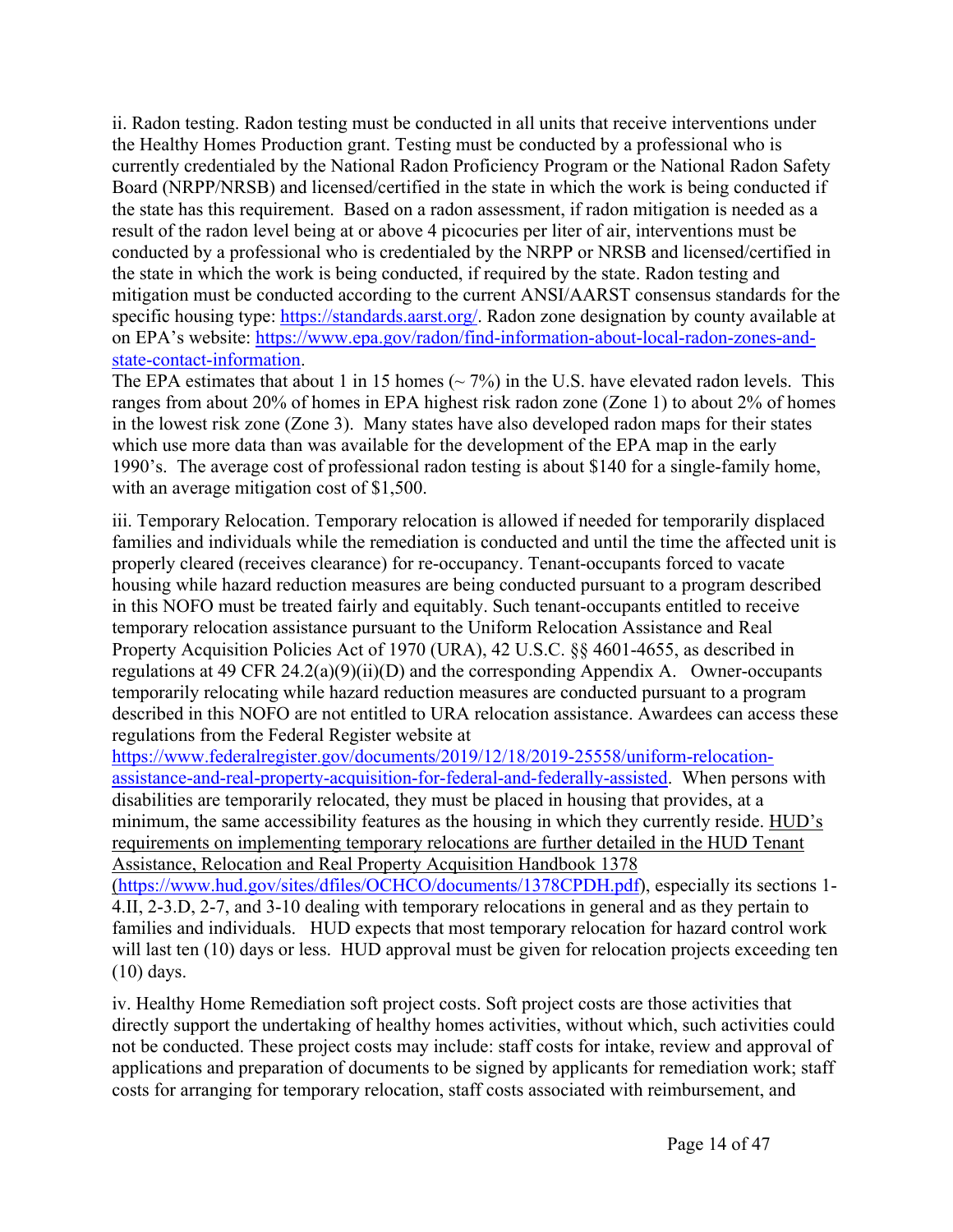ii. Radon testing. Radon testing must be conducted in all units that receive interventions under the Healthy Homes Production grant. Testing must be conducted by a professional who is currently credentialed by the National Radon Proficiency Program or the National Radon Safety Board (NRPP/NRSB) and licensed/certified in the state in which the work is being conducted if the state has this requirement. Based on a radon assessment, if radon mitigation is needed as a result of the radon level being at or above 4 picocuries per liter of air, interventions must be conducted by a professional who is credentialed by the NRPP or NRSB and licensed/certified in the state in which the work is being conducted, if required by the state. Radon testing and mitigation must be conducted according to the current ANSI/AARST consensus standards for the specific housing type: https://standards.aarst.org/. Radon zone designation by county available at on EPA's website: https://www.epa.gov/radon/find-information-about-local-radon-zones-and-state-contact-information.

The EPA estimates that about 1 in 15 homes (~ 7%) in the U.S. have elevated radon levels. This ranges from about 20% of homes in EPA highest risk radon zone (Zone 1) to about 2% of homes in the lowest risk zone (Zone 3). Many states have also developed radon maps for their states which use more data than was available for the development of the EPA map in the early 1990's. The average cost of professional radon testing is about $140 for a single-family home, with an average mitigation cost of $1,500.

iii. Temporary Relocation. Temporary relocation is allowed if needed for temporarily displaced families and individuals while the remediation is conducted and until the time the affected unit is properly cleared (receives clearance) for re-occupancy. Tenant-occupants forced to vacate housing while hazard reduction measures are being conducted pursuant to a program described in this NOFO must be treated fairly and equitably. Such tenant-occupants entitled to receive temporary relocation assistance pursuant to the Uniform Relocation Assistance and Real Property Acquisition Policies Act of 1970 (URA), 42 U.S.C. §§ 4601-4655, as described in regulations at 49 CFR 24.2(a)(9)(ii)(D) and the corresponding Appendix A. Owner-occupants temporarily relocating while hazard reduction measures are conducted pursuant to a program described in this NOFO are not entitled to URA relocation assistance. Awardees can access these regulations from the Federal Register website at https://www.federalregister.gov/documents/2019/12/18/2019-25558/uniform-relocation-assistance-and-real-property-acquisition-for-federal-and-federally-assisted. When persons with disabilities are temporarily relocated, they must be placed in housing that provides, at a minimum, the same accessibility features as the housing in which they currently reside. HUD's requirements on implementing temporary relocations are further detailed in the HUD Tenant Assistance, Relocation and Real Property Acquisition Handbook 1378 (https://www.hud.gov/sites/dfiles/OCHCO/documents/1378CPDH.pdf), especially its sections 1-4.II, 2-3.D, 2-7, and 3-10 dealing with temporary relocations in general and as they pertain to families and individuals. HUD expects that most temporary relocation for hazard control work will last ten (10) days or less. HUD approval must be given for relocation projects exceeding ten (10) days.

iv. Healthy Home Remediation soft project costs. Soft project costs are those activities that directly support the undertaking of healthy homes activities, without which, such activities could not be conducted. These project costs may include: staff costs for intake, review and approval of applications and preparation of documents to be signed by applicants for remediation work; staff costs for arranging for temporary relocation, staff costs associated with reimbursement, and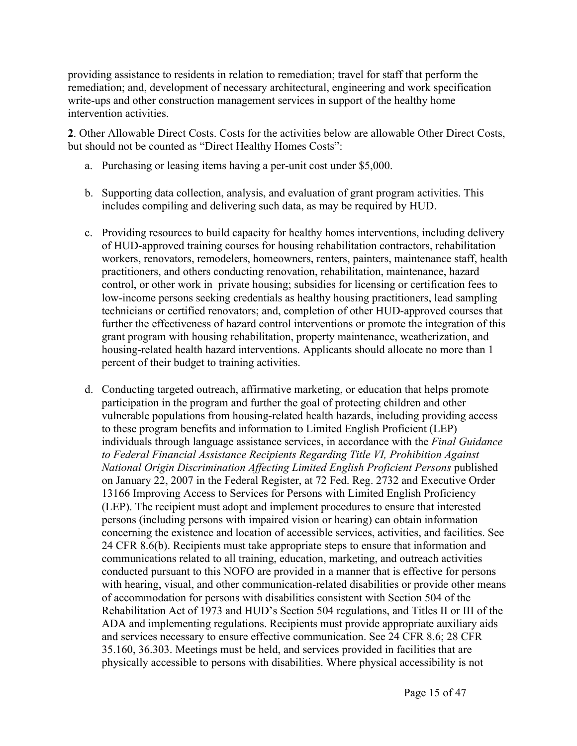providing assistance to residents in relation to remediation; travel for staff that perform the remediation; and, development of necessary architectural, engineering and work specification write-ups and other construction management services in support of the healthy home intervention activities.

**2**. Other Allowable Direct Costs. Costs for the activities below are allowable Other Direct Costs, but should not be counted as "Direct Healthy Homes Costs":

a. Purchasing or leasing items having a per-unit cost under $5,000.

b. Supporting data collection, analysis, and evaluation of grant program activities. This includes compiling and delivering such data, as may be required by HUD.

c. Providing resources to build capacity for healthy homes interventions, including delivery of HUD-approved training courses for housing rehabilitation contractors, rehabilitation workers, renovators, remodelers, homeowners, renters, painters, maintenance staff, health practitioners, and others conducting renovation, rehabilitation, maintenance, hazard control, or other work in private housing; subsidies for licensing or certification fees to low-income persons seeking credentials as healthy housing practitioners, lead sampling technicians or certified renovators; and, completion of other HUD-approved courses that further the effectiveness of hazard control interventions or promote the integration of this grant program with housing rehabilitation, property maintenance, weatherization, and housing-related health hazard interventions. Applicants should allocate no more than 1 percent of their budget to training activities.

d. Conducting targeted outreach, affirmative marketing, or education that helps promote participation in the program and further the goal of protecting children and other vulnerable populations from housing-related health hazards, including providing access to these program benefits and information to Limited English Proficient (LEP) individuals through language assistance services, in accordance with the *Final Guidance to Federal Financial Assistance Recipients Regarding Title VI, Prohibition Against National Origin Discrimination Affecting Limited English Proficient Persons* published on January 22, 2007 in the Federal Register, at 72 Fed. Reg. 2732 and Executive Order 13166 Improving Access to Services for Persons with Limited English Proficiency (LEP). The recipient must adopt and implement procedures to ensure that interested persons (including persons with impaired vision or hearing) can obtain information concerning the existence and location of accessible services, activities, and facilities. See 24 CFR 8.6(b). Recipients must take appropriate steps to ensure that information and communications related to all training, education, marketing, and outreach activities conducted pursuant to this NOFO are provided in a manner that is effective for persons with hearing, visual, and other communication-related disabilities or provide other means of accommodation for persons with disabilities consistent with Section 504 of the Rehabilitation Act of 1973 and HUD's Section 504 regulations, and Titles II or III of the ADA and implementing regulations. Recipients must provide appropriate auxiliary aids and services necessary to ensure effective communication. See 24 CFR 8.6; 28 CFR 35.160, 36.303. Meetings must be held, and services provided in facilities that are physically accessible to persons with disabilities. Where physical accessibility is not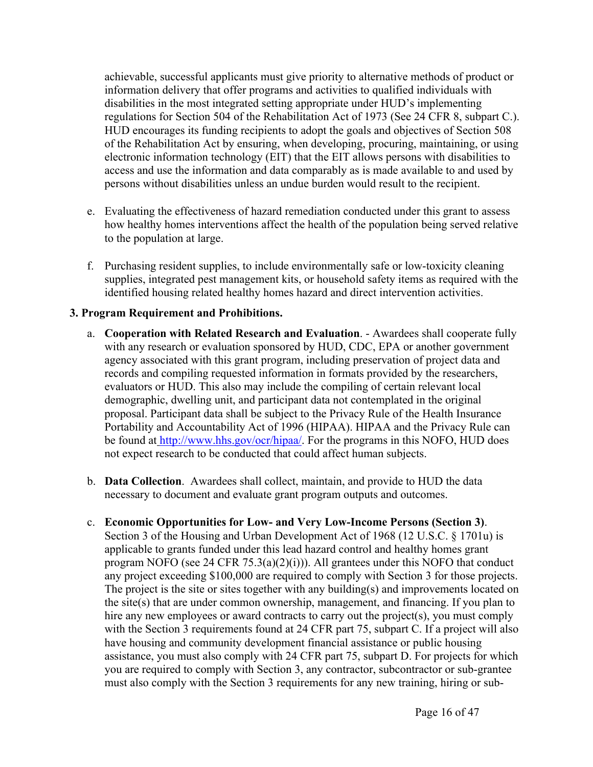achievable, successful applicants must give priority to alternative methods of product or information delivery that offer programs and activities to qualified individuals with disabilities in the most integrated setting appropriate under HUD's implementing regulations for Section 504 of the Rehabilitation Act of 1973 (See 24 CFR 8, subpart C.). HUD encourages its funding recipients to adopt the goals and objectives of Section 508 of the Rehabilitation Act by ensuring, when developing, procuring, maintaining, or using electronic information technology (EIT) that the EIT allows persons with disabilities to access and use the information and data comparably as is made available to and used by persons without disabilities unless an undue burden would result to the recipient.

e. Evaluating the effectiveness of hazard remediation conducted under this grant to assess how healthy homes interventions affect the health of the population being served relative to the population at large.

f. Purchasing resident supplies, to include environmentally safe or low-toxicity cleaning supplies, integrated pest management kits, or household safety items as required with the identified housing related healthy homes hazard and direct intervention activities.

**3. Program Requirement and Prohibitions.**

a. **Cooperation with Related Research and Evaluation**. - Awardees shall cooperate fully with any research or evaluation sponsored by HUD, CDC, EPA or another government agency associated with this grant program, including preservation of project data and records and compiling requested information in formats provided by the researchers, evaluators or HUD. This also may include the compiling of certain relevant local demographic, dwelling unit, and participant data not contemplated in the original proposal. Participant data shall be subject to the Privacy Rule of the Health Insurance Portability and Accountability Act of 1996 (HIPAA). HIPAA and the Privacy Rule can be found at http://www.hhs.gov/ocr/hipaa/. For the programs in this NOFO, HUD does not expect research to be conducted that could affect human subjects.

b. **Data Collection**. Awardees shall collect, maintain, and provide to HUD the data necessary to document and evaluate grant program outputs and outcomes.

c. **Economic Opportunities for Low- and Very Low-Income Persons (Section 3)**. Section 3 of the Housing and Urban Development Act of 1968 (12 U.S.C. § 1701u) is applicable to grants funded under this lead hazard control and healthy homes grant program NOFO (see 24 CFR 75.3(a)(2)(i))). All grantees under this NOFO that conduct any project exceeding $100,000 are required to comply with Section 3 for those projects. The project is the site or sites together with any building(s) and improvements located on the site(s) that are under common ownership, management, and financing. If you plan to hire any new employees or award contracts to carry out the project(s), you must comply with the Section 3 requirements found at 24 CFR part 75, subpart C. If a project will also have housing and community development financial assistance or public housing assistance, you must also comply with 24 CFR part 75, subpart D. For projects for which you are required to comply with Section 3, any contractor, subcontractor or sub-grantee must also comply with the Section 3 requirements for any new training, hiring or sub-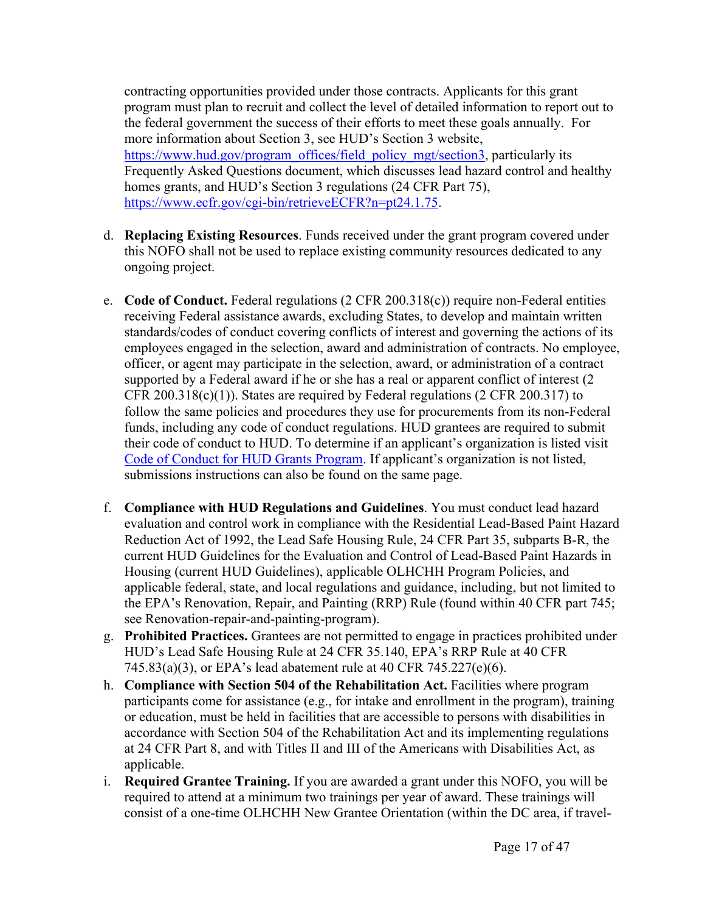contracting opportunities provided under those contracts. Applicants for this grant program must plan to recruit and collect the level of detailed information to report out to the federal government the success of their efforts to meet these goals annually. For more information about Section 3, see HUD's Section 3 website, https://www.hud.gov/program_offices/field_policy_mgt/section3, particularly its Frequently Asked Questions document, which discusses lead hazard control and healthy homes grants, and HUD's Section 3 regulations (24 CFR Part 75), https://www.ecfr.gov/cgi-bin/retrieveECFR?n=pt24.1.75.

d. **Replacing Existing Resources**. Funds received under the grant program covered under this NOFO shall not be used to replace existing community resources dedicated to any ongoing project.

e. **Code of Conduct.** Federal regulations (2 CFR 200.318(c)) require non-Federal entities receiving Federal assistance awards, excluding States, to develop and maintain written standards/codes of conduct covering conflicts of interest and governing the actions of its employees engaged in the selection, award and administration of contracts. No employee, officer, or agent may participate in the selection, award, or administration of a contract supported by a Federal award if he or she has a real or apparent conflict of interest (2 CFR 200.318(c)(1)). States are required by Federal regulations (2 CFR 200.317) to follow the same policies and procedures they use for procurements from its non-Federal funds, including any code of conduct regulations. HUD grantees are required to submit their code of conduct to HUD. To determine if an applicant's organization is listed visit Code of Conduct for HUD Grants Program. If applicant's organization is not listed, submissions instructions can also be found on the same page.

f. **Compliance with HUD Regulations and Guidelines**. You must conduct lead hazard evaluation and control work in compliance with the Residential Lead-Based Paint Hazard Reduction Act of 1992, the Lead Safe Housing Rule, 24 CFR Part 35, subparts B-R, the current HUD Guidelines for the Evaluation and Control of Lead-Based Paint Hazards in Housing (current HUD Guidelines), applicable OLHCHH Program Policies, and applicable federal, state, and local regulations and guidance, including, but not limited to the EPA's Renovation, Repair, and Painting (RRP) Rule (found within 40 CFR part 745; see Renovation-repair-and-painting-program).

g. **Prohibited Practices.** Grantees are not permitted to engage in practices prohibited under HUD's Lead Safe Housing Rule at 24 CFR 35.140, EPA's RRP Rule at 40 CFR 745.83(a)(3), or EPA's lead abatement rule at 40 CFR 745.227(e)(6).

h. **Compliance with Section 504 of the Rehabilitation Act.** Facilities where program participants come for assistance (e.g., for intake and enrollment in the program), training or education, must be held in facilities that are accessible to persons with disabilities in accordance with Section 504 of the Rehabilitation Act and its implementing regulations at 24 CFR Part 8, and with Titles II and III of the Americans with Disabilities Act, as applicable.

i. **Required Grantee Training.** If you are awarded a grant under this NOFO, you will be required to attend at a minimum two trainings per year of award. These trainings will consist of a one-time OLHCHH New Grantee Orientation (within the DC area, if travel-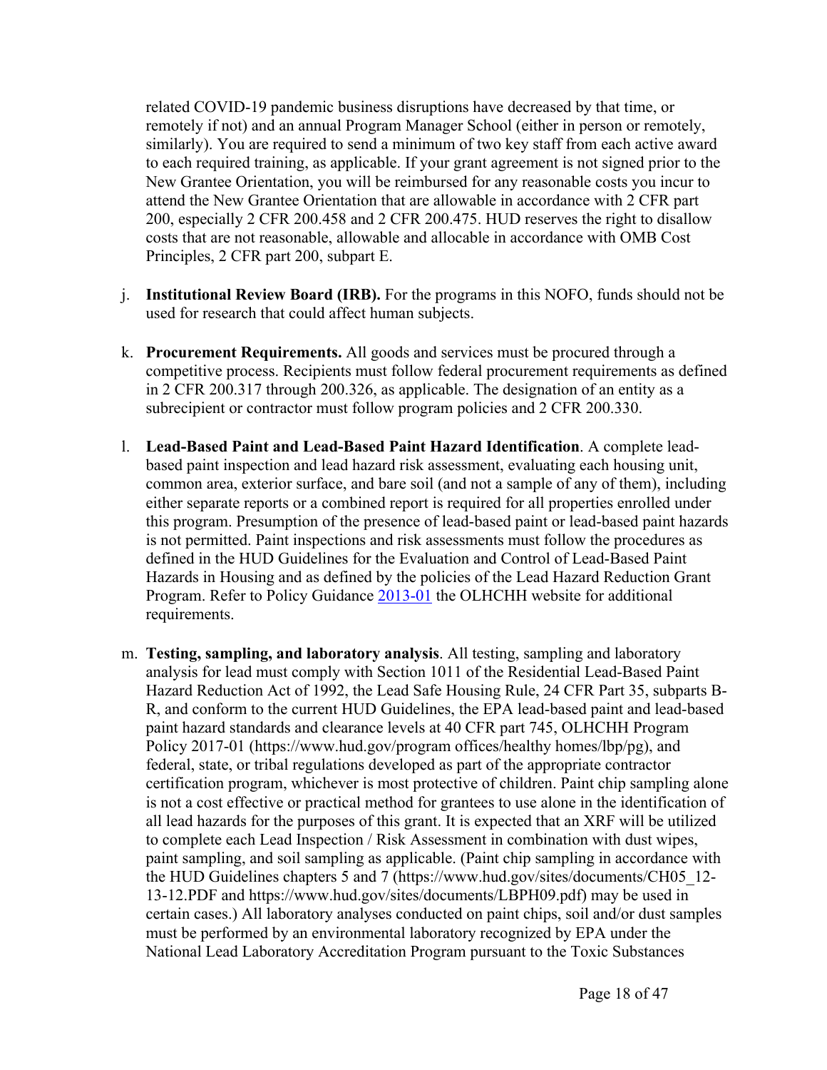related COVID-19 pandemic business disruptions have decreased by that time, or remotely if not) and an annual Program Manager School (either in person or remotely, similarly). You are required to send a minimum of two key staff from each active award to each required training, as applicable. If your grant agreement is not signed prior to the New Grantee Orientation, you will be reimbursed for any reasonable costs you incur to attend the New Grantee Orientation that are allowable in accordance with 2 CFR part 200, especially 2 CFR 200.458 and 2 CFR 200.475. HUD reserves the right to disallow costs that are not reasonable, allowable and allocable in accordance with OMB Cost Principles, 2 CFR part 200, subpart E.

j. **Institutional Review Board (IRB).** For the programs in this NOFO, funds should not be used for research that could affect human subjects.

k. **Procurement Requirements.** All goods and services must be procured through a competitive process. Recipients must follow federal procurement requirements as defined in 2 CFR 200.317 through 200.326, as applicable. The designation of an entity as a subrecipient or contractor must follow program policies and 2 CFR 200.330.

l. **Lead-Based Paint and Lead-Based Paint Hazard Identification**. A complete lead-based paint inspection and lead hazard risk assessment, evaluating each housing unit, common area, exterior surface, and bare soil (and not a sample of any of them), including either separate reports or a combined report is required for all properties enrolled under this program. Presumption of the presence of lead-based paint or lead-based paint hazards is not permitted. Paint inspections and risk assessments must follow the procedures as defined in the HUD Guidelines for the Evaluation and Control of Lead-Based Paint Hazards in Housing and as defined by the policies of the Lead Hazard Reduction Grant Program. Refer to Policy Guidance 2013-01 the OLHCHH website for additional requirements.

m. **Testing, sampling, and laboratory analysis**. All testing, sampling and laboratory analysis for lead must comply with Section 1011 of the Residential Lead-Based Paint Hazard Reduction Act of 1992, the Lead Safe Housing Rule, 24 CFR Part 35, subparts B-R, and conform to the current HUD Guidelines, the EPA lead-based paint and lead-based paint hazard standards and clearance levels at 40 CFR part 745, OLHCHH Program Policy 2017-01 (https://www.hud.gov/program offices/healthy homes/lbp/pg), and federal, state, or tribal regulations developed as part of the appropriate contractor certification program, whichever is most protective of children. Paint chip sampling alone is not a cost effective or practical method for grantees to use alone in the identification of all lead hazards for the purposes of this grant. It is expected that an XRF will be utilized to complete each Lead Inspection / Risk Assessment in combination with dust wipes, paint sampling, and soil sampling as applicable. (Paint chip sampling in accordance with the HUD Guidelines chapters 5 and 7 (https://www.hud.gov/sites/documents/CH05_12-13-12.PDF and https://www.hud.gov/sites/documents/LBPH09.pdf) may be used in certain cases.) All laboratory analyses conducted on paint chips, soil and/or dust samples must be performed by an environmental laboratory recognized by EPA under the National Lead Laboratory Accreditation Program pursuant to the Toxic Substances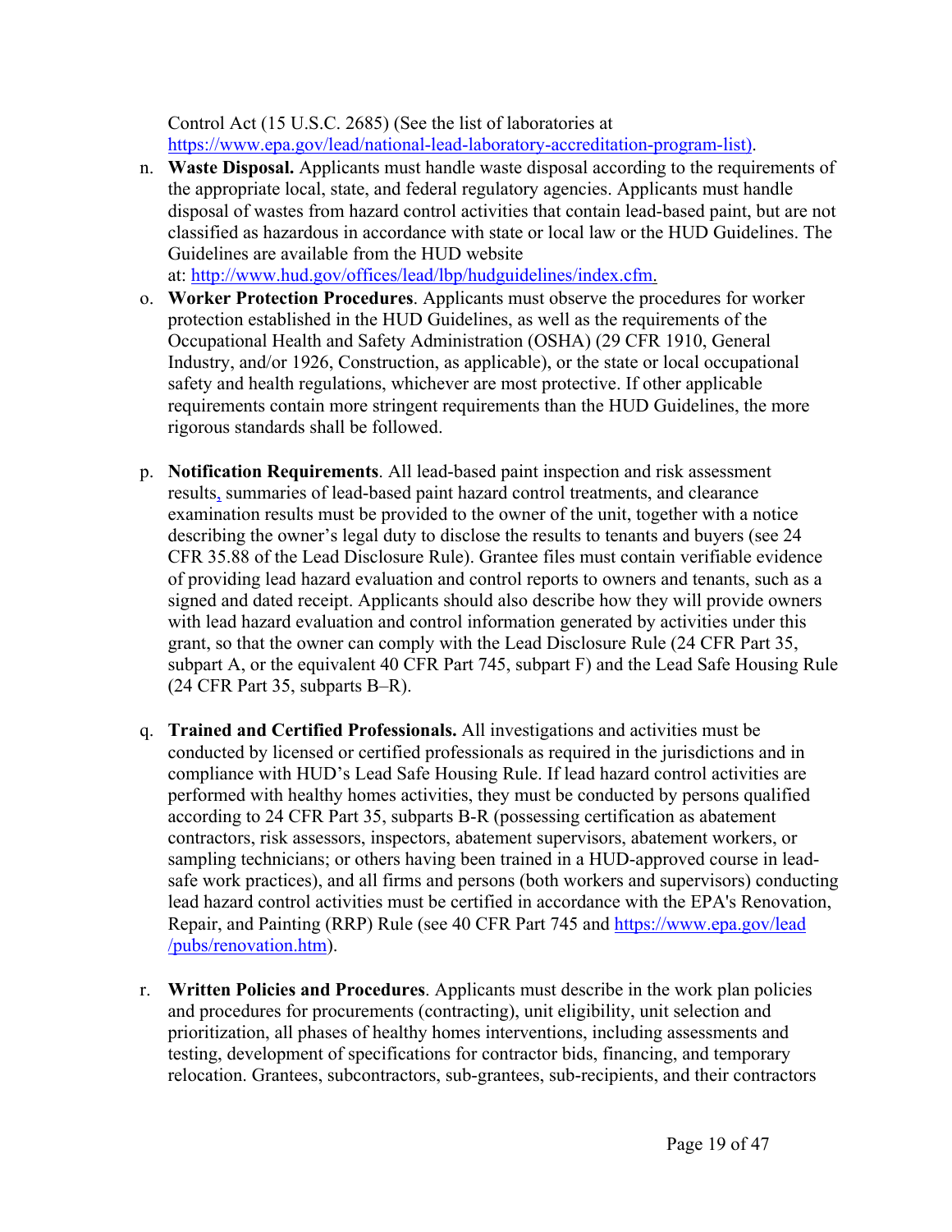Control Act (15 U.S.C. 2685) (See the list of laboratories at https://www.epa.gov/lead/national-lead-laboratory-accreditation-program-list).

n. **Waste Disposal.** Applicants must handle waste disposal according to the requirements of the appropriate local, state, and federal regulatory agencies. Applicants must handle disposal of wastes from hazard control activities that contain lead-based paint, but are not classified as hazardous in accordance with state or local law or the HUD Guidelines. The Guidelines are available from the HUD website at: http://www.hud.gov/offices/lead/lbp/hudguidelines/index.cfm.

o. **Worker Protection Procedures**. Applicants must observe the procedures for worker protection established in the HUD Guidelines, as well as the requirements of the Occupational Health and Safety Administration (OSHA) (29 CFR 1910, General Industry, and/or 1926, Construction, as applicable), or the state or local occupational safety and health regulations, whichever are most protective. If other applicable requirements contain more stringent requirements than the HUD Guidelines, the more rigorous standards shall be followed.

p. **Notification Requirements**. All lead-based paint inspection and risk assessment results, summaries of lead-based paint hazard control treatments, and clearance examination results must be provided to the owner of the unit, together with a notice describing the owner's legal duty to disclose the results to tenants and buyers (see 24 CFR 35.88 of the Lead Disclosure Rule). Grantee files must contain verifiable evidence of providing lead hazard evaluation and control reports to owners and tenants, such as a signed and dated receipt. Applicants should also describe how they will provide owners with lead hazard evaluation and control information generated by activities under this grant, so that the owner can comply with the Lead Disclosure Rule (24 CFR Part 35, subpart A, or the equivalent 40 CFR Part 745, subpart F) and the Lead Safe Housing Rule (24 CFR Part 35, subparts B–R).

q. **Trained and Certified Professionals.** All investigations and activities must be conducted by licensed or certified professionals as required in the jurisdictions and in compliance with HUD's Lead Safe Housing Rule. If lead hazard control activities are performed with healthy homes activities, they must be conducted by persons qualified according to 24 CFR Part 35, subparts B-R (possessing certification as abatement contractors, risk assessors, inspectors, abatement supervisors, abatement workers, or sampling technicians; or others having been trained in a HUD-approved course in lead-safe work practices), and all firms and persons (both workers and supervisors) conducting lead hazard control activities must be certified in accordance with the EPA's Renovation, Repair, and Painting (RRP) Rule (see 40 CFR Part 745 and https://www.epa.gov/lead/pubs/renovation.htm).

r. **Written Policies and Procedures**. Applicants must describe in the work plan policies and procedures for procurements (contracting), unit eligibility, unit selection and prioritization, all phases of healthy homes interventions, including assessments and testing, development of specifications for contractor bids, financing, and temporary relocation. Grantees, subcontractors, sub-grantees, sub-recipients, and their contractors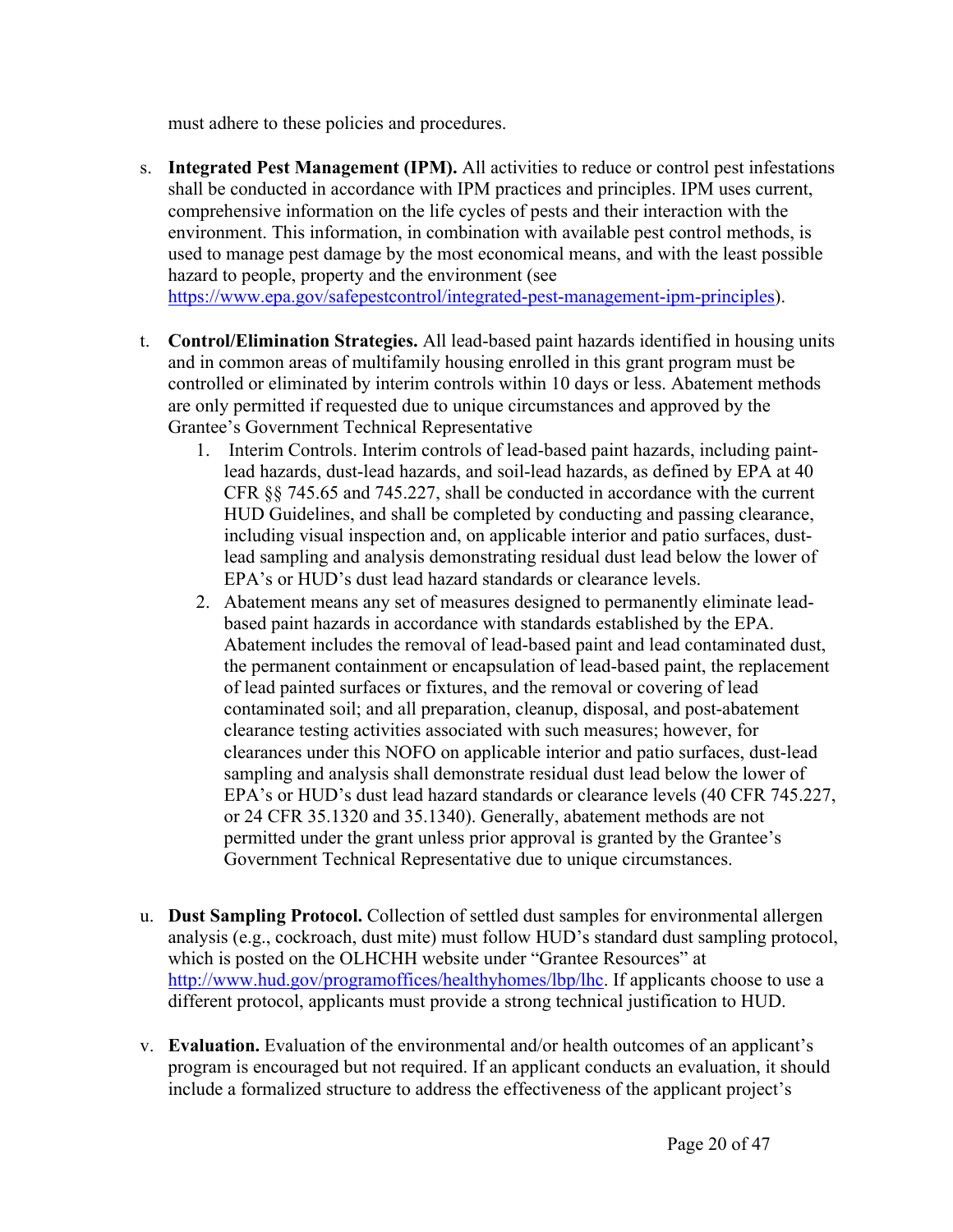must adhere to these policies and procedures.

s. **Integrated Pest Management (IPM).** All activities to reduce or control pest infestations shall be conducted in accordance with IPM practices and principles. IPM uses current, comprehensive information on the life cycles of pests and their interaction with the environment. This information, in combination with available pest control methods, is used to manage pest damage by the most economical means, and with the least possible hazard to people, property and the environment (see [https://www.epa.gov/safepestcontrol/integrated-pest-management-ipm-principles](https://www.epa.gov/safepestcontrol/integrated-pest-management-ipm-principles)).

t. **Control/Elimination Strategies.** All lead-based paint hazards identified in housing units and in common areas of multifamily housing enrolled in this grant program must be controlled or eliminated by interim controls within 10 days or less. Abatement methods are only permitted if requested due to unique circumstances and approved by the Grantee's Government Technical Representative

   1. Interim Controls. Interim controls of lead-based paint hazards, including paint-lead hazards, dust-lead hazards, and soil-lead hazards, as defined by EPA at 40 CFR §§ 745.65 and 745.227, shall be conducted in accordance with the current HUD Guidelines, and shall be completed by conducting and passing clearance, including visual inspection and, on applicable interior and patio surfaces, dust-lead sampling and analysis demonstrating residual dust lead below the lower of EPA's or HUD's dust lead hazard standards or clearance levels.
   2. Abatement means any set of measures designed to permanently eliminate lead-based paint hazards in accordance with standards established by the EPA. Abatement includes the removal of lead-based paint and lead contaminated dust, the permanent containment or encapsulation of lead-based paint, the replacement of lead painted surfaces or fixtures, and the removal or covering of lead contaminated soil; and all preparation, cleanup, disposal, and post-abatement clearance testing activities associated with such measures; however, for clearances under this NOFO on applicable interior and patio surfaces, dust-lead sampling and analysis shall demonstrate residual dust lead below the lower of EPA's or HUD's dust lead hazard standards or clearance levels (40 CFR 745.227, or 24 CFR 35.1320 and 35.1340). Generally, abatement methods are not permitted under the grant unless prior approval is granted by the Grantee's Government Technical Representative due to unique circumstances.

u. **Dust Sampling Protocol.** Collection of settled dust samples for environmental allergen analysis (e.g., cockroach, dust mite) must follow HUD's standard dust sampling protocol, which is posted on the OLHCHH website under "Grantee Resources" at [http://www.hud.gov/programoffices/healthyhomes/lbp/lhc](http://www.hud.gov/programoffices/healthyhomes/lbp/lhc). If applicants choose to use a different protocol, applicants must provide a strong technical justification to HUD.

v. **Evaluation.** Evaluation of the environmental and/or health outcomes of an applicant's program is encouraged but not required. If an applicant conducts an evaluation, it should include a formalized structure to address the effectiveness of the applicant project's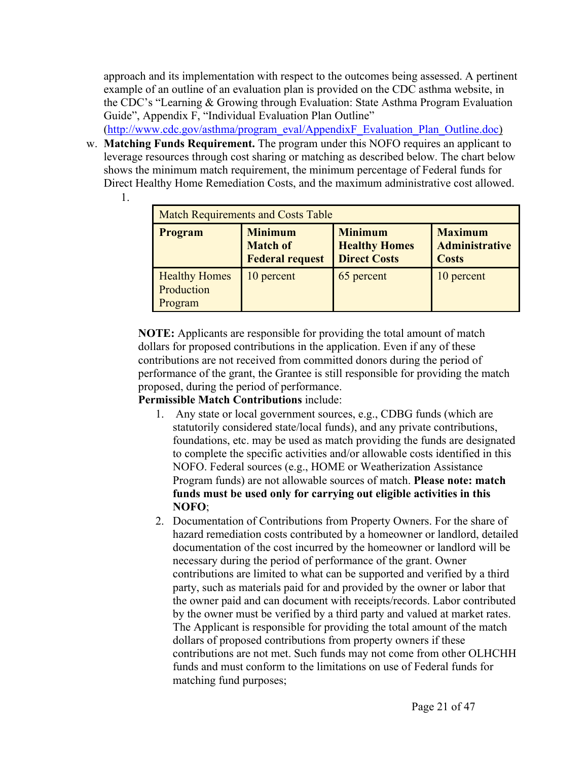approach and its implementation with respect to the outcomes being assessed. A pertinent example of an outline of an evaluation plan is provided on the CDC asthma website, in the CDC's "Learning & Growing through Evaluation: State Asthma Program Evaluation Guide", Appendix F, "Individual Evaluation Plan Outline" (http://www.cdc.gov/asthma/program_eval/AppendixF_Evaluation_Plan_Outline.doc)

w. **Matching Funds Requirement.** The program under this NOFO requires an applicant to leverage resources through cost sharing or matching as described below. The chart below shows the minimum match requirement, the minimum percentage of Federal funds for Direct Healthy Home Remediation Costs, and the maximum administrative cost allowed.

1.

| Match Requirements and Costs Table | | | |
|---|---|---|---|
| **Program** | **Minimum Match of Federal request** | **Minimum Healthy Homes Direct Costs** | **Maximum Administrative Costs** |
| Healthy Homes Production Program | 10 percent | 65 percent | 10 percent |

**NOTE:** Applicants are responsible for providing the total amount of match dollars for proposed contributions in the application. Even if any of these contributions are not received from committed donors during the period of performance of the grant, the Grantee is still responsible for providing the match proposed, during the period of performance.

**Permissible Match Contributions** include:

1. Any state or local government sources, e.g., CDBG funds (which are statutorily considered state/local funds), and any private contributions, foundations, etc. may be used as match providing the funds are designated to complete the specific activities and/or allowable costs identified in this NOFO. Federal sources (e.g., HOME or Weatherization Assistance Program funds) are not allowable sources of match. **Please note: match funds must be used only for carrying out eligible activities in this NOFO**;
2. Documentation of Contributions from Property Owners. For the share of hazard remediation costs contributed by a homeowner or landlord, detailed documentation of the cost incurred by the homeowner or landlord will be necessary during the period of performance of the grant. Owner contributions are limited to what can be supported and verified by a third party, such as materials paid for and provided by the owner or labor that the owner paid and can document with receipts/records. Labor contributed by the owner must be verified by a third party and valued at market rates. The Applicant is responsible for providing the total amount of the match dollars of proposed contributions from property owners if these contributions are not met. Such funds may not come from other OLHCHH funds and must conform to the limitations on use of Federal funds for matching fund purposes;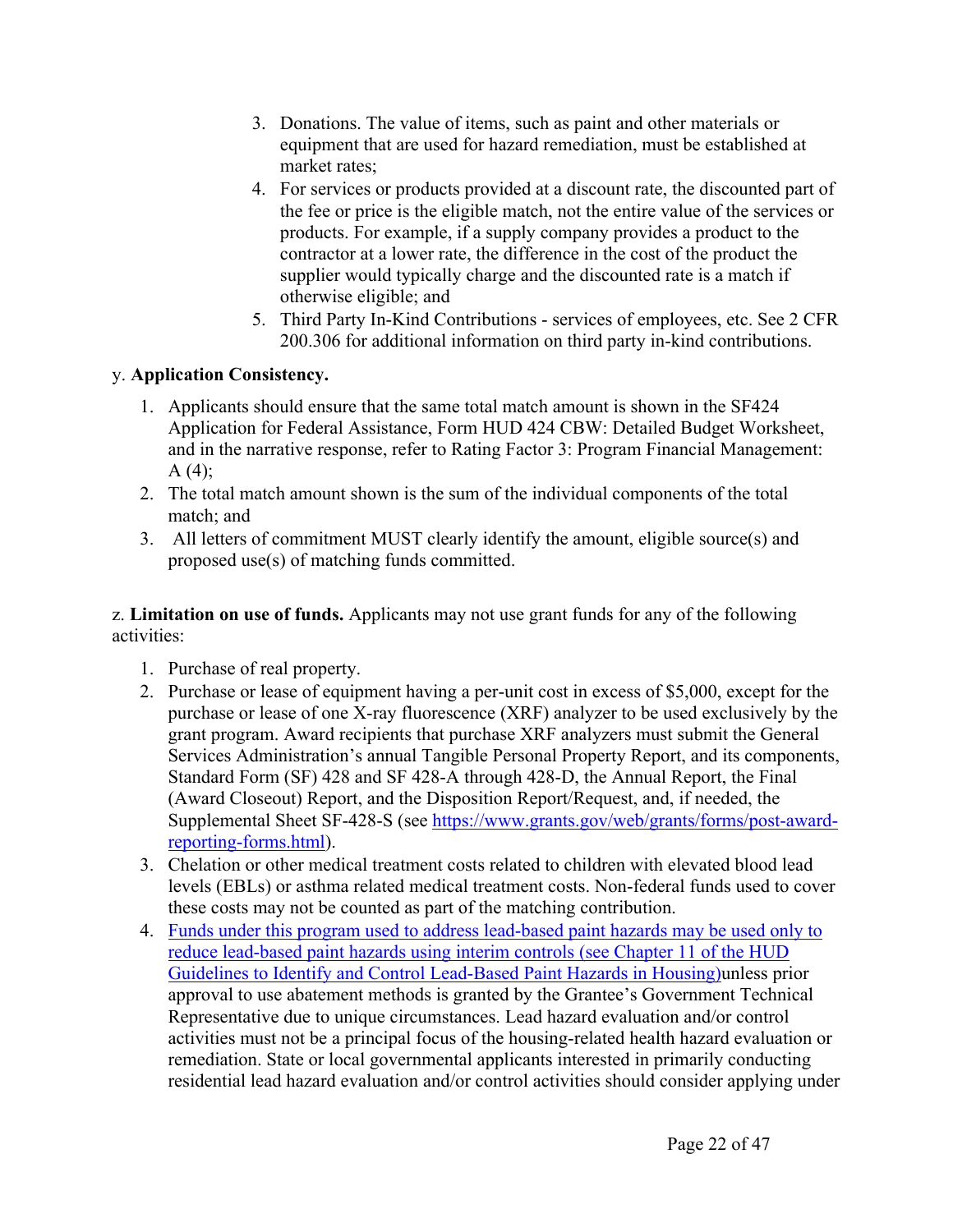3. Donations. The value of items, such as paint and other materials or equipment that are used for hazard remediation, must be established at market rates;
4. For services or products provided at a discount rate, the discounted part of the fee or price is the eligible match, not the entire value of the services or products. For example, if a supply company provides a product to the contractor at a lower rate, the difference in the cost of the product the supplier would typically charge and the discounted rate is a match if otherwise eligible; and
5. Third Party In-Kind Contributions - services of employees, etc. See 2 CFR 200.306 for additional information on third party in-kind contributions.

y. **Application Consistency.**

1. Applicants should ensure that the same total match amount is shown in the SF424 Application for Federal Assistance, Form HUD 424 CBW: Detailed Budget Worksheet, and in the narrative response, refer to Rating Factor 3: Program Financial Management: A (4);
2. The total match amount shown is the sum of the individual components of the total match; and
3. All letters of commitment MUST clearly identify the amount, eligible source(s) and proposed use(s) of matching funds committed.

z. **Limitation on use of funds.** Applicants may not use grant funds for any of the following activities:

1. Purchase of real property.
2. Purchase or lease of equipment having a per-unit cost in excess of $5,000, except for the purchase or lease of one X-ray fluorescence (XRF) analyzer to be used exclusively by the grant program. Award recipients that purchase XRF analyzers must submit the General Services Administration's annual Tangible Personal Property Report, and its components, Standard Form (SF) 428 and SF 428-A through 428-D, the Annual Report, the Final (Award Closeout) Report, and the Disposition Report/Request, and, if needed, the Supplemental Sheet SF-428-S (see https://www.grants.gov/web/grants/forms/post-award-reporting-forms.html).
3. Chelation or other medical treatment costs related to children with elevated blood lead levels (EBLs) or asthma related medical treatment costs. Non-federal funds used to cover these costs may not be counted as part of the matching contribution.
4. Funds under this program used to address lead-based paint hazards may be used only to reduce lead-based paint hazards using interim controls (see Chapter 11 of the HUD Guidelines to Identify and Control Lead-Based Paint Hazards in Housing)unless prior approval to use abatement methods is granted by the Grantee's Government Technical Representative due to unique circumstances. Lead hazard evaluation and/or control activities must not be a principal focus of the housing-related health hazard evaluation or remediation. State or local governmental applicants interested in primarily conducting residential lead hazard evaluation and/or control activities should consider applying under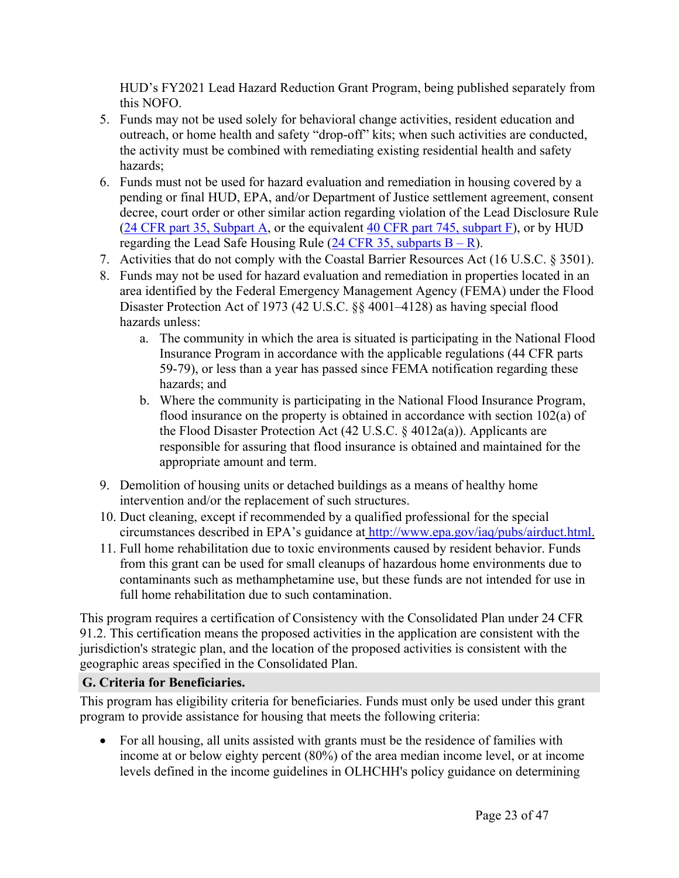HUD's FY2021 Lead Hazard Reduction Grant Program, being published separately from this NOFO.

5. Funds may not be used solely for behavioral change activities, resident education and outreach, or home health and safety "drop-off" kits; when such activities are conducted, the activity must be combined with remediating existing residential health and safety hazards;
6. Funds must not be used for hazard evaluation and remediation in housing covered by a pending or final HUD, EPA, and/or Department of Justice settlement agreement, consent decree, court order or other similar action regarding violation of the Lead Disclosure Rule (24 CFR part 35, Subpart A, or the equivalent 40 CFR part 745, subpart F), or by HUD regarding the Lead Safe Housing Rule (24 CFR 35, subparts B – R).
7. Activities that do not comply with the Coastal Barrier Resources Act (16 U.S.C. § 3501).
8. Funds may not be used for hazard evaluation and remediation in properties located in an area identified by the Federal Emergency Management Agency (FEMA) under the Flood Disaster Protection Act of 1973 (42 U.S.C. §§ 4001–4128) as having special flood hazards unless:
   a. The community in which the area is situated is participating in the National Flood Insurance Program in accordance with the applicable regulations (44 CFR parts 59-79), or less than a year has passed since FEMA notification regarding these hazards; and
   b. Where the community is participating in the National Flood Insurance Program, flood insurance on the property is obtained in accordance with section 102(a) of the Flood Disaster Protection Act (42 U.S.C. § 4012a(a)). Applicants are responsible for assuring that flood insurance is obtained and maintained for the appropriate amount and term.
9. Demolition of housing units or detached buildings as a means of healthy home intervention and/or the replacement of such structures.
10. Duct cleaning, except if recommended by a qualified professional for the special circumstances described in EPA's guidance at http://www.epa.gov/iaq/pubs/airduct.html.
11. Full home rehabilitation due to toxic environments caused by resident behavior. Funds from this grant can be used for small cleanups of hazardous home environments due to contaminants such as methamphetamine use, but these funds are not intended for use in full home rehabilitation due to such contamination.

This program requires a certification of Consistency with the Consolidated Plan under 24 CFR 91.2. This certification means the proposed activities in the application are consistent with the jurisdiction's strategic plan, and the location of the proposed activities is consistent with the geographic areas specified in the Consolidated Plan.

### G. Criteria for Beneficiaries.

This program has eligibility criteria for beneficiaries. Funds must only be used under this grant program to provide assistance for housing that meets the following criteria:

- For all housing, all units assisted with grants must be the residence of families with income at or below eighty percent (80%) of the area median income level, or at income levels defined in the income guidelines in OLHCHH's policy guidance on determining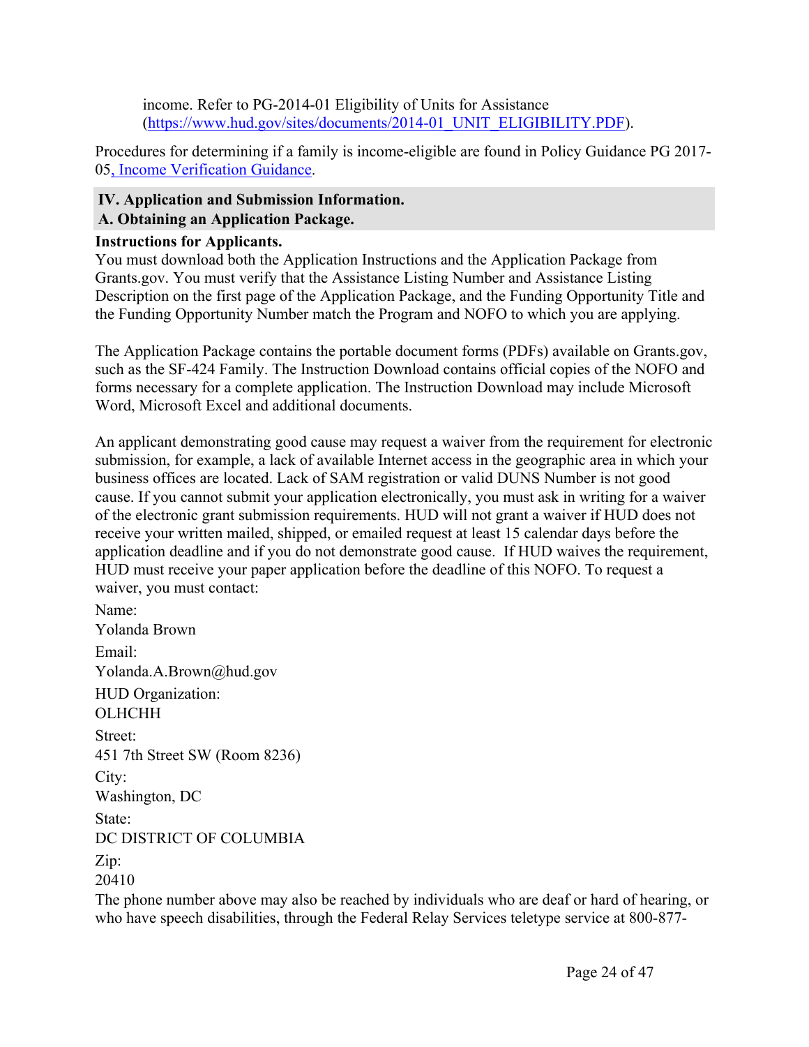income. Refer to PG-2014-01 Eligibility of Units for Assistance (https://www.hud.gov/sites/documents/2014-01_UNIT_ELIGIBILITY.PDF).

Procedures for determining if a family is income-eligible are found in Policy Guidance PG 2017-05, Income Verification Guidance.

## IV. Application and Submission Information.

### A. Obtaining an Application Package.

**Instructions for Applicants.**

You must download both the Application Instructions and the Application Package from Grants.gov. You must verify that the Assistance Listing Number and Assistance Listing Description on the first page of the Application Package, and the Funding Opportunity Title and the Funding Opportunity Number match the Program and NOFO to which you are applying.

The Application Package contains the portable document forms (PDFs) available on Grants.gov, such as the SF-424 Family. The Instruction Download contains official copies of the NOFO and forms necessary for a complete application. The Instruction Download may include Microsoft Word, Microsoft Excel and additional documents.

An applicant demonstrating good cause may request a waiver from the requirement for electronic submission, for example, a lack of available Internet access in the geographic area in which your business offices are located. Lack of SAM registration or valid DUNS Number is not good cause. If you cannot submit your application electronically, you must ask in writing for a waiver of the electronic grant submission requirements. HUD will not grant a waiver if HUD does not receive your written mailed, shipped, or emailed request at least 15 calendar days before the application deadline and if you do not demonstrate good cause. If HUD waives the requirement, HUD must receive your paper application before the deadline of this NOFO. To request a waiver, you must contact:

Name:
Yolanda Brown

Email:
Yolanda.A.Brown@hud.gov

HUD Organization:
OLHCHH

Street:
451 7th Street SW (Room 8236)

City:
Washington, DC

State:
DC DISTRICT OF COLUMBIA

Zip:
20410

The phone number above may also be reached by individuals who are deaf or hard of hearing, or who have speech disabilities, through the Federal Relay Services teletype service at 800-877-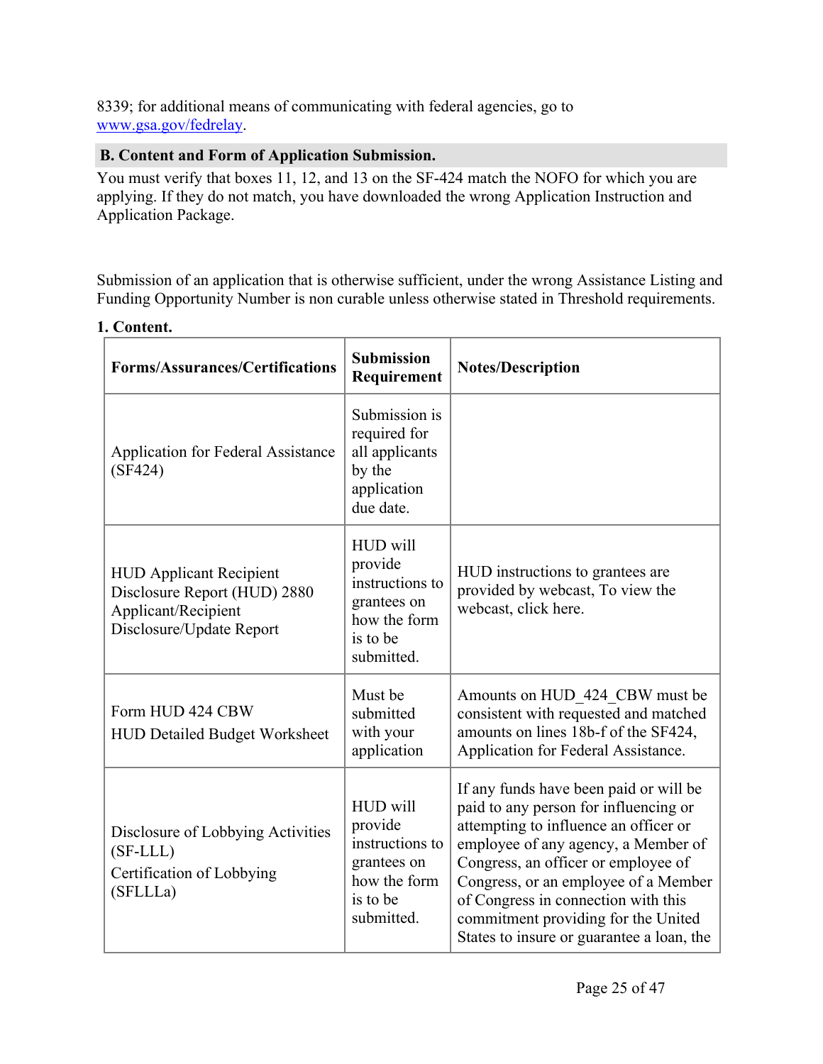8339; for additional means of communicating with federal agencies, go to www.gsa.gov/fedrelay.

## B. Content and Form of Application Submission.

You must verify that boxes 11, 12, and 13 on the SF-424 match the NOFO for which you are applying. If they do not match, you have downloaded the wrong Application Instruction and Application Package.

Submission of an application that is otherwise sufficient, under the wrong Assistance Listing and Funding Opportunity Number is non curable unless otherwise stated in Threshold requirements.

**1. Content.**

| Forms/Assurances/Certifications | Submission Requirement | Notes/Description |
|---|---|---|
| Application for Federal Assistance (SF424) | Submission is required for all applicants by the application due date. | |
| HUD Applicant Recipient Disclosure Report (HUD) 2880 Applicant/Recipient Disclosure/Update Report | HUD will provide instructions to grantees on how the form is to be submitted. | HUD instructions to grantees are provided by webcast, To view the webcast, click here. |
| Form HUD 424 CBW<br>HUD Detailed Budget Worksheet | Must be submitted with your application | Amounts on HUD_424_CBW must be consistent with requested and matched amounts on lines 18b-f of the SF424, Application for Federal Assistance. |
| Disclosure of Lobbying Activities (SF-LLL)<br>Certification of Lobbying (SFLLLa) | HUD will provide instructions to grantees on how the form is to be submitted. | If any funds have been paid or will be paid to any person for influencing or attempting to influence an officer or employee of any agency, a Member of Congress, an officer or employee of Congress, or an employee of a Member of Congress in connection with this commitment providing for the United States to insure or guarantee a loan, the |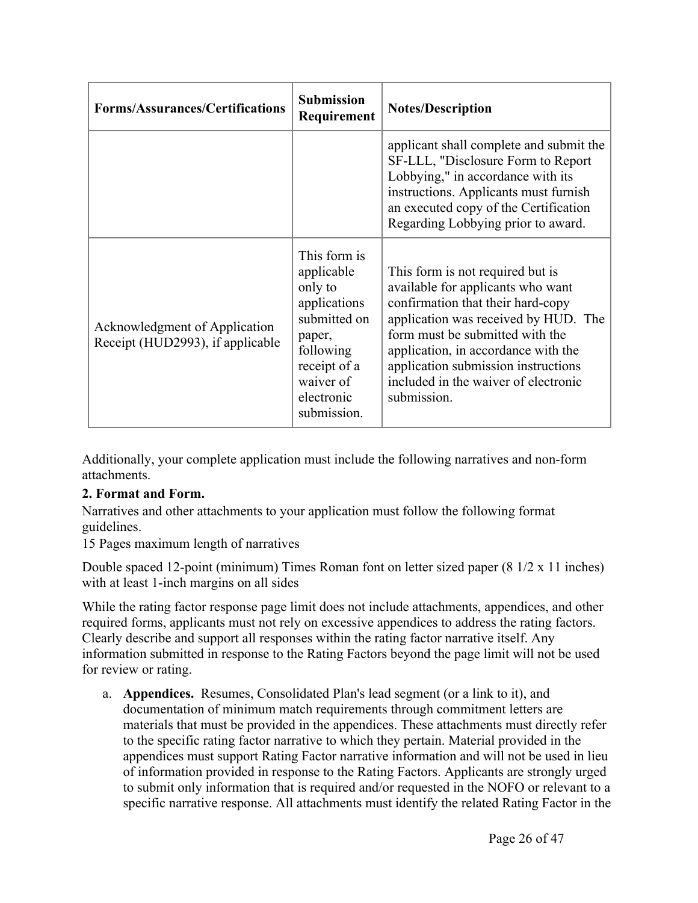| Forms/Assurances/Certifications | Submission Requirement | Notes/Description |
|---|---|---|
| | | applicant shall complete and submit the SF-LLL, "Disclosure Form to Report Lobbying," in accordance with its instructions. Applicants must furnish an executed copy of the Certification Regarding Lobbying prior to award. |
| Acknowledgment of Application Receipt (HUD2993), if applicable | This form is applicable only to applications submitted on paper, following receipt of a waiver of electronic submission. | This form is not required but is available for applicants who want confirmation that their hard-copy application was received by HUD. The form must be submitted with the application, in accordance with the application submission instructions included in the waiver of electronic submission. |

Additionally, your complete application must include the following narratives and non-form attachments.

**2. Format and Form.**

Narratives and other attachments to your application must follow the following format guidelines.

15 Pages maximum length of narratives

Double spaced 12-point (minimum) Times Roman font on letter sized paper (8 1/2 x 11 inches) with at least 1-inch margins on all sides

While the rating factor response page limit does not include attachments, appendices, and other required forms, applicants must not rely on excessive appendices to address the rating factors. Clearly describe and support all responses within the rating factor narrative itself. Any information submitted in response to the Rating Factors beyond the page limit will not be used for review or rating.

a. **Appendices.** Resumes, Consolidated Plan's lead segment (or a link to it), and documentation of minimum match requirements through commitment letters are materials that must be provided in the appendices. These attachments must directly refer to the specific rating factor narrative to which they pertain. Material provided in the appendices must support Rating Factor narrative information and will not be used in lieu of information provided in response to the Rating Factors. Applicants are strongly urged to submit only information that is required and/or requested in the NOFO or relevant to a specific narrative response. All attachments must identify the related Rating Factor in the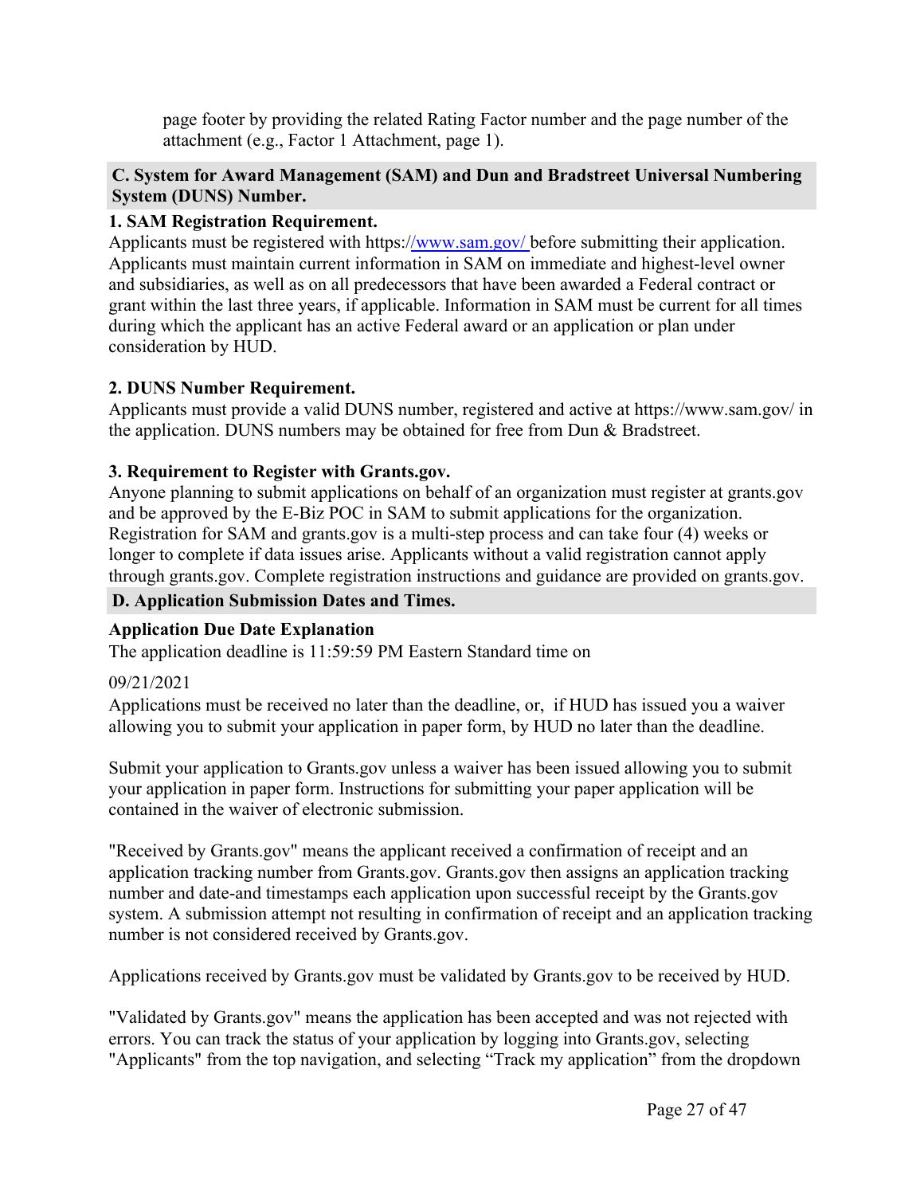page footer by providing the related Rating Factor number and the page number of the attachment (e.g., Factor 1 Attachment, page 1).

## C. System for Award Management (SAM) and Dun and Bradstreet Universal Numbering System (DUNS) Number.

### 1. SAM Registration Requirement.

Applicants must be registered with https://www.sam.gov/ before submitting their application. Applicants must maintain current information in SAM on immediate and highest-level owner and subsidiaries, as well as on all predecessors that have been awarded a Federal contract or grant within the last three years, if applicable. Information in SAM must be current for all times during which the applicant has an active Federal award or an application or plan under consideration by HUD.

### 2. DUNS Number Requirement.

Applicants must provide a valid DUNS number, registered and active at https://www.sam.gov/ in the application. DUNS numbers may be obtained for free from Dun & Bradstreet.

### 3. Requirement to Register with Grants.gov.

Anyone planning to submit applications on behalf of an organization must register at grants.gov and be approved by the E-Biz POC in SAM to submit applications for the organization. Registration for SAM and grants.gov is a multi-step process and can take four (4) weeks or longer to complete if data issues arise. Applicants without a valid registration cannot apply through grants.gov. Complete registration instructions and guidance are provided on grants.gov.

## D. Application Submission Dates and Times.

### Application Due Date Explanation

The application deadline is 11:59:59 PM Eastern Standard time on

09/21/2021

Applications must be received no later than the deadline, or, if HUD has issued you a waiver allowing you to submit your application in paper form, by HUD no later than the deadline.

Submit your application to Grants.gov unless a waiver has been issued allowing you to submit your application in paper form. Instructions for submitting your paper application will be contained in the waiver of electronic submission.

"Received by Grants.gov" means the applicant received a confirmation of receipt and an application tracking number from Grants.gov. Grants.gov then assigns an application tracking number and date-and timestamps each application upon successful receipt by the Grants.gov system. A submission attempt not resulting in confirmation of receipt and an application tracking number is not considered received by Grants.gov.

Applications received by Grants.gov must be validated by Grants.gov to be received by HUD.

"Validated by Grants.gov" means the application has been accepted and was not rejected with errors. You can track the status of your application by logging into Grants.gov, selecting "Applicants" from the top navigation, and selecting "Track my application" from the dropdown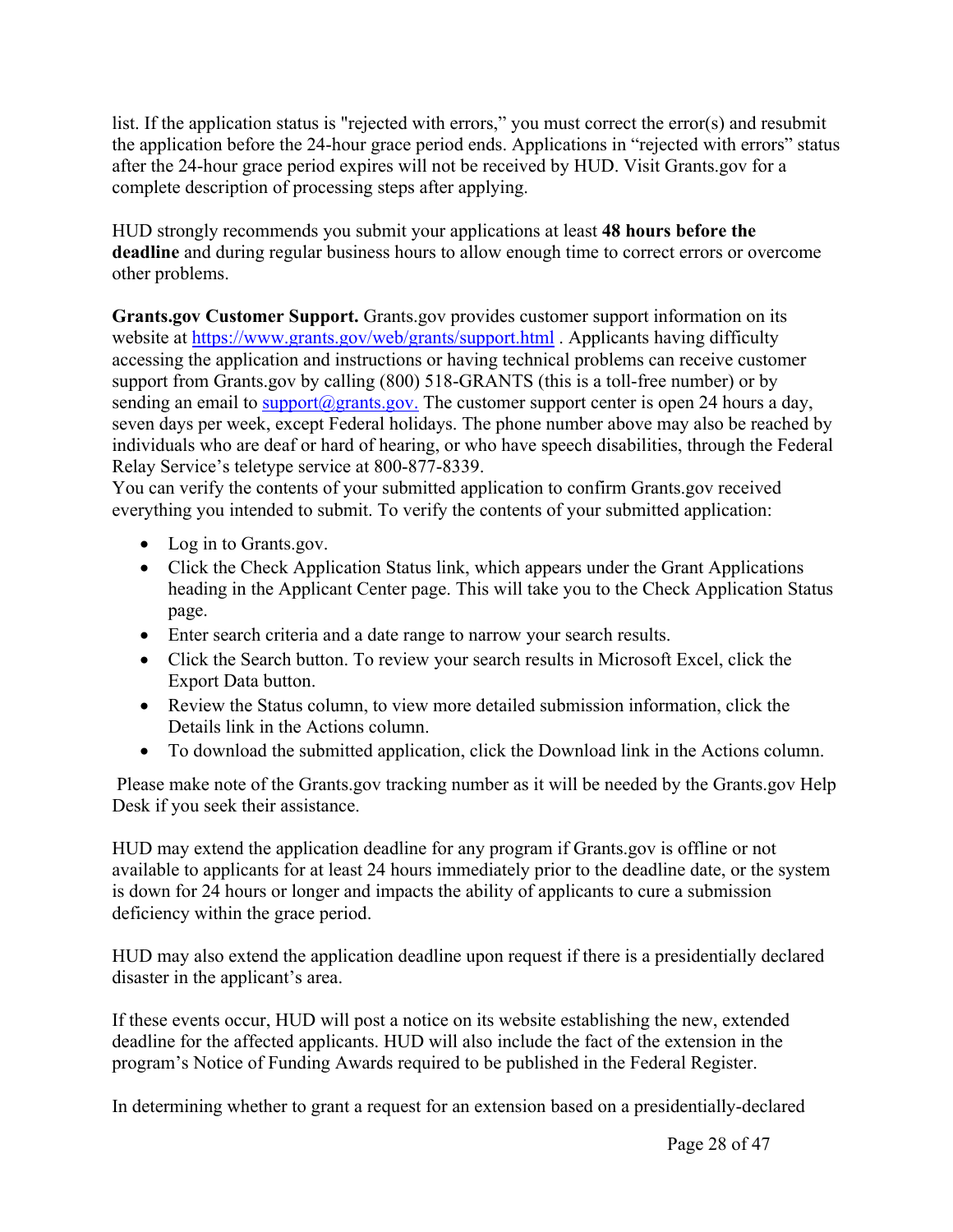list. If the application status is "rejected with errors," you must correct the error(s) and resubmit the application before the 24-hour grace period ends. Applications in "rejected with errors" status after the 24-hour grace period expires will not be received by HUD. Visit Grants.gov for a complete description of processing steps after applying.

HUD strongly recommends you submit your applications at least **48 hours before the deadline** and during regular business hours to allow enough time to correct errors or overcome other problems.

**Grants.gov Customer Support.** Grants.gov provides customer support information on its website at [https://www.grants.gov/web/grants/support.html](https://www.grants.gov/web/grants/support.html) . Applicants having difficulty accessing the application and instructions or having technical problems can receive customer support from Grants.gov by calling (800) 518-GRANTS (this is a toll-free number) or by sending an email to [support@grants.gov.](mailto:support@grants.gov) The customer support center is open 24 hours a day, seven days per week, except Federal holidays. The phone number above may also be reached by individuals who are deaf or hard of hearing, or who have speech disabilities, through the Federal Relay Service's teletype service at 800-877-8339.
You can verify the contents of your submitted application to confirm Grants.gov received everything you intended to submit. To verify the contents of your submitted application:

- Log in to Grants.gov.
- Click the Check Application Status link, which appears under the Grant Applications heading in the Applicant Center page. This will take you to the Check Application Status page.
- Enter search criteria and a date range to narrow your search results.
- Click the Search button. To review your search results in Microsoft Excel, click the Export Data button.
- Review the Status column, to view more detailed submission information, click the Details link in the Actions column.
- To download the submitted application, click the Download link in the Actions column.

Please make note of the Grants.gov tracking number as it will be needed by the Grants.gov Help Desk if you seek their assistance.

HUD may extend the application deadline for any program if Grants.gov is offline or not available to applicants for at least 24 hours immediately prior to the deadline date, or the system is down for 24 hours or longer and impacts the ability of applicants to cure a submission deficiency within the grace period.

HUD may also extend the application deadline upon request if there is a presidentially declared disaster in the applicant's area.

If these events occur, HUD will post a notice on its website establishing the new, extended deadline for the affected applicants. HUD will also include the fact of the extension in the program's Notice of Funding Awards required to be published in the Federal Register.

In determining whether to grant a request for an extension based on a presidentially-declared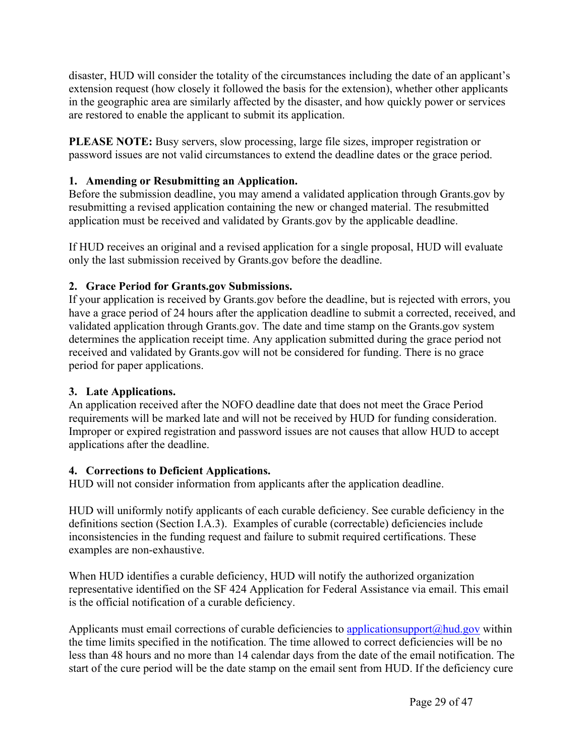disaster, HUD will consider the totality of the circumstances including the date of an applicant's extension request (how closely it followed the basis for the extension), whether other applicants in the geographic area are similarly affected by the disaster, and how quickly power or services are restored to enable the applicant to submit its application.

**PLEASE NOTE:** Busy servers, slow processing, large file sizes, improper registration or password issues are not valid circumstances to extend the deadline dates or the grace period.

### 1. Amending or Resubmitting an Application.

Before the submission deadline, you may amend a validated application through Grants.gov by resubmitting a revised application containing the new or changed material. The resubmitted application must be received and validated by Grants.gov by the applicable deadline.

If HUD receives an original and a revised application for a single proposal, HUD will evaluate only the last submission received by Grants.gov before the deadline.

### 2. Grace Period for Grants.gov Submissions.

If your application is received by Grants.gov before the deadline, but is rejected with errors, you have a grace period of 24 hours after the application deadline to submit a corrected, received, and validated application through Grants.gov. The date and time stamp on the Grants.gov system determines the application receipt time. Any application submitted during the grace period not received and validated by Grants.gov will not be considered for funding. There is no grace period for paper applications.

### 3. Late Applications.

An application received after the NOFO deadline date that does not meet the Grace Period requirements will be marked late and will not be received by HUD for funding consideration. Improper or expired registration and password issues are not causes that allow HUD to accept applications after the deadline.

### 4. Corrections to Deficient Applications.

HUD will not consider information from applicants after the application deadline.

HUD will uniformly notify applicants of each curable deficiency. See curable deficiency in the definitions section (Section I.A.3). Examples of curable (correctable) deficiencies include inconsistencies in the funding request and failure to submit required certifications. These examples are non-exhaustive.

When HUD identifies a curable deficiency, HUD will notify the authorized organization representative identified on the SF 424 Application for Federal Assistance via email. This email is the official notification of a curable deficiency.

Applicants must email corrections of curable deficiencies to applicationsupport@hud.gov within the time limits specified in the notification. The time allowed to correct deficiencies will be no less than 48 hours and no more than 14 calendar days from the date of the email notification. The start of the cure period will be the date stamp on the email sent from HUD. If the deficiency cure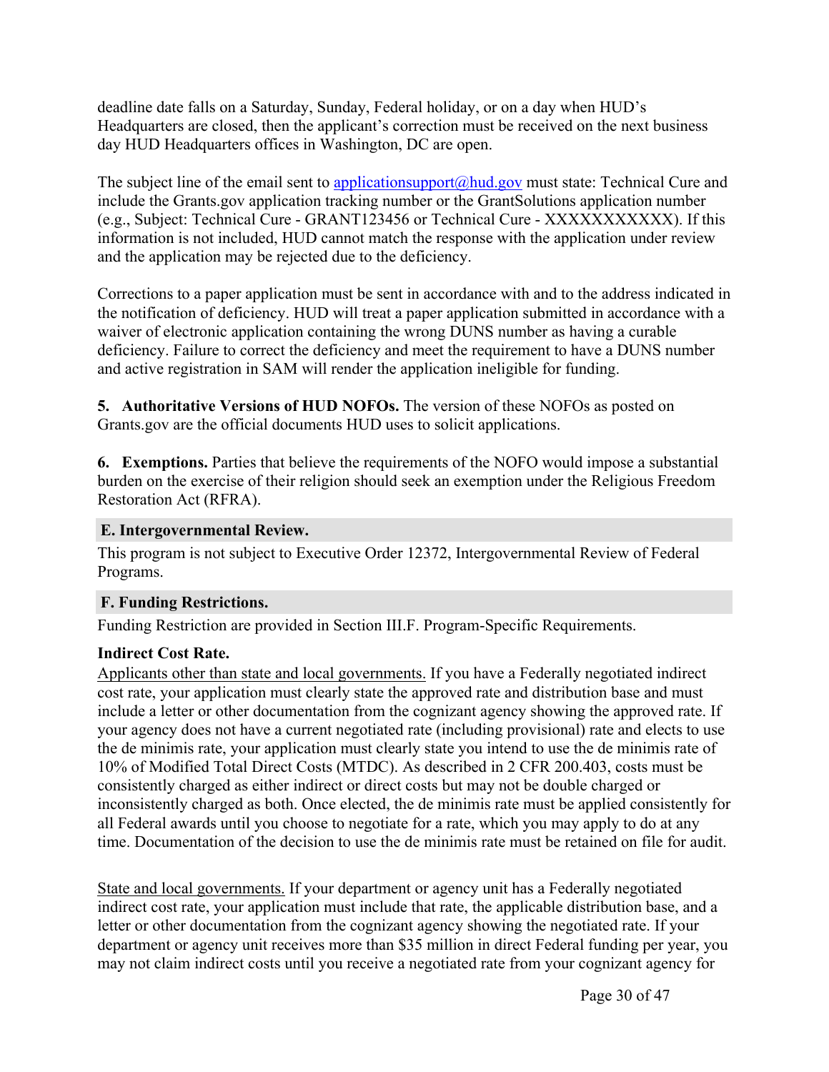deadline date falls on a Saturday, Sunday, Federal holiday, or on a day when HUD's Headquarters are closed, then the applicant's correction must be received on the next business day HUD Headquarters offices in Washington, DC are open.

The subject line of the email sent to applicationsupport@hud.gov must state: Technical Cure and include the Grants.gov application tracking number or the GrantSolutions application number (e.g., Subject: Technical Cure - GRANT123456 or Technical Cure - XXXXXXXXXXX). If this information is not included, HUD cannot match the response with the application under review and the application may be rejected due to the deficiency.

Corrections to a paper application must be sent in accordance with and to the address indicated in the notification of deficiency. HUD will treat a paper application submitted in accordance with a waiver of electronic application containing the wrong DUNS number as having a curable deficiency. Failure to correct the deficiency and meet the requirement to have a DUNS number and active registration in SAM will render the application ineligible for funding.

**5. Authoritative Versions of HUD NOFOs.** The version of these NOFOs as posted on Grants.gov are the official documents HUD uses to solicit applications.

**6. Exemptions.** Parties that believe the requirements of the NOFO would impose a substantial burden on the exercise of their religion should seek an exemption under the Religious Freedom Restoration Act (RFRA).

## E. Intergovernmental Review.

This program is not subject to Executive Order 12372, Intergovernmental Review of Federal Programs.

## F. Funding Restrictions.

Funding Restriction are provided in Section III.F. Program-Specific Requirements.

**Indirect Cost Rate.**

Applicants other than state and local governments. If you have a Federally negotiated indirect cost rate, your application must clearly state the approved rate and distribution base and must include a letter or other documentation from the cognizant agency showing the approved rate. If your agency does not have a current negotiated rate (including provisional) rate and elects to use the de minimis rate, your application must clearly state you intend to use the de minimis rate of 10% of Modified Total Direct Costs (MTDC). As described in 2 CFR 200.403, costs must be consistently charged as either indirect or direct costs but may not be double charged or inconsistently charged as both. Once elected, the de minimis rate must be applied consistently for all Federal awards until you choose to negotiate for a rate, which you may apply to do at any time. Documentation of the decision to use the de minimis rate must be retained on file for audit.

State and local governments. If your department or agency unit has a Federally negotiated indirect cost rate, your application must include that rate, the applicable distribution base, and a letter or other documentation from the cognizant agency showing the negotiated rate. If your department or agency unit receives more than $35 million in direct Federal funding per year, you may not claim indirect costs until you receive a negotiated rate from your cognizant agency for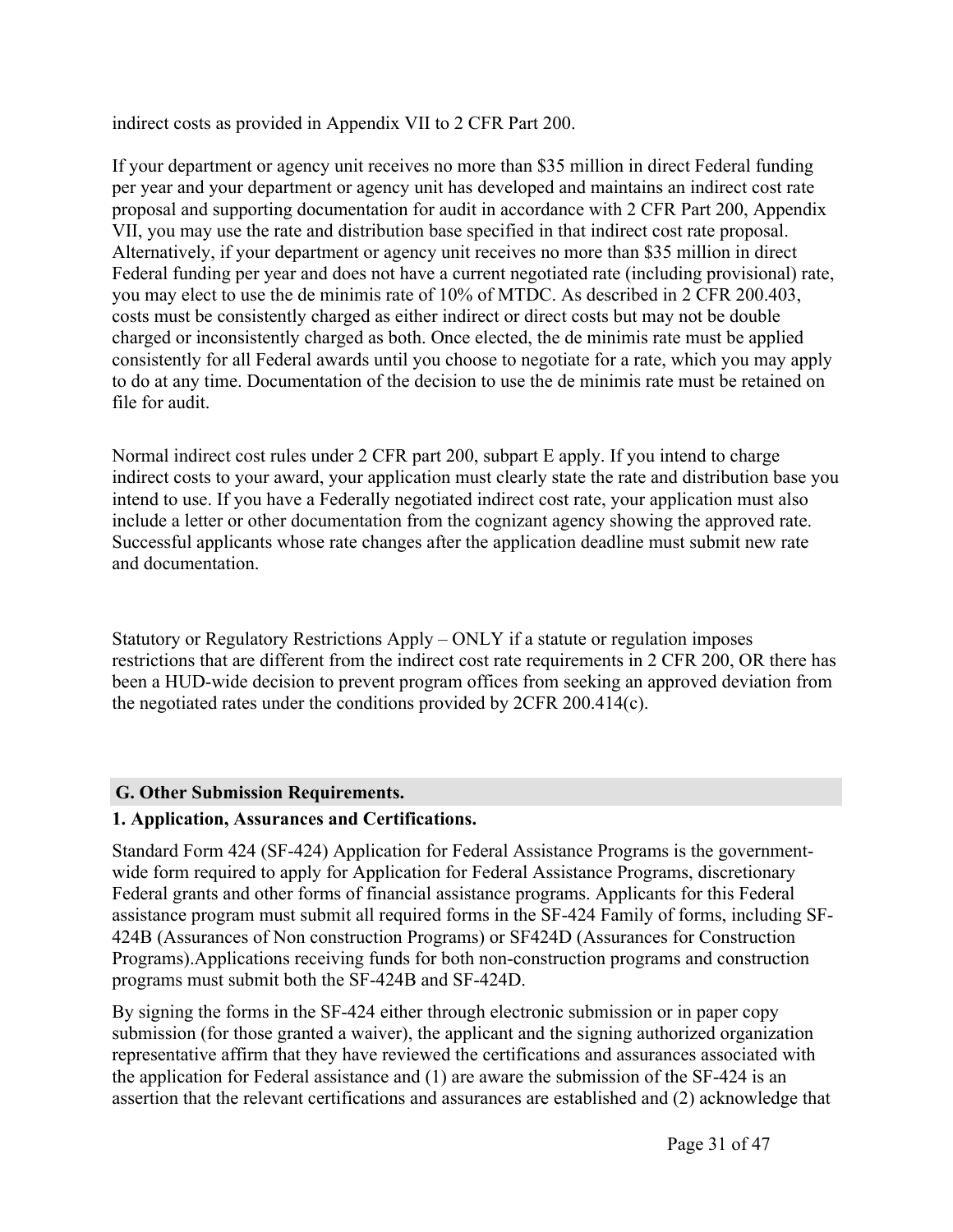indirect costs as provided in Appendix VII to 2 CFR Part 200.

If your department or agency unit receives no more than $35 million in direct Federal funding per year and your department or agency unit has developed and maintains an indirect cost rate proposal and supporting documentation for audit in accordance with 2 CFR Part 200, Appendix VII, you may use the rate and distribution base specified in that indirect cost rate proposal. Alternatively, if your department or agency unit receives no more than $35 million in direct Federal funding per year and does not have a current negotiated rate (including provisional) rate, you may elect to use the de minimis rate of 10% of MTDC. As described in 2 CFR 200.403, costs must be consistently charged as either indirect or direct costs but may not be double charged or inconsistently charged as both. Once elected, the de minimis rate must be applied consistently for all Federal awards until you choose to negotiate for a rate, which you may apply to do at any time. Documentation of the decision to use the de minimis rate must be retained on file for audit.

Normal indirect cost rules under 2 CFR part 200, subpart E apply. If you intend to charge indirect costs to your award, your application must clearly state the rate and distribution base you intend to use. If you have a Federally negotiated indirect cost rate, your application must also include a letter or other documentation from the cognizant agency showing the approved rate. Successful applicants whose rate changes after the application deadline must submit new rate and documentation.

Statutory or Regulatory Restrictions Apply – ONLY if a statute or regulation imposes restrictions that are different from the indirect cost rate requirements in 2 CFR 200, OR there has been a HUD-wide decision to prevent program offices from seeking an approved deviation from the negotiated rates under the conditions provided by 2CFR 200.414(c).

## G. Other Submission Requirements.

### 1. Application, Assurances and Certifications.

Standard Form 424 (SF-424) Application for Federal Assistance Programs is the government-wide form required to apply for Application for Federal Assistance Programs, discretionary Federal grants and other forms of financial assistance programs. Applicants for this Federal assistance program must submit all required forms in the SF-424 Family of forms, including SF-424B (Assurances of Non construction Programs) or SF424D (Assurances for Construction Programs).Applications receiving funds for both non-construction programs and construction programs must submit both the SF-424B and SF-424D.

By signing the forms in the SF-424 either through electronic submission or in paper copy submission (for those granted a waiver), the applicant and the signing authorized organization representative affirm that they have reviewed the certifications and assurances associated with the application for Federal assistance and (1) are aware the submission of the SF-424 is an assertion that the relevant certifications and assurances are established and (2) acknowledge that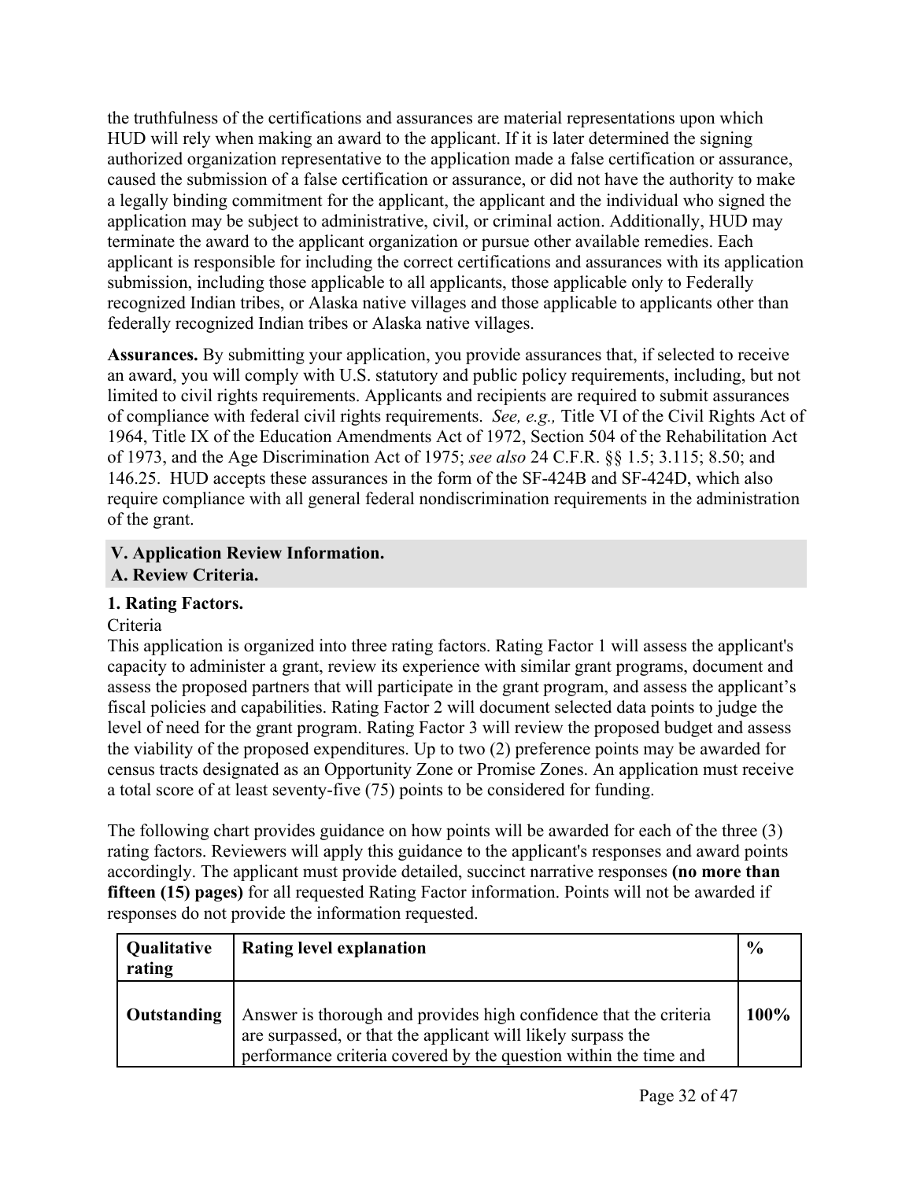the truthfulness of the certifications and assurances are material representations upon which HUD will rely when making an award to the applicant. If it is later determined the signing authorized organization representative to the application made a false certification or assurance, caused the submission of a false certification or assurance, or did not have the authority to make a legally binding commitment for the applicant, the applicant and the individual who signed the application may be subject to administrative, civil, or criminal action. Additionally, HUD may terminate the award to the applicant organization or pursue other available remedies. Each applicant is responsible for including the correct certifications and assurances with its application submission, including those applicable to all applicants, those applicable only to Federally recognized Indian tribes, or Alaska native villages and those applicable to applicants other than federally recognized Indian tribes or Alaska native villages.

**Assurances.** By submitting your application, you provide assurances that, if selected to receive an award, you will comply with U.S. statutory and public policy requirements, including, but not limited to civil rights requirements. Applicants and recipients are required to submit assurances of compliance with federal civil rights requirements. *See, e.g.,* Title VI of the Civil Rights Act of 1964, Title IX of the Education Amendments Act of 1972, Section 504 of the Rehabilitation Act of 1973, and the Age Discrimination Act of 1975; *see also* 24 C.F.R. §§ 1.5; 3.115; 8.50; and 146.25. HUD accepts these assurances in the form of the SF-424B and SF-424D, which also require compliance with all general federal nondiscrimination requirements in the administration of the grant.

## V. Application Review Information.

## A. Review Criteria.

### 1. Rating Factors.

Criteria

This application is organized into three rating factors. Rating Factor 1 will assess the applicant's capacity to administer a grant, review its experience with similar grant programs, document and assess the proposed partners that will participate in the grant program, and assess the applicant's fiscal policies and capabilities. Rating Factor 2 will document selected data points to judge the level of need for the grant program. Rating Factor 3 will review the proposed budget and assess the viability of the proposed expenditures. Up to two (2) preference points may be awarded for census tracts designated as an Opportunity Zone or Promise Zones. An application must receive a total score of at least seventy-five (75) points to be considered for funding.

The following chart provides guidance on how points will be awarded for each of the three (3) rating factors. Reviewers will apply this guidance to the applicant's responses and award points accordingly. The applicant must provide detailed, succinct narrative responses **(no more than fifteen (15) pages)** for all requested Rating Factor information. Points will not be awarded if responses do not provide the information requested.

| Qualitative rating | Rating level explanation | % |
|---|---|---|
| **Outstanding** | Answer is thorough and provides high confidence that the criteria are surpassed, or that the applicant will likely surpass the performance criteria covered by the question within the time and | **100%** |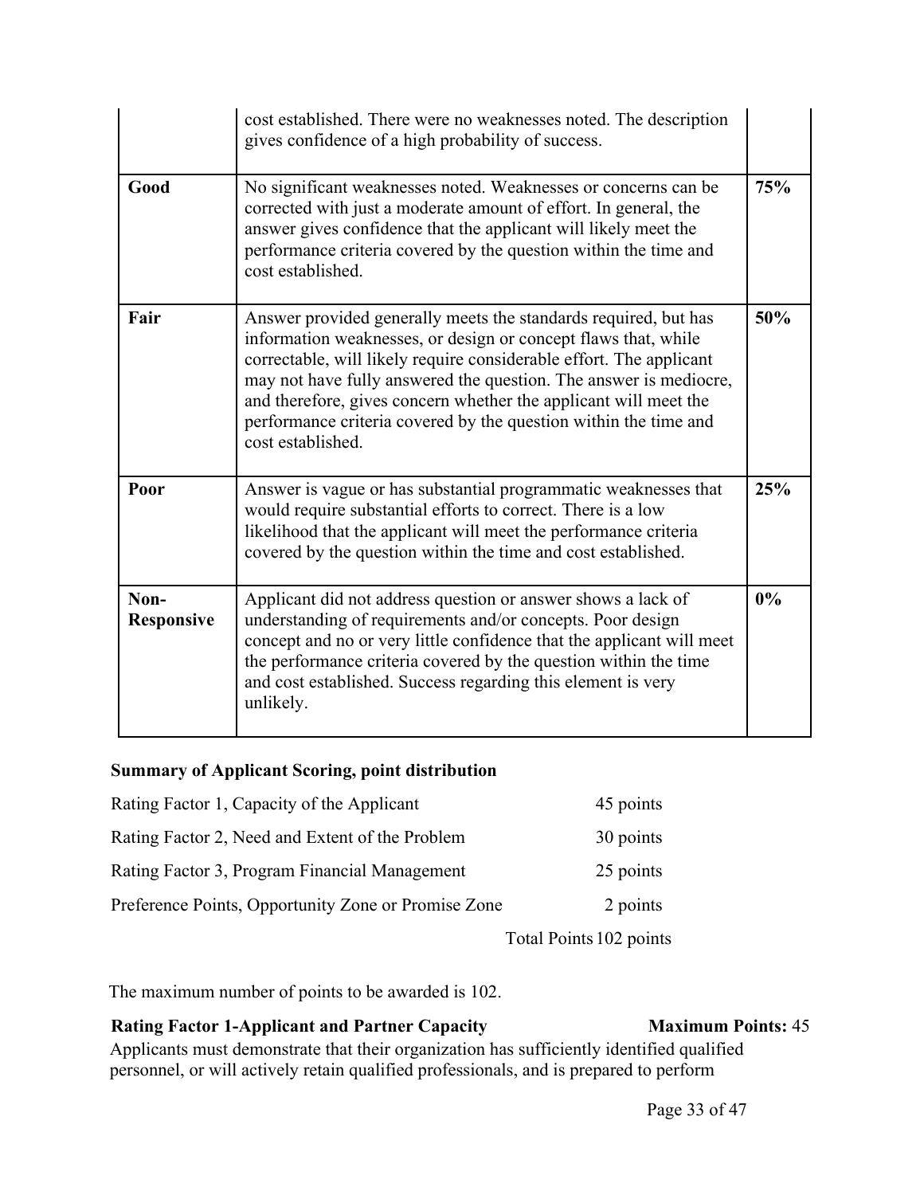| | | |
|---|---|---|
| | cost established. There were no weaknesses noted. The description gives confidence of a high probability of success. | |
| **Good** | No significant weaknesses noted. Weaknesses or concerns can be corrected with just a moderate amount of effort. In general, the answer gives confidence that the applicant will likely meet the performance criteria covered by the question within the time and cost established. | **75%** |
| **Fair** | Answer provided generally meets the standards required, but has information weaknesses, or design or concept flaws that, while correctable, will likely require considerable effort. The applicant may not have fully answered the question. The answer is mediocre, and therefore, gives concern whether the applicant will meet the performance criteria covered by the question within the time and cost established. | **50%** |
| **Poor** | Answer is vague or has substantial programmatic weaknesses that would require substantial efforts to correct. There is a low likelihood that the applicant will meet the performance criteria covered by the question within the time and cost established. | **25%** |
| **Non-Responsive** | Applicant did not address question or answer shows a lack of understanding of requirements and/or concepts. Poor design concept and no or very little confidence that the applicant will meet the performance criteria covered by the question within the time and cost established. Success regarding this element is very unlikely. | **0%** |

**Summary of Applicant Scoring, point distribution**

| | |
|---|---|
| Rating Factor 1, Capacity of the Applicant | 45 points |
| Rating Factor 2, Need and Extent of the Problem | 30 points |
| Rating Factor 3, Program Financial Management | 25 points |
| Preference Points, Opportunity Zone or Promise Zone | 2 points |
| Total Points | 102 points |

The maximum number of points to be awarded is 102.

**Rating Factor 1-Applicant and Partner Capacity** **Maximum Points:** 45

Applicants must demonstrate that their organization has sufficiently identified qualified personnel, or will actively retain qualified professionals, and is prepared to perform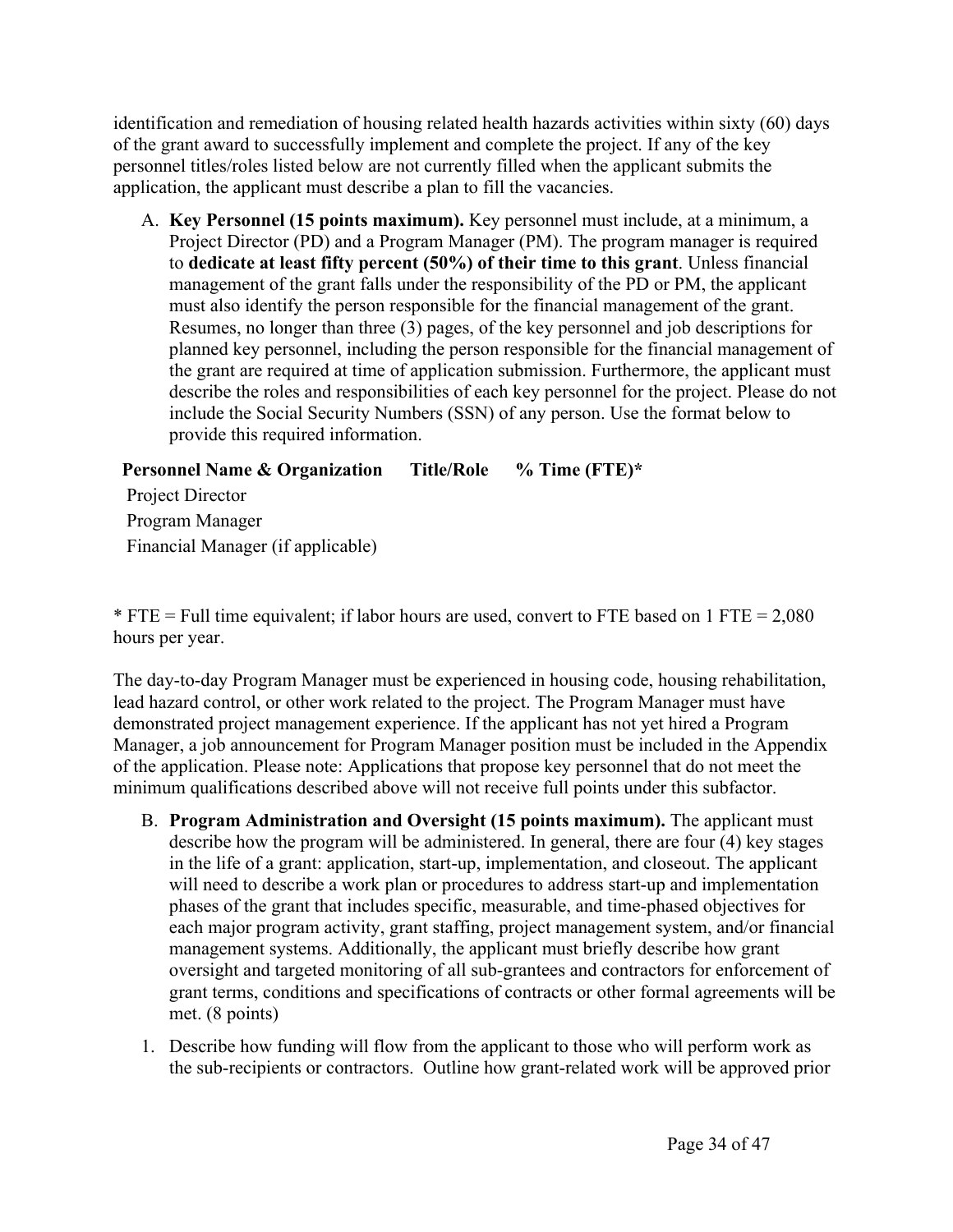identification and remediation of housing related health hazards activities within sixty (60) days of the grant award to successfully implement and complete the project. If any of the key personnel titles/roles listed below are not currently filled when the applicant submits the application, the applicant must describe a plan to fill the vacancies.

A. **Key Personnel (15 points maximum).** Key personnel must include, at a minimum, a Project Director (PD) and a Program Manager (PM). The program manager is required to **dedicate at least fifty percent (50%) of their time to this grant**. Unless financial management of the grant falls under the responsibility of the PD or PM, the applicant must also identify the person responsible for the financial management of the grant. Resumes, no longer than three (3) pages, of the key personnel and job descriptions for planned key personnel, including the person responsible for the financial management of the grant are required at time of application submission. Furthermore, the applicant must describe the roles and responsibilities of each key personnel for the project. Please do not include the Social Security Numbers (SSN) of any person. Use the format below to provide this required information.

| Personnel Name & Organization | Title/Role | % Time (FTE)* |
|---|---|---|
| Project Director | | |
| Program Manager | | |
| Financial Manager (if applicable) | | |

* FTE = Full time equivalent; if labor hours are used, convert to FTE based on 1 FTE = 2,080 hours per year.

The day-to-day Program Manager must be experienced in housing code, housing rehabilitation, lead hazard control, or other work related to the project. The Program Manager must have demonstrated project management experience. If the applicant has not yet hired a Program Manager, a job announcement for Program Manager position must be included in the Appendix of the application. Please note: Applications that propose key personnel that do not meet the minimum qualifications described above will not receive full points under this subfactor.

B. **Program Administration and Oversight (15 points maximum).** The applicant must describe how the program will be administered. In general, there are four (4) key stages in the life of a grant: application, start-up, implementation, and closeout. The applicant will need to describe a work plan or procedures to address start-up and implementation phases of the grant that includes specific, measurable, and time-phased objectives for each major program activity, grant staffing, project management system, and/or financial management systems. Additionally, the applicant must briefly describe how grant oversight and targeted monitoring of all sub-grantees and contractors for enforcement of grant terms, conditions and specifications of contracts or other formal agreements will be met. (8 points)

1. Describe how funding will flow from the applicant to those who will perform work as the sub-recipients or contractors. Outline how grant-related work will be approved prior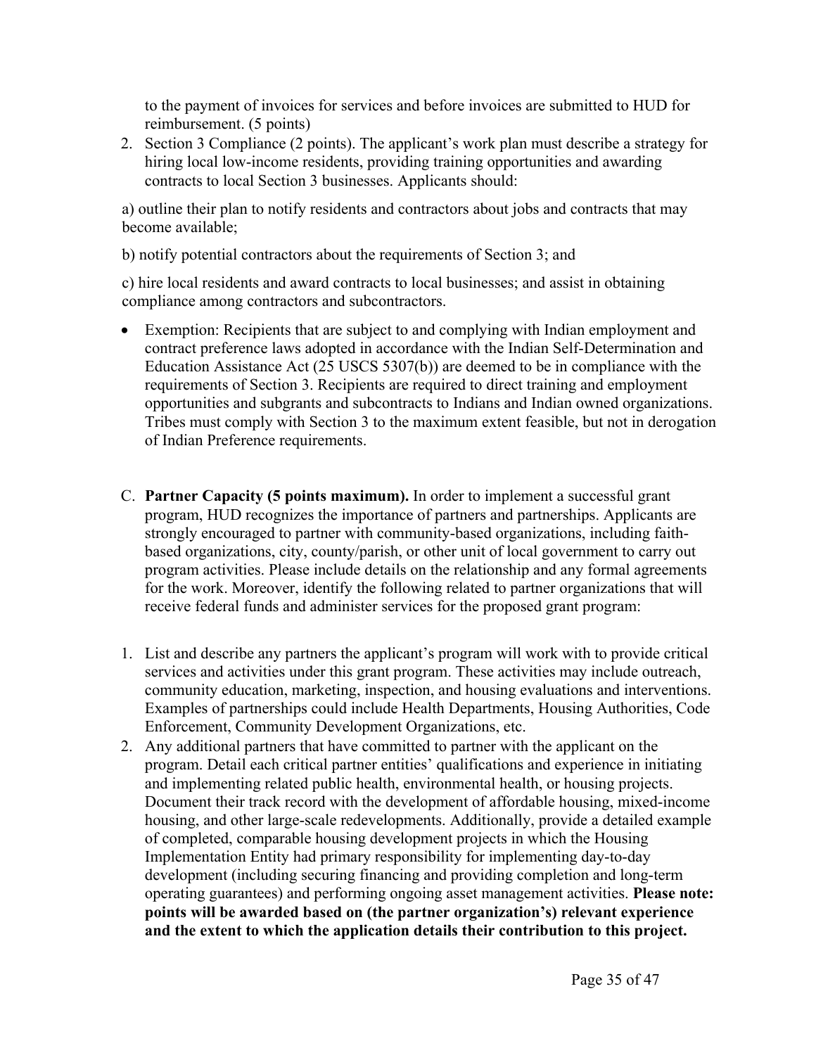to the payment of invoices for services and before invoices are submitted to HUD for reimbursement. (5 points)

2. Section 3 Compliance (2 points). The applicant's work plan must describe a strategy for hiring local low-income residents, providing training opportunities and awarding contracts to local Section 3 businesses. Applicants should:

a) outline their plan to notify residents and contractors about jobs and contracts that may become available;

b) notify potential contractors about the requirements of Section 3; and

c) hire local residents and award contracts to local businesses; and assist in obtaining compliance among contractors and subcontractors.

- Exemption: Recipients that are subject to and complying with Indian employment and contract preference laws adopted in accordance with the Indian Self-Determination and Education Assistance Act (25 USCS 5307(b)) are deemed to be in compliance with the requirements of Section 3. Recipients are required to direct training and employment opportunities and subgrants and subcontracts to Indians and Indian owned organizations. Tribes must comply with Section 3 to the maximum extent feasible, but not in derogation of Indian Preference requirements.

C. **Partner Capacity (5 points maximum).** In order to implement a successful grant program, HUD recognizes the importance of partners and partnerships. Applicants are strongly encouraged to partner with community-based organizations, including faith-based organizations, city, county/parish, or other unit of local government to carry out program activities. Please include details on the relationship and any formal agreements for the work. Moreover, identify the following related to partner organizations that will receive federal funds and administer services for the proposed grant program:

1. List and describe any partners the applicant's program will work with to provide critical services and activities under this grant program. These activities may include outreach, community education, marketing, inspection, and housing evaluations and interventions. Examples of partnerships could include Health Departments, Housing Authorities, Code Enforcement, Community Development Organizations, etc.
2. Any additional partners that have committed to partner with the applicant on the program. Detail each critical partner entities' qualifications and experience in initiating and implementing related public health, environmental health, or housing projects. Document their track record with the development of affordable housing, mixed-income housing, and other large-scale redevelopments. Additionally, provide a detailed example of completed, comparable housing development projects in which the Housing Implementation Entity had primary responsibility for implementing day-to-day development (including securing financing and providing completion and long-term operating guarantees) and performing ongoing asset management activities. **Please note: points will be awarded based on (the partner organization's) relevant experience and the extent to which the application details their contribution to this project.**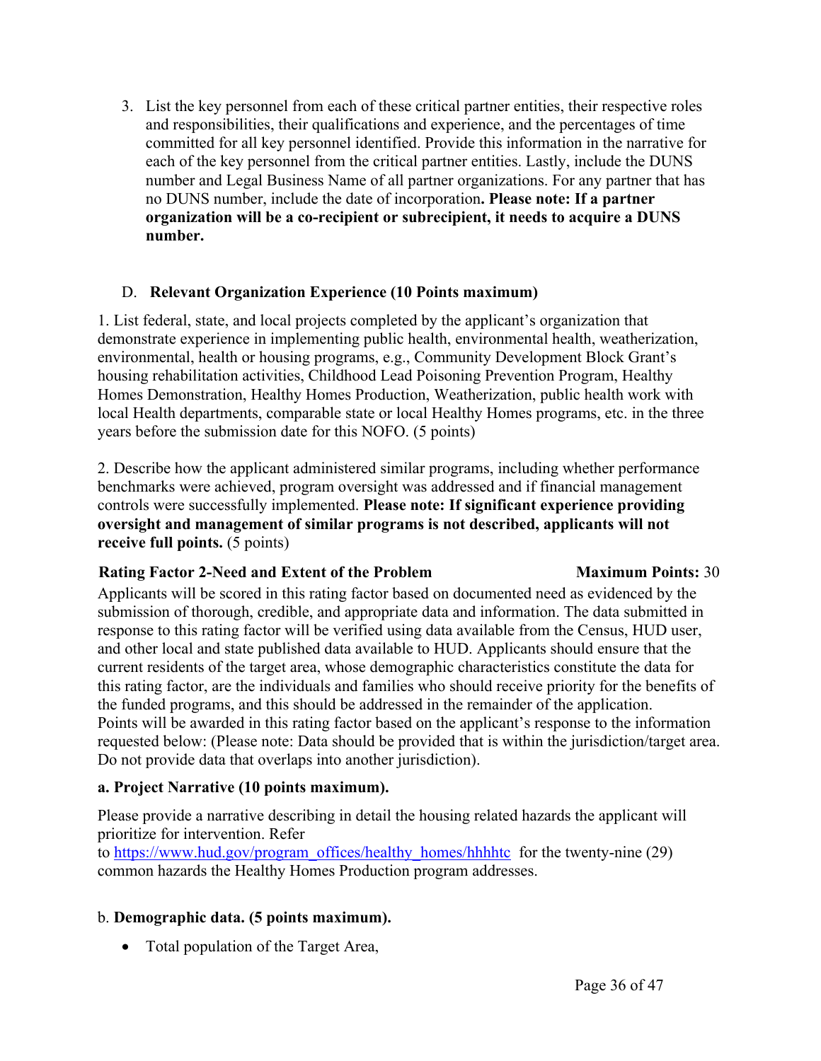3. List the key personnel from each of these critical partner entities, their respective roles and responsibilities, their qualifications and experience, and the percentages of time committed for all key personnel identified. Provide this information in the narrative for each of the key personnel from the critical partner entities. Lastly, include the DUNS number and Legal Business Name of all partner organizations. For any partner that has no DUNS number, include the date of incorporation**. Please note: If a partner organization will be a co-recipient or subrecipient, it needs to acquire a DUNS number.**

D. **Relevant Organization Experience (10 Points maximum)**

1. List federal, state, and local projects completed by the applicant's organization that demonstrate experience in implementing public health, environmental health, weatherization, environmental, health or housing programs, e.g., Community Development Block Grant's housing rehabilitation activities, Childhood Lead Poisoning Prevention Program, Healthy Homes Demonstration, Healthy Homes Production, Weatherization, public health work with local Health departments, comparable state or local Healthy Homes programs, etc. in the three years before the submission date for this NOFO. (5 points)

2. Describe how the applicant administered similar programs, including whether performance benchmarks were achieved, program oversight was addressed and if financial management controls were successfully implemented. **Please note: If significant experience providing oversight and management of similar programs is not described, applicants will not receive full points.** (5 points)

**Rating Factor 2-Need and Extent of the Problem** **Maximum Points:** 30

Applicants will be scored in this rating factor based on documented need as evidenced by the submission of thorough, credible, and appropriate data and information. The data submitted in response to this rating factor will be verified using data available from the Census, HUD user, and other local and state published data available to HUD. Applicants should ensure that the current residents of the target area, whose demographic characteristics constitute the data for this rating factor, are the individuals and families who should receive priority for the benefits of the funded programs, and this should be addressed in the remainder of the application. Points will be awarded in this rating factor based on the applicant's response to the information requested below: (Please note: Data should be provided that is within the jurisdiction/target area. Do not provide data that overlaps into another jurisdiction).

**a. Project Narrative (10 points maximum).**

Please provide a narrative describing in detail the housing related hazards the applicant will prioritize for intervention. Refer to https://www.hud.gov/program_offices/healthy_homes/hhhhtc for the twenty-nine (29) common hazards the Healthy Homes Production program addresses.

b. **Demographic data. (5 points maximum).**

- Total population of the Target Area,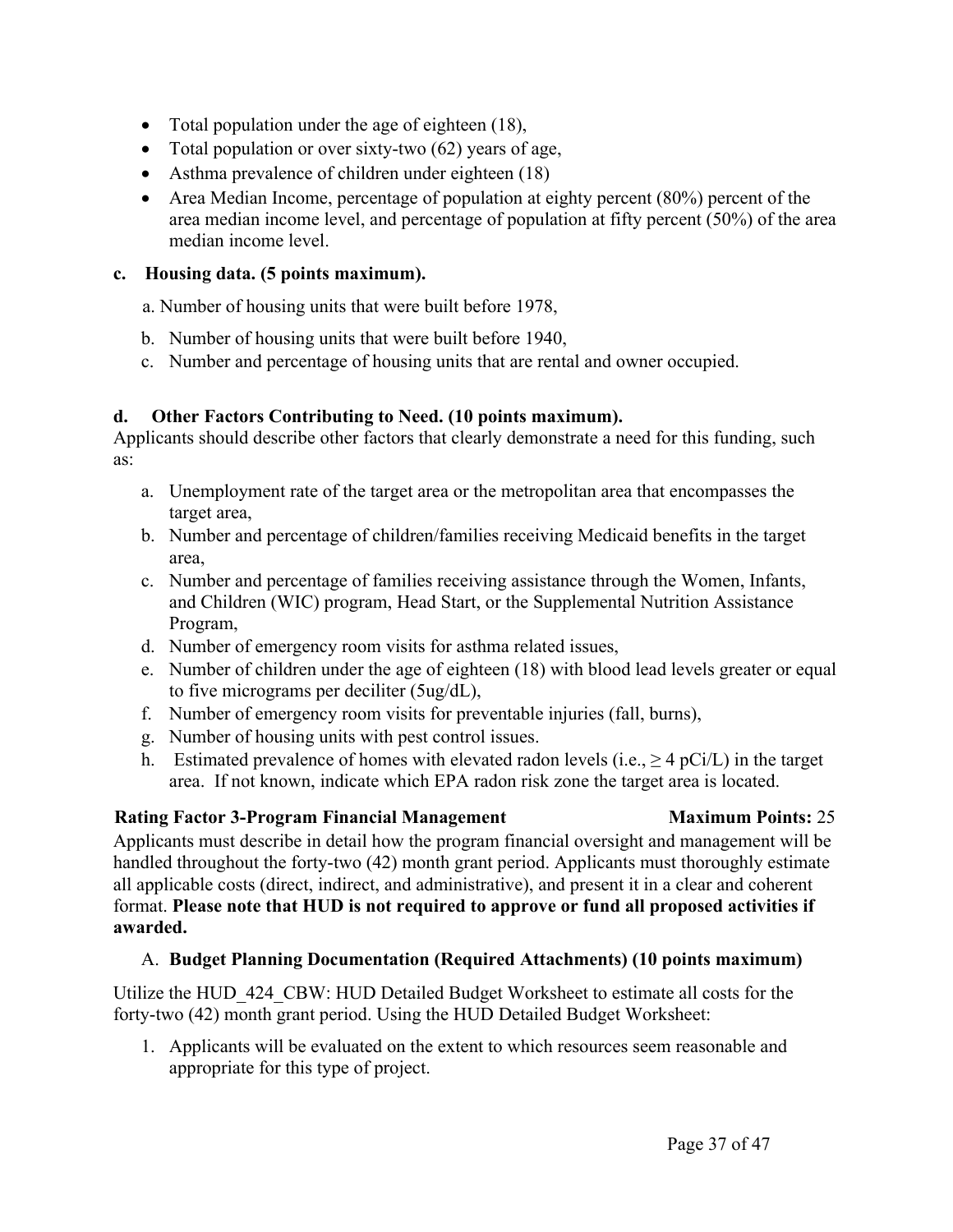- Total population under the age of eighteen (18),
- Total population or over sixty-two (62) years of age,
- Asthma prevalence of children under eighteen (18)
- Area Median Income, percentage of population at eighty percent (80%) percent of the area median income level, and percentage of population at fifty percent (50%) of the area median income level.

**c. Housing data. (5 points maximum).**

a. Number of housing units that were built before 1978,

b. Number of housing units that were built before 1940,

c. Number and percentage of housing units that are rental and owner occupied.

**d. Other Factors Contributing to Need. (10 points maximum).**

Applicants should describe other factors that clearly demonstrate a need for this funding, such as:

a. Unemployment rate of the target area or the metropolitan area that encompasses the target area,

b. Number and percentage of children/families receiving Medicaid benefits in the target area,

c. Number and percentage of families receiving assistance through the Women, Infants, and Children (WIC) program, Head Start, or the Supplemental Nutrition Assistance Program,

d. Number of emergency room visits for asthma related issues,

e. Number of children under the age of eighteen (18) with blood lead levels greater or equal to five micrograms per deciliter (5ug/dL),

f. Number of emergency room visits for preventable injuries (fall, burns),

g. Number of housing units with pest control issues.

h. Estimated prevalence of homes with elevated radon levels (i.e., ≥ 4 pCi/L) in the target area. If not known, indicate which EPA radon risk zone the target area is located.

**Rating Factor 3-Program Financial Management** **Maximum Points:** 25

Applicants must describe in detail how the program financial oversight and management will be handled throughout the forty-two (42) month grant period. Applicants must thoroughly estimate all applicable costs (direct, indirect, and administrative), and present it in a clear and coherent format. **Please note that HUD is not required to approve or fund all proposed activities if awarded.**

A. **Budget Planning Documentation (Required Attachments) (10 points maximum)**

Utilize the HUD_424_CBW: HUD Detailed Budget Worksheet to estimate all costs for the forty-two (42) month grant period. Using the HUD Detailed Budget Worksheet:

1. Applicants will be evaluated on the extent to which resources seem reasonable and appropriate for this type of project.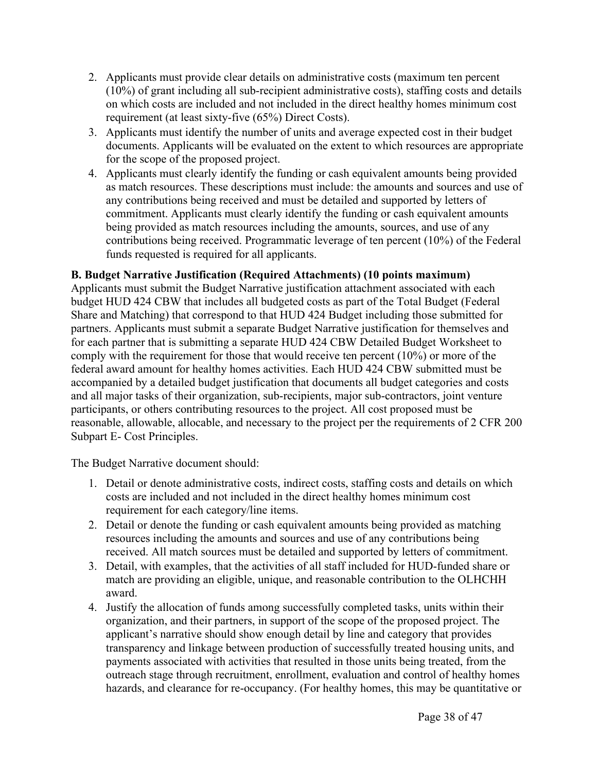2. Applicants must provide clear details on administrative costs (maximum ten percent (10%) of grant including all sub-recipient administrative costs), staffing costs and details on which costs are included and not included in the direct healthy homes minimum cost requirement (at least sixty-five (65%) Direct Costs).
3. Applicants must identify the number of units and average expected cost in their budget documents. Applicants will be evaluated on the extent to which resources are appropriate for the scope of the proposed project.
4. Applicants must clearly identify the funding or cash equivalent amounts being provided as match resources. These descriptions must include: the amounts and sources and use of any contributions being received and must be detailed and supported by letters of commitment. Applicants must clearly identify the funding or cash equivalent amounts being provided as match resources including the amounts, sources, and use of any contributions being received. Programmatic leverage of ten percent (10%) of the Federal funds requested is required for all applicants.

**B. Budget Narrative Justification (Required Attachments) (10 points maximum)**

Applicants must submit the Budget Narrative justification attachment associated with each budget HUD 424 CBW that includes all budgeted costs as part of the Total Budget (Federal Share and Matching) that correspond to that HUD 424 Budget including those submitted for partners. Applicants must submit a separate Budget Narrative justification for themselves and for each partner that is submitting a separate HUD 424 CBW Detailed Budget Worksheet to comply with the requirement for those that would receive ten percent (10%) or more of the federal award amount for healthy homes activities. Each HUD 424 CBW submitted must be accompanied by a detailed budget justification that documents all budget categories and costs and all major tasks of their organization, sub-recipients, major sub-contractors, joint venture participants, or others contributing resources to the project. All cost proposed must be reasonable, allowable, allocable, and necessary to the project per the requirements of 2 CFR 200 Subpart E- Cost Principles.

The Budget Narrative document should:

1. Detail or denote administrative costs, indirect costs, staffing costs and details on which costs are included and not included in the direct healthy homes minimum cost requirement for each category/line items.
2. Detail or denote the funding or cash equivalent amounts being provided as matching resources including the amounts and sources and use of any contributions being received. All match sources must be detailed and supported by letters of commitment.
3. Detail, with examples, that the activities of all staff included for HUD-funded share or match are providing an eligible, unique, and reasonable contribution to the OLHCHH award.
4. Justify the allocation of funds among successfully completed tasks, units within their organization, and their partners, in support of the scope of the proposed project. The applicant's narrative should show enough detail by line and category that provides transparency and linkage between production of successfully treated housing units, and payments associated with activities that resulted in those units being treated, from the outreach stage through recruitment, enrollment, evaluation and control of healthy homes hazards, and clearance for re-occupancy. (For healthy homes, this may be quantitative or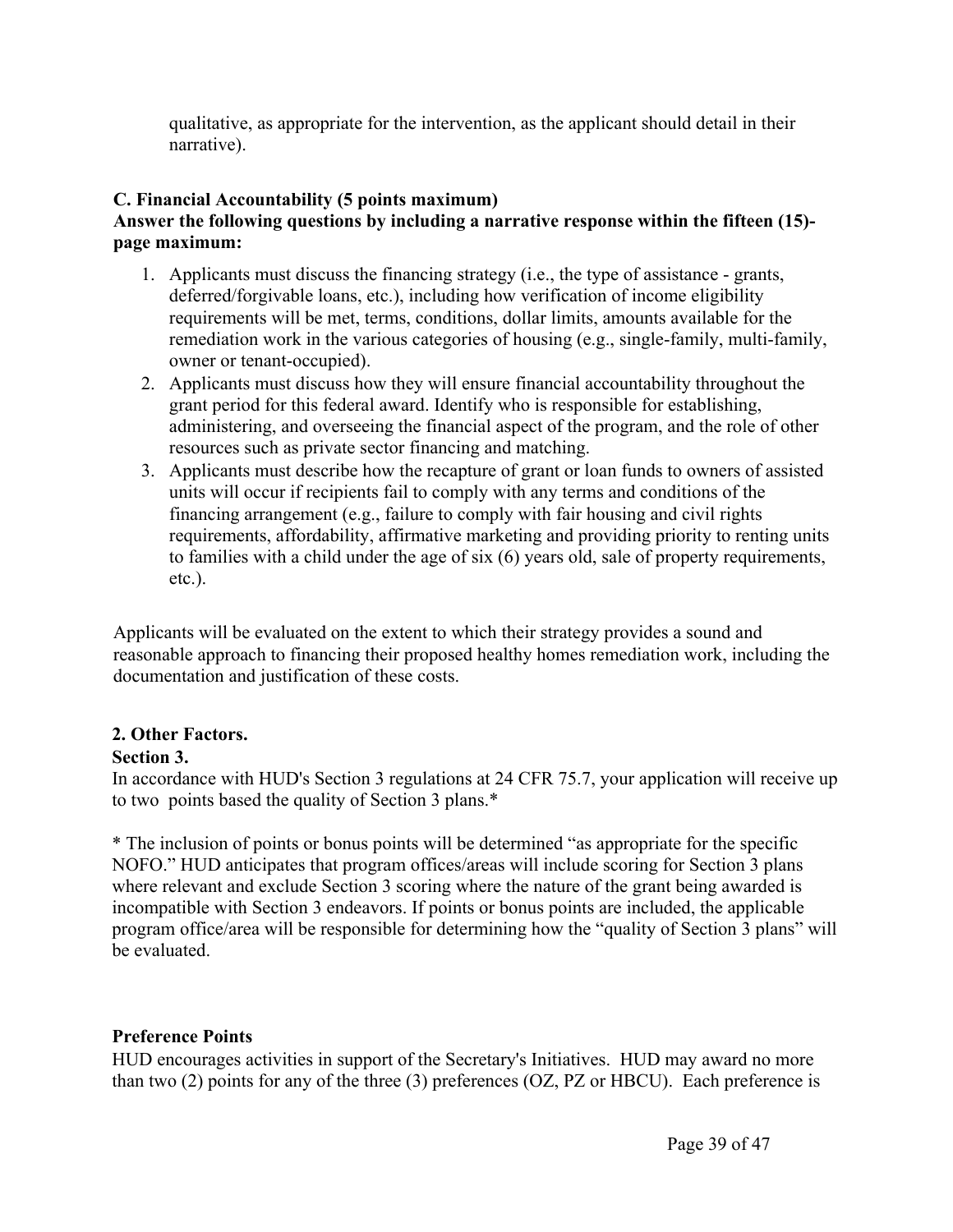qualitative, as appropriate for the intervention, as the applicant should detail in their narrative).

**C. Financial Accountability (5 points maximum)**
**Answer the following questions by including a narrative response within the fifteen (15)-page maximum:**

1. Applicants must discuss the financing strategy (i.e., the type of assistance - grants, deferred/forgivable loans, etc.), including how verification of income eligibility requirements will be met, terms, conditions, dollar limits, amounts available for the remediation work in the various categories of housing (e.g., single-family, multi-family, owner or tenant-occupied).
2. Applicants must discuss how they will ensure financial accountability throughout the grant period for this federal award. Identify who is responsible for establishing, administering, and overseeing the financial aspect of the program, and the role of other resources such as private sector financing and matching.
3. Applicants must describe how the recapture of grant or loan funds to owners of assisted units will occur if recipients fail to comply with any terms and conditions of the financing arrangement (e.g., failure to comply with fair housing and civil rights requirements, affordability, affirmative marketing and providing priority to renting units to families with a child under the age of six (6) years old, sale of property requirements, etc.).

Applicants will be evaluated on the extent to which their strategy provides a sound and reasonable approach to financing their proposed healthy homes remediation work, including the documentation and justification of these costs.

**2. Other Factors.**
**Section 3.**
In accordance with HUD's Section 3 regulations at 24 CFR 75.7, your application will receive up to two points based the quality of Section 3 plans.*

* The inclusion of points or bonus points will be determined "as appropriate for the specific NOFO." HUD anticipates that program offices/areas will include scoring for Section 3 plans where relevant and exclude Section 3 scoring where the nature of the grant being awarded is incompatible with Section 3 endeavors. If points or bonus points are included, the applicable program office/area will be responsible for determining how the "quality of Section 3 plans" will be evaluated.

**Preference Points**
HUD encourages activities in support of the Secretary's Initiatives. HUD may award no more than two (2) points for any of the three (3) preferences (OZ, PZ or HBCU). Each preference is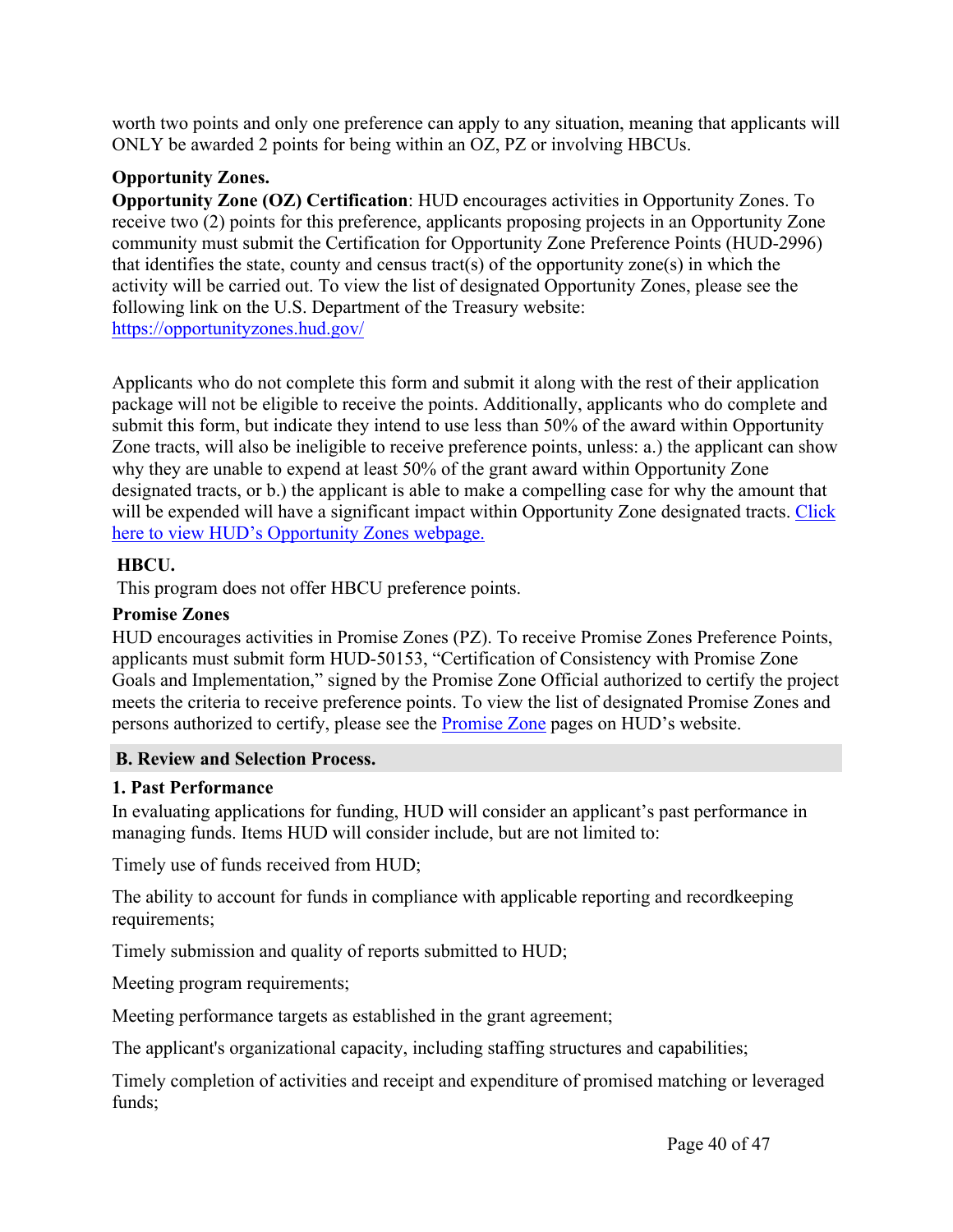worth two points and only one preference can apply to any situation, meaning that applicants will ONLY be awarded 2 points for being within an OZ, PZ or involving HBCUs.

**Opportunity Zones.**

**Opportunity Zone (OZ) Certification**: HUD encourages activities in Opportunity Zones. To receive two (2) points for this preference, applicants proposing projects in an Opportunity Zone community must submit the Certification for Opportunity Zone Preference Points (HUD-2996) that identifies the state, county and census tract(s) of the opportunity zone(s) in which the activity will be carried out. To view the list of designated Opportunity Zones, please see the following link on the U.S. Department of the Treasury website: https://opportunityzones.hud.gov/

Applicants who do not complete this form and submit it along with the rest of their application package will not be eligible to receive the points. Additionally, applicants who do complete and submit this form, but indicate they intend to use less than 50% of the award within Opportunity Zone tracts, will also be ineligible to receive preference points, unless: a.) the applicant can show why they are unable to expend at least 50% of the grant award within Opportunity Zone designated tracts, or b.) the applicant is able to make a compelling case for why the amount that will be expended will have a significant impact within Opportunity Zone designated tracts. Click here to view HUD's Opportunity Zones webpage.

**HBCU.**

This program does not offer HBCU preference points.

**Promise Zones**

HUD encourages activities in Promise Zones (PZ). To receive Promise Zones Preference Points, applicants must submit form HUD-50153, "Certification of Consistency with Promise Zone Goals and Implementation," signed by the Promise Zone Official authorized to certify the project meets the criteria to receive preference points. To view the list of designated Promise Zones and persons authorized to certify, please see the Promise Zone pages on HUD's website.

## B. Review and Selection Process.

### 1. Past Performance

In evaluating applications for funding, HUD will consider an applicant's past performance in managing funds. Items HUD will consider include, but are not limited to:

Timely use of funds received from HUD;

The ability to account for funds in compliance with applicable reporting and recordkeeping requirements;

Timely submission and quality of reports submitted to HUD;

Meeting program requirements;

Meeting performance targets as established in the grant agreement;

The applicant's organizational capacity, including staffing structures and capabilities;

Timely completion of activities and receipt and expenditure of promised matching or leveraged funds;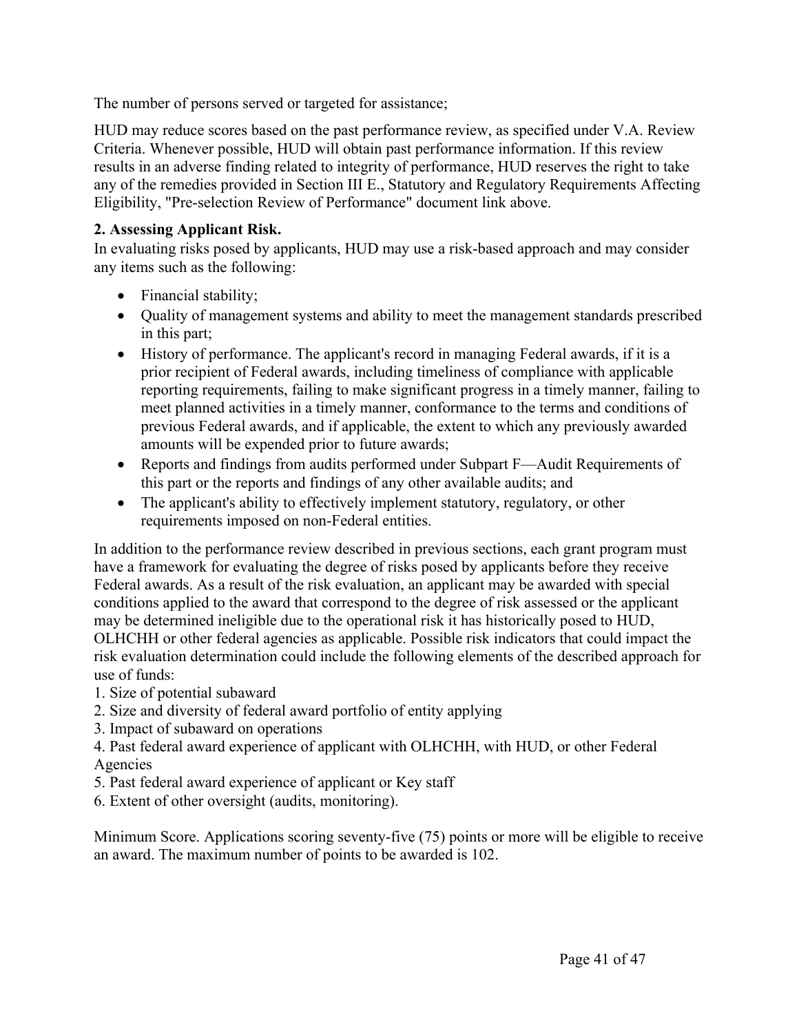The number of persons served or targeted for assistance;

HUD may reduce scores based on the past performance review, as specified under V.A. Review Criteria. Whenever possible, HUD will obtain past performance information. If this review results in an adverse finding related to integrity of performance, HUD reserves the right to take any of the remedies provided in Section III E., Statutory and Regulatory Requirements Affecting Eligibility, "Pre-selection Review of Performance" document link above.

**2. Assessing Applicant Risk.**
In evaluating risks posed by applicants, HUD may use a risk-based approach and may consider any items such as the following:

- Financial stability;
- Quality of management systems and ability to meet the management standards prescribed in this part;
- History of performance. The applicant's record in managing Federal awards, if it is a prior recipient of Federal awards, including timeliness of compliance with applicable reporting requirements, failing to make significant progress in a timely manner, failing to meet planned activities in a timely manner, conformance to the terms and conditions of previous Federal awards, and if applicable, the extent to which any previously awarded amounts will be expended prior to future awards;
- Reports and findings from audits performed under Subpart F—Audit Requirements of this part or the reports and findings of any other available audits; and
- The applicant's ability to effectively implement statutory, regulatory, or other requirements imposed on non-Federal entities.

In addition to the performance review described in previous sections, each grant program must have a framework for evaluating the degree of risks posed by applicants before they receive Federal awards. As a result of the risk evaluation, an applicant may be awarded with special conditions applied to the award that correspond to the degree of risk assessed or the applicant may be determined ineligible due to the operational risk it has historically posed to HUD, OLHCHH or other federal agencies as applicable. Possible risk indicators that could impact the risk evaluation determination could include the following elements of the described approach for use of funds:

1. Size of potential subaward
2. Size and diversity of federal award portfolio of entity applying
3. Impact of subaward on operations
4. Past federal award experience of applicant with OLHCHH, with HUD, or other Federal Agencies
5. Past federal award experience of applicant or Key staff
6. Extent of other oversight (audits, monitoring).

Minimum Score. Applications scoring seventy-five (75) points or more will be eligible to receive an award. The maximum number of points to be awarded is 102.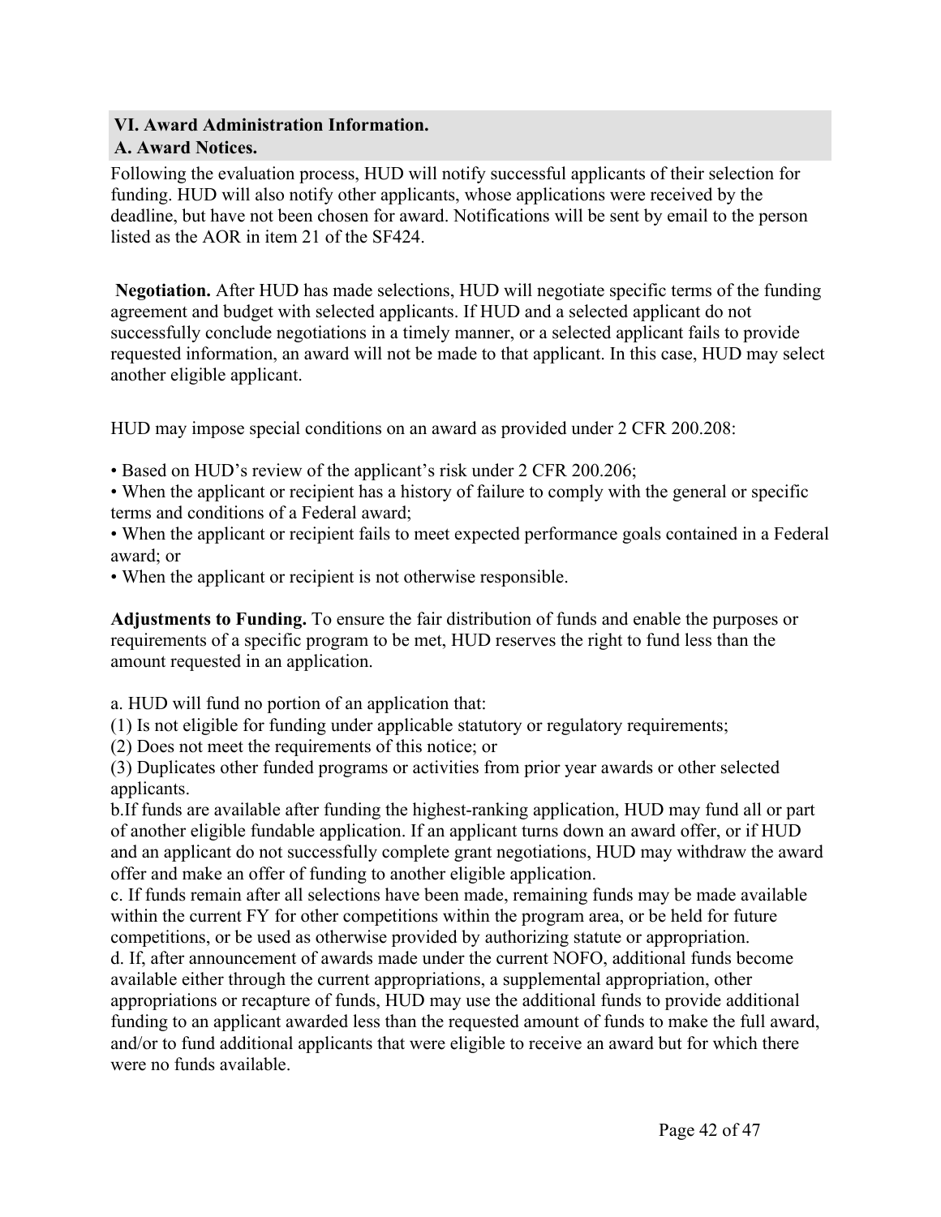## VI. Award Administration Information.

### A. Award Notices.

Following the evaluation process, HUD will notify successful applicants of their selection for funding. HUD will also notify other applicants, whose applications were received by the deadline, but have not been chosen for award. Notifications will be sent by email to the person listed as the AOR in item 21 of the SF424.

**Negotiation.** After HUD has made selections, HUD will negotiate specific terms of the funding agreement and budget with selected applicants. If HUD and a selected applicant do not successfully conclude negotiations in a timely manner, or a selected applicant fails to provide requested information, an award will not be made to that applicant. In this case, HUD may select another eligible applicant.

HUD may impose special conditions on an award as provided under 2 CFR 200.208:

- Based on HUD's review of the applicant's risk under 2 CFR 200.206;
- When the applicant or recipient has a history of failure to comply with the general or specific terms and conditions of a Federal award;
- When the applicant or recipient fails to meet expected performance goals contained in a Federal award; or
- When the applicant or recipient is not otherwise responsible.

**Adjustments to Funding.** To ensure the fair distribution of funds and enable the purposes or requirements of a specific program to be met, HUD reserves the right to fund less than the amount requested in an application.

a. HUD will fund no portion of an application that:
(1) Is not eligible for funding under applicable statutory or regulatory requirements;
(2) Does not meet the requirements of this notice; or
(3) Duplicates other funded programs or activities from prior year awards or other selected applicants.

b.If funds are available after funding the highest-ranking application, HUD may fund all or part of another eligible fundable application. If an applicant turns down an award offer, or if HUD and an applicant do not successfully complete grant negotiations, HUD may withdraw the award offer and make an offer of funding to another eligible application.

c. If funds remain after all selections have been made, remaining funds may be made available within the current FY for other competitions within the program area, or be held for future competitions, or be used as otherwise provided by authorizing statute or appropriation.

d. If, after announcement of awards made under the current NOFO, additional funds become available either through the current appropriations, a supplemental appropriation, other appropriations or recapture of funds, HUD may use the additional funds to provide additional funding to an applicant awarded less than the requested amount of funds to make the full award, and/or to fund additional applicants that were eligible to receive an award but for which there were no funds available.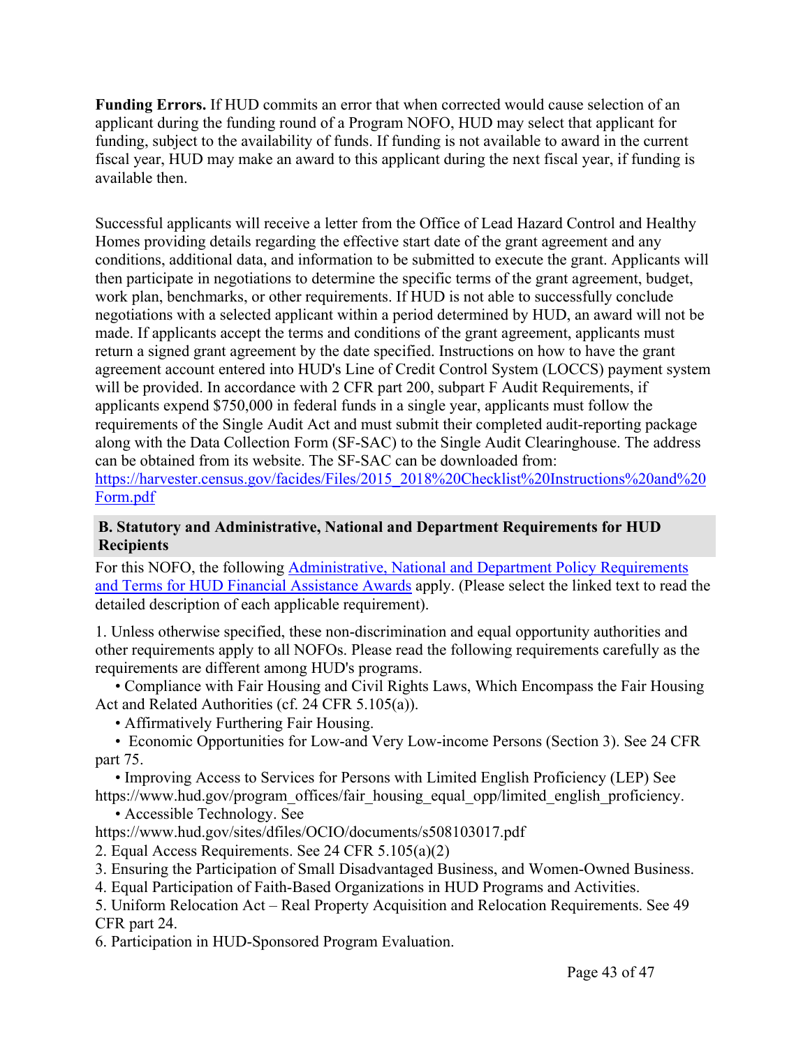**Funding Errors.** If HUD commits an error that when corrected would cause selection of an applicant during the funding round of a Program NOFO, HUD may select that applicant for funding, subject to the availability of funds. If funding is not available to award in the current fiscal year, HUD may make an award to this applicant during the next fiscal year, if funding is available then.

Successful applicants will receive a letter from the Office of Lead Hazard Control and Healthy Homes providing details regarding the effective start date of the grant agreement and any conditions, additional data, and information to be submitted to execute the grant. Applicants will then participate in negotiations to determine the specific terms of the grant agreement, budget, work plan, benchmarks, or other requirements. If HUD is not able to successfully conclude negotiations with a selected applicant within a period determined by HUD, an award will not be made. If applicants accept the terms and conditions of the grant agreement, applicants must return a signed grant agreement by the date specified. Instructions on how to have the grant agreement account entered into HUD's Line of Credit Control System (LOCCS) payment system will be provided. In accordance with 2 CFR part 200, subpart F Audit Requirements, if applicants expend $750,000 in federal funds in a single year, applicants must follow the requirements of the Single Audit Act and must submit their completed audit-reporting package along with the Data Collection Form (SF-SAC) to the Single Audit Clearinghouse. The address can be obtained from its website. The SF-SAC can be downloaded from: [https://harvester.census.gov/facides/Files/2015_2018%20Checklist%20Instructions%20and%20Form.pdf](https://harvester.census.gov/facides/Files/2015_2018%20Checklist%20Instructions%20and%20Form.pdf)

## B. Statutory and Administrative, National and Department Requirements for HUD Recipients

For this NOFO, the following Administrative, National and Department Policy Requirements and Terms for HUD Financial Assistance Awards apply. (Please select the linked text to read the detailed description of each applicable requirement).

1. Unless otherwise specified, these non-discrimination and equal opportunity authorities and other requirements apply to all NOFOs. Please read the following requirements carefully as the requirements are different among HUD's programs.
   - Compliance with Fair Housing and Civil Rights Laws, Which Encompass the Fair Housing Act and Related Authorities (cf. 24 CFR 5.105(a)).
   - Affirmatively Furthering Fair Housing.
   - Economic Opportunities for Low-and Very Low-income Persons (Section 3). See 24 CFR part 75.
   - Improving Access to Services for Persons with Limited English Proficiency (LEP) See https://www.hud.gov/program_offices/fair_housing_equal_opp/limited_english_proficiency.
   - Accessible Technology. See https://www.hud.gov/sites/dfiles/OCIO/documents/s508103017.pdf
2. Equal Access Requirements. See 24 CFR 5.105(a)(2)
3. Ensuring the Participation of Small Disadvantaged Business, and Women-Owned Business.
4. Equal Participation of Faith-Based Organizations in HUD Programs and Activities.
5. Uniform Relocation Act – Real Property Acquisition and Relocation Requirements. See 49 CFR part 24.
6. Participation in HUD-Sponsored Program Evaluation.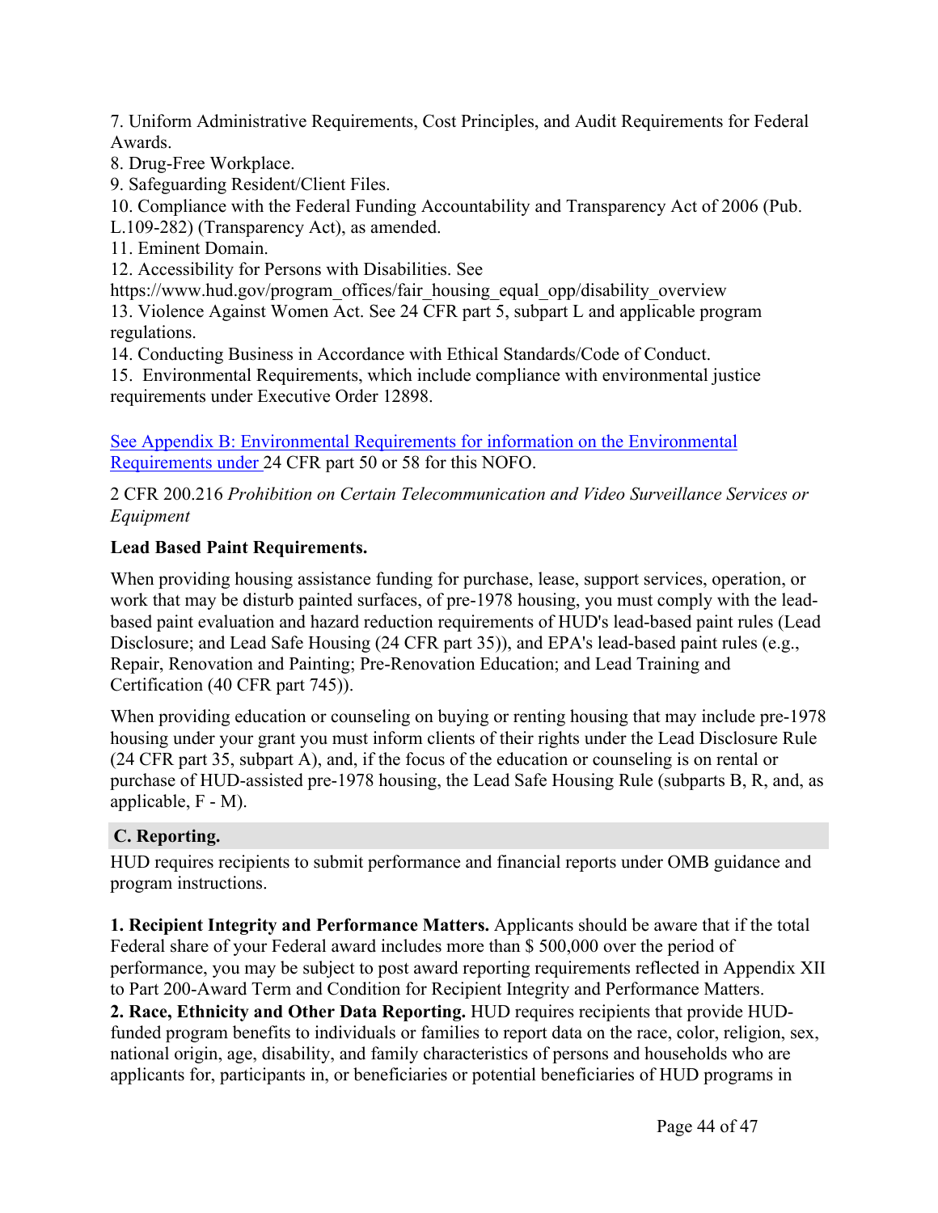7. Uniform Administrative Requirements, Cost Principles, and Audit Requirements for Federal Awards.
8. Drug-Free Workplace.
9. Safeguarding Resident/Client Files.
10. Compliance with the Federal Funding Accountability and Transparency Act of 2006 (Pub. L.109-282) (Transparency Act), as amended.
11. Eminent Domain.
12. Accessibility for Persons with Disabilities. See https://www.hud.gov/program_offices/fair_housing_equal_opp/disability_overview
13. Violence Against Women Act. See 24 CFR part 5, subpart L and applicable program regulations.
14. Conducting Business in Accordance with Ethical Standards/Code of Conduct.
15. Environmental Requirements, which include compliance with environmental justice requirements under Executive Order 12898.

See Appendix B: Environmental Requirements for information on the Environmental Requirements under 24 CFR part 50 or 58 for this NOFO.

2 CFR 200.216 *Prohibition on Certain Telecommunication and Video Surveillance Services or Equipment*

**Lead Based Paint Requirements.**

When providing housing assistance funding for purchase, lease, support services, operation, or work that may be disturb painted surfaces, of pre-1978 housing, you must comply with the lead-based paint evaluation and hazard reduction requirements of HUD's lead-based paint rules (Lead Disclosure; and Lead Safe Housing (24 CFR part 35)), and EPA's lead-based paint rules (e.g., Repair, Renovation and Painting; Pre-Renovation Education; and Lead Training and Certification (40 CFR part 745)).

When providing education or counseling on buying or renting housing that may include pre-1978 housing under your grant you must inform clients of their rights under the Lead Disclosure Rule (24 CFR part 35, subpart A), and, if the focus of the education or counseling is on rental or purchase of HUD-assisted pre-1978 housing, the Lead Safe Housing Rule (subparts B, R, and, as applicable, F - M).

### C. Reporting.

HUD requires recipients to submit performance and financial reports under OMB guidance and program instructions.

**1. Recipient Integrity and Performance Matters.** Applicants should be aware that if the total Federal share of your Federal award includes more than $ 500,000 over the period of performance, you may be subject to post award reporting requirements reflected in Appendix XII to Part 200-Award Term and Condition for Recipient Integrity and Performance Matters.

**2. Race, Ethnicity and Other Data Reporting.** HUD requires recipients that provide HUD-funded program benefits to individuals or families to report data on the race, color, religion, sex, national origin, age, disability, and family characteristics of persons and households who are applicants for, participants in, or beneficiaries or potential beneficiaries of HUD programs in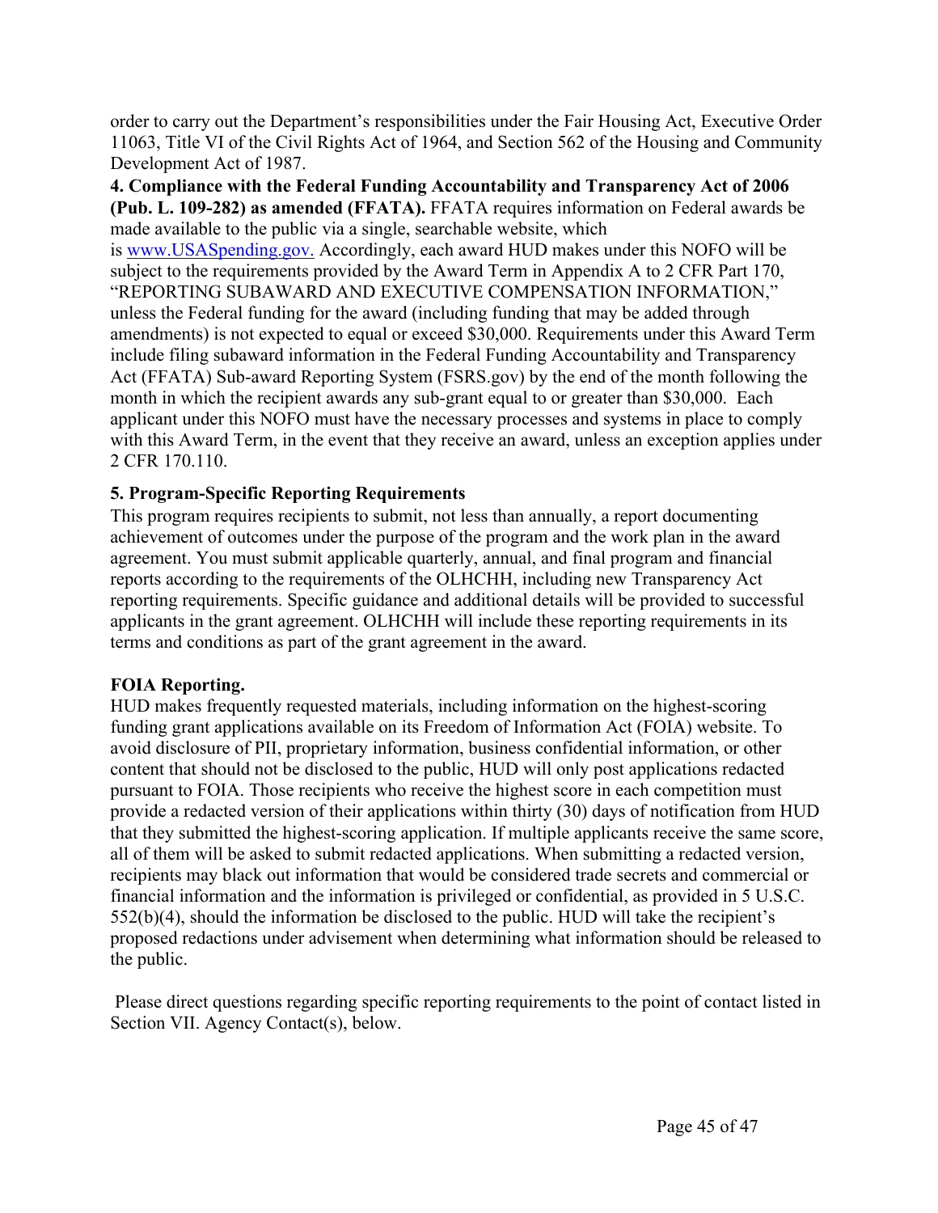order to carry out the Department's responsibilities under the Fair Housing Act, Executive Order 11063, Title VI of the Civil Rights Act of 1964, and Section 562 of the Housing and Community Development Act of 1987.

**4. Compliance with the Federal Funding Accountability and Transparency Act of 2006 (Pub. L. 109-282) as amended (FFATA).** FFATA requires information on Federal awards be made available to the public via a single, searchable website, which is www.USASpending.gov. Accordingly, each award HUD makes under this NOFO will be subject to the requirements provided by the Award Term in Appendix A to 2 CFR Part 170, "REPORTING SUBAWARD AND EXECUTIVE COMPENSATION INFORMATION," unless the Federal funding for the award (including funding that may be added through amendments) is not expected to equal or exceed $30,000. Requirements under this Award Term include filing subaward information in the Federal Funding Accountability and Transparency Act (FFATA) Sub-award Reporting System (FSRS.gov) by the end of the month following the month in which the recipient awards any sub-grant equal to or greater than $30,000. Each applicant under this NOFO must have the necessary processes and systems in place to comply with this Award Term, in the event that they receive an award, unless an exception applies under 2 CFR 170.110.

**5. Program-Specific Reporting Requirements**

This program requires recipients to submit, not less than annually, a report documenting achievement of outcomes under the purpose of the program and the work plan in the award agreement. You must submit applicable quarterly, annual, and final program and financial reports according to the requirements of the OLHCHH, including new Transparency Act reporting requirements. Specific guidance and additional details will be provided to successful applicants in the grant agreement. OLHCHH will include these reporting requirements in its terms and conditions as part of the grant agreement in the award.

**FOIA Reporting.**

HUD makes frequently requested materials, including information on the highest-scoring funding grant applications available on its Freedom of Information Act (FOIA) website. To avoid disclosure of PII, proprietary information, business confidential information, or other content that should not be disclosed to the public, HUD will only post applications redacted pursuant to FOIA. Those recipients who receive the highest score in each competition must provide a redacted version of their applications within thirty (30) days of notification from HUD that they submitted the highest-scoring application. If multiple applicants receive the same score, all of them will be asked to submit redacted applications. When submitting a redacted version, recipients may black out information that would be considered trade secrets and commercial or financial information and the information is privileged or confidential, as provided in 5 U.S.C. 552(b)(4), should the information be disclosed to the public. HUD will take the recipient's proposed redactions under advisement when determining what information should be released to the public.

Please direct questions regarding specific reporting requirements to the point of contact listed in Section VII. Agency Contact(s), below.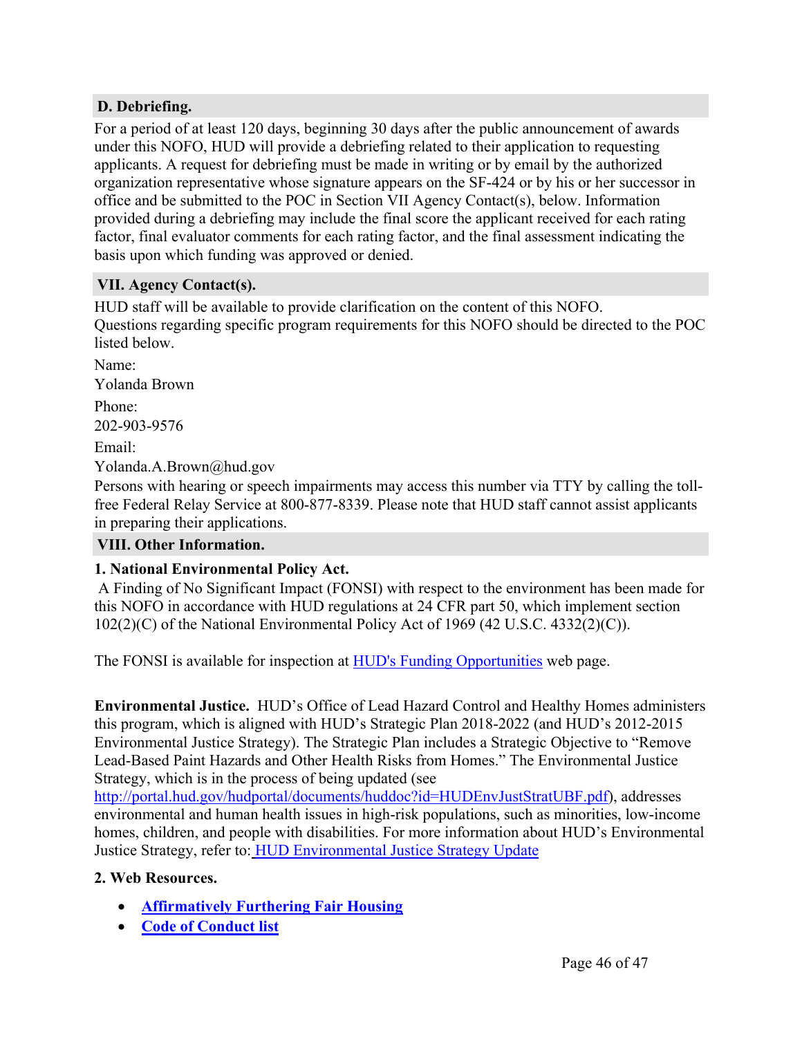### D. Debriefing.

For a period of at least 120 days, beginning 30 days after the public announcement of awards under this NOFO, HUD will provide a debriefing related to their application to requesting applicants. A request for debriefing must be made in writing or by email by the authorized organization representative whose signature appears on the SF-424 or by his or her successor in office and be submitted to the POC in Section VII Agency Contact(s), below. Information provided during a debriefing may include the final score the applicant received for each rating factor, final evaluator comments for each rating factor, and the final assessment indicating the basis upon which funding was approved or denied.

## VII. Agency Contact(s).

HUD staff will be available to provide clarification on the content of this NOFO.
Questions regarding specific program requirements for this NOFO should be directed to the POC listed below.

Name:
Yolanda Brown

Phone:
202-903-9576

Email:
Yolanda.A.Brown@hud.gov

Persons with hearing or speech impairments may access this number via TTY by calling the toll-free Federal Relay Service at 800-877-8339. Please note that HUD staff cannot assist applicants in preparing their applications.

## VIII. Other Information.

### 1. National Environmental Policy Act.

A Finding of No Significant Impact (FONSI) with respect to the environment has been made for this NOFO in accordance with HUD regulations at 24 CFR part 50, which implement section 102(2)(C) of the National Environmental Policy Act of 1969 (42 U.S.C. 4332(2)(C)).

The FONSI is available for inspection at [HUD's Funding Opportunities](#) web page.

**Environmental Justice.** HUD's Office of Lead Hazard Control and Healthy Homes administers this program, which is aligned with HUD's Strategic Plan 2018-2022 (and HUD's 2012-2015 Environmental Justice Strategy). The Strategic Plan includes a Strategic Objective to "Remove Lead-Based Paint Hazards and Other Health Risks from Homes." The Environmental Justice Strategy, which is in the process of being updated (see http://portal.hud.gov/hudportal/documents/huddoc?id=HUDEnvJustStratUBF.pdf), addresses environmental and human health issues in high-risk populations, such as minorities, low-income homes, children, and people with disabilities. For more information about HUD's Environmental Justice Strategy, refer to: [HUD Environmental Justice Strategy Update](#)

### 2. Web Resources.

- **[Affirmatively Furthering Fair Housing](#)**
- **[Code of Conduct list](#)**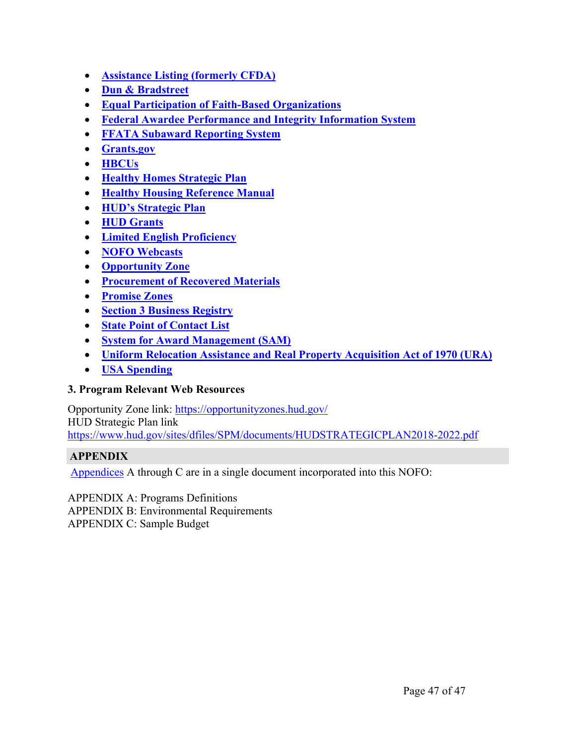- **Assistance Listing (formerly CFDA)**
- **Dun & Bradstreet**
- **Equal Participation of Faith-Based Organizations**
- **Federal Awardee Performance and Integrity Information System**
- **FFATA Subaward Reporting System**
- **Grants.gov**
- **HBCUs**
- **Healthy Homes Strategic Plan**
- **Healthy Housing Reference Manual**
- **HUD's Strategic Plan**
- **HUD Grants**
- **Limited English Proficiency**
- **NOFO Webcasts**
- **Opportunity Zone**
- **Procurement of Recovered Materials**
- **Promise Zones**
- **Section 3 Business Registry**
- **State Point of Contact List**
- **System for Award Management (SAM)**
- **Uniform Relocation Assistance and Real Property Acquisition Act of 1970 (URA)**
- **USA Spending**

### 3. Program Relevant Web Resources

Opportunity Zone link: https://opportunityzones.hud.gov/
HUD Strategic Plan link
https://www.hud.gov/sites/dfiles/SPM/documents/HUDSTRATEGICPLAN2018-2022.pdf

## APPENDIX

Appendices A through C are in a single document incorporated into this NOFO:

APPENDIX A: Programs Definitions
APPENDIX B: Environmental Requirements
APPENDIX C: Sample Budget